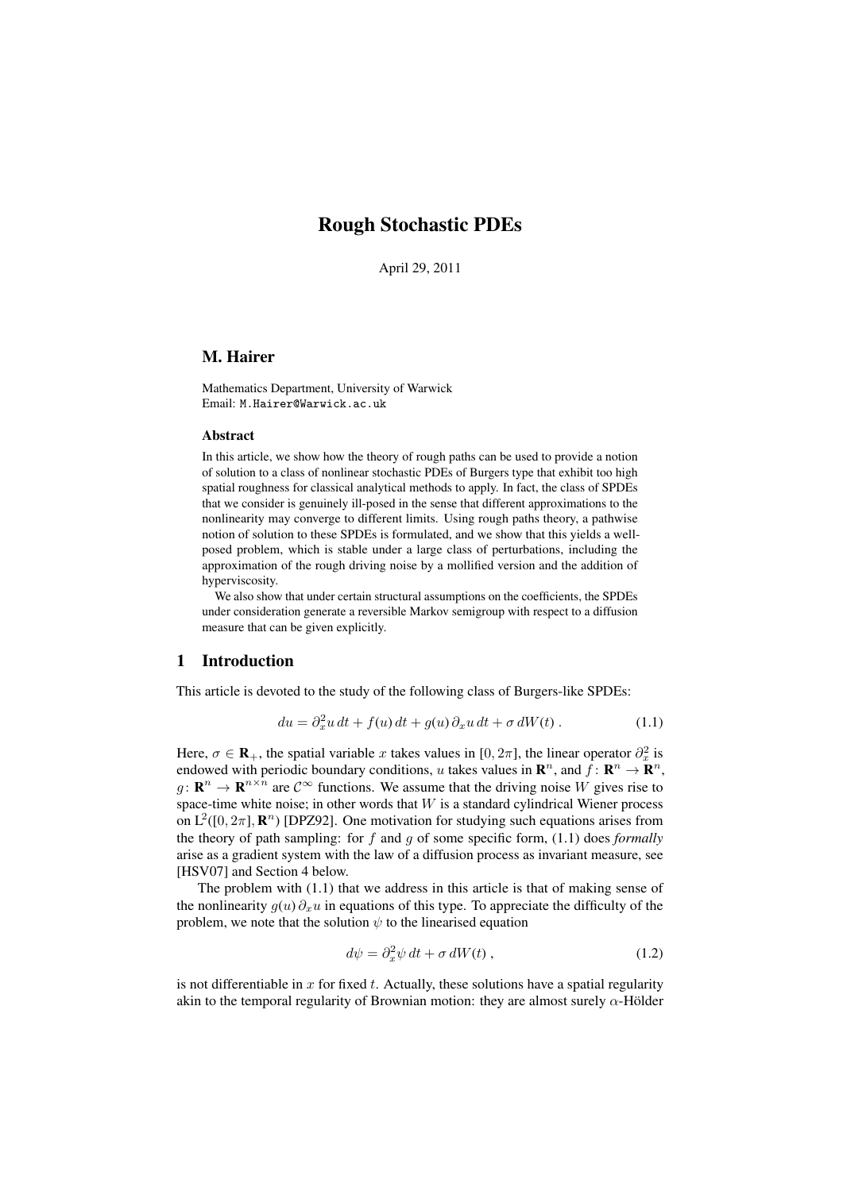# Rough Stochastic PDEs

April 29, 2011

## M. Hairer

Mathematics Department, University of Warwick
Email: M.Hairer@Warwick.ac.uk

### Abstract

In this article, we show how the theory of rough paths can be used to provide a notion of solution to a class of nonlinear stochastic PDEs of Burgers type that exhibit too high spatial roughness for classical analytical methods to apply. In fact, the class of SPDEs that we consider is genuinely ill-posed in the sense that different approximations to the nonlinearity may converge to different limits. Using rough paths theory, a pathwise notion of solution to these SPDEs is formulated, and we show that this yields a well-posed problem, which is stable under a large class of perturbations, including the approximation of the rough driving noise by a mollified version and the addition of hyperviscosity.

We also show that under certain structural assumptions on the coefficients, the SPDEs under consideration generate a reversible Markov semigroup with respect to a diffusion measure that can be given explicitly.

## 1 Introduction

This article is devoted to the study of the following class of Burgers-like SPDEs:

$$du = \partial_x^2 u\,dt + f(u)\,dt + g(u)\,\partial_x u\,dt + \sigma\,dW(t)\;. \tag{1.1}$$

Here, $\sigma \in \mathbf{R}_+$, the spatial variable $x$ takes values in $[0, 2\pi]$, the linear operator $\partial_x^2$ is endowed with periodic boundary conditions, $u$ takes values in $\mathbf{R}^n$, and $f\colon \mathbf{R}^n \to \mathbf{R}^n$, $g\colon \mathbf{R}^n \to \mathbf{R}^{n\times n}$ are $\mathcal{C}^\infty$ functions. We assume that the driving noise $W$ gives rise to space-time white noise; in other words that $W$ is a standard cylindrical Wiener process on $\mathrm{L}^2([0, 2\pi], \mathbf{R}^n)$ [DPZ92]. One motivation for studying such equations arises from the theory of path sampling: for $f$ and $g$ of some specific form, (1.1) does *formally* arise as a gradient system with the law of a diffusion process as invariant measure, see [HSV07] and Section 4 below.

The problem with (1.1) that we address in this article is that of making sense of the nonlinearity $g(u)\,\partial_x u$ in equations of this type. To appreciate the difficulty of the problem, we note that the solution $\psi$ to the linearised equation

$$d\psi = \partial_x^2 \psi\,dt + \sigma\,dW(t)\;, \tag{1.2}$$

is not differentiable in $x$ for fixed $t$. Actually, these solutions have a spatial regularity akin to the temporal regularity of Brownian motion: they are almost surely $\alpha$-Hölder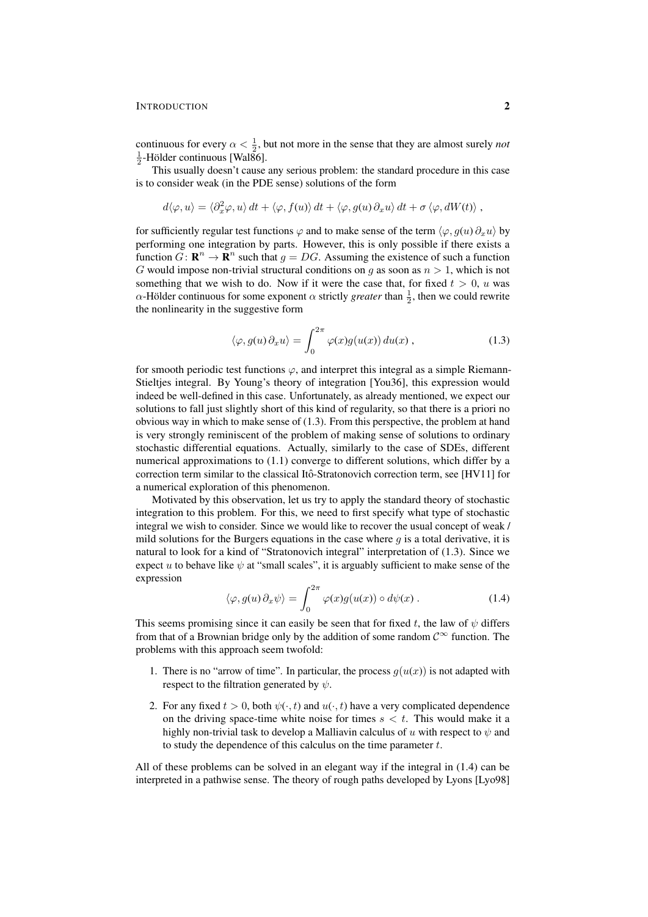continuous for every $\alpha < \frac{1}{2}$, but not more in the sense that they are almost surely *not* $\frac{1}{2}$-Hölder continuous [Wal86].

This usually doesn't cause any serious problem: the standard procedure in this case is to consider weak (in the PDE sense) solutions of the form

$$d\langle \varphi, u\rangle = \langle \partial_x^2 \varphi, u\rangle\, dt + \langle \varphi, f(u)\rangle\, dt + \langle \varphi, g(u)\, \partial_x u\rangle\, dt + \sigma\, \langle \varphi, dW(t)\rangle\;,$$

for sufficiently regular test functions $\varphi$ and to make sense of the term $\langle \varphi, g(u)\, \partial_x u\rangle$ by performing one integration by parts. However, this is only possible if there exists a function $G\colon \mathbf{R}^n \to \mathbf{R}^n$ such that $g = DG$. Assuming the existence of such a function $G$ would impose non-trivial structural conditions on $g$ as soon as $n > 1$, which is not something that we wish to do. Now if it were the case that, for fixed $t > 0$, $u$ was $\alpha$-Hölder continuous for some exponent $\alpha$ strictly *greater* than $\frac{1}{2}$, then we could rewrite the nonlinearity in the suggestive form

$$\langle \varphi, g(u)\, \partial_x u\rangle = \int_0^{2\pi} \varphi(x) g(u(x))\, du(x)\;, \tag{1.3}$$

for smooth periodic test functions $\varphi$, and interpret this integral as a simple Riemann-Stieltjes integral. By Young's theory of integration [You36], this expression would indeed be well-defined in this case. Unfortunately, as already mentioned, we expect our solutions to fall just slightly short of this kind of regularity, so that there is a priori no obvious way in which to make sense of (1.3). From this perspective, the problem at hand is very strongly reminiscent of the problem of making sense of solutions to ordinary stochastic differential equations. Actually, similarly to the case of SDEs, different numerical approximations to (1.1) converge to different solutions, which differ by a correction term similar to the classical Itô-Stratonovich correction term, see [HV11] for a numerical exploration of this phenomenon.

Motivated by this observation, let us try to apply the standard theory of stochastic integration to this problem. For this, we need to first specify what type of stochastic integral we wish to consider. Since we would like to recover the usual concept of weak / mild solutions for the Burgers equations in the case where $g$ is a total derivative, it is natural to look for a kind of "Stratonovich integral" interpretation of (1.3). Since we expect $u$ to behave like $\psi$ at "small scales", it is arguably sufficient to make sense of the expression

$$\langle \varphi, g(u)\, \partial_x \psi\rangle = \int_0^{2\pi} \varphi(x) g(u(x)) \circ d\psi(x)\;. \tag{1.4}$$

This seems promising since it can easily be seen that for fixed $t$, the law of $\psi$ differs from that of a Brownian bridge only by the addition of some random $\mathcal{C}^\infty$ function. The problems with this approach seem twofold:

1. There is no "arrow of time". In particular, the process $g(u(x))$ is not adapted with respect to the filtration generated by $\psi$.
2. For any fixed $t > 0$, both $\psi(\cdot, t)$ and $u(\cdot, t)$ have a very complicated dependence on the driving space-time white noise for times $s < t$. This would make it a highly non-trivial task to develop a Malliavin calculus of $u$ with respect to $\psi$ and to study the dependence of this calculus on the time parameter $t$.

All of these problems can be solved in an elegant way if the integral in (1.4) can be interpreted in a pathwise sense. The theory of rough paths developed by Lyons [Lyo98]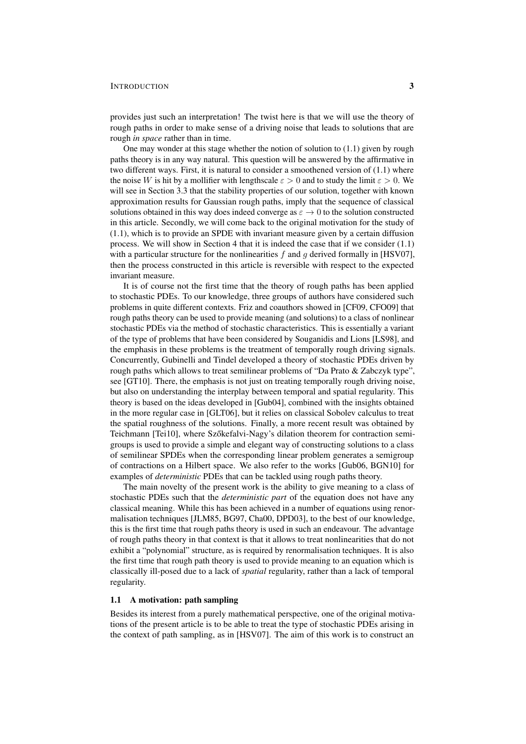provides just such an interpretation! The twist here is that we will use the theory of rough paths in order to make sense of a driving noise that leads to solutions that are rough *in space* rather than in time.

One may wonder at this stage whether the notion of solution to (1.1) given by rough paths theory is in any way natural. This question will be answered by the affirmative in two different ways. First, it is natural to consider a smoothened version of (1.1) where the noise $W$ is hit by a mollifier with lengthscale $\varepsilon > 0$ and to study the limit $\varepsilon > 0$. We will see in Section 3.3 that the stability properties of our solution, together with known approximation results for Gaussian rough paths, imply that the sequence of classical solutions obtained in this way does indeed converge as $\varepsilon \to 0$ to the solution constructed in this article. Secondly, we will come back to the original motivation for the study of (1.1), which is to provide an SPDE with invariant measure given by a certain diffusion process. We will show in Section 4 that it is indeed the case that if we consider (1.1) with a particular structure for the nonlinearities $f$ and $g$ derived formally in [HSV07], then the process constructed in this article is reversible with respect to the expected invariant measure.

It is of course not the first time that the theory of rough paths has been applied to stochastic PDEs. To our knowledge, three groups of authors have considered such problems in quite different contexts. Friz and coauthors showed in [CF09, CFO09] that rough paths theory can be used to provide meaning (and solutions) to a class of nonlinear stochastic PDEs via the method of stochastic characteristics. This is essentially a variant of the type of problems that have been considered by Souganidis and Lions [LS98], and the emphasis in these problems is the treatment of temporally rough driving signals. Concurrently, Gubinelli and Tindel developed a theory of stochastic PDEs driven by rough paths which allows to treat semilinear problems of "Da Prato & Zabczyk type", see [GT10]. There, the emphasis is not just on treating temporally rough driving noise, but also on understanding the interplay between temporal and spatial regularity. This theory is based on the ideas developed in [Gub04], combined with the insights obtained in the more regular case in [GLT06], but it relies on classical Sobolev calculus to treat the spatial roughness of the solutions. Finally, a more recent result was obtained by Teichmann [Tei10], where Szőkefalvi-Nagy's dilation theorem for contraction semigroups is used to provide a simple and elegant way of constructing solutions to a class of semilinear SPDEs when the corresponding linear problem generates a semigroup of contractions on a Hilbert space. We also refer to the works [Gub06, BGN10] for examples of *deterministic* PDEs that can be tackled using rough paths theory.

The main novelty of the present work is the ability to give meaning to a class of stochastic PDEs such that the *deterministic part* of the equation does not have any classical meaning. While this has been achieved in a number of equations using renormalisation techniques [JLM85, BG97, Cha00, DPD03], to the best of our knowledge, this is the first time that rough paths theory is used in such an endeavour. The advantage of rough paths theory in that context is that it allows to treat nonlinearities that do not exhibit a "polynomial" structure, as is required by renormalisation techniques. It is also the first time that rough path theory is used to provide meaning to an equation which is classically ill-posed due to a lack of *spatial* regularity, rather than a lack of temporal regularity.

### 1.1 A motivation: path sampling

Besides its interest from a purely mathematical perspective, one of the original motivations of the present article is to be able to treat the type of stochastic PDEs arising in the context of path sampling, as in [HSV07]. The aim of this work is to construct an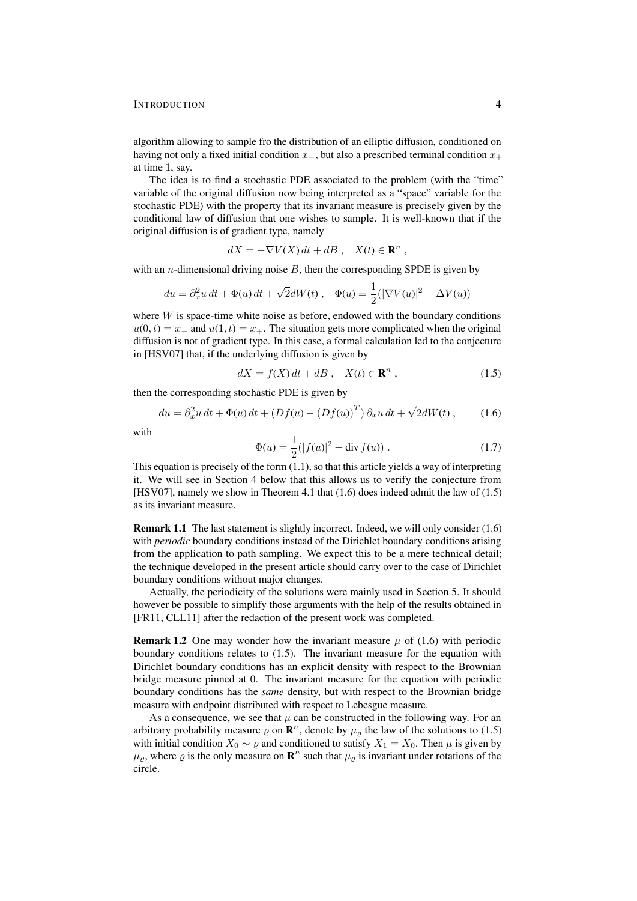algorithm allowing to sample fro the distribution of an elliptic diffusion, conditioned on having not only a fixed initial condition $x_-$, but also a prescribed terminal condition $x_+$ at time 1, say.

The idea is to find a stochastic PDE associated to the problem (with the "time" variable of the original diffusion now being interpreted as a "space" variable for the stochastic PDE) with the property that its invariant measure is precisely given by the conditional law of diffusion that one wishes to sample. It is well-known that if the original diffusion is of gradient type, namely

$$dX = -\nabla V(X)\,dt + dB\;, \quad X(t) \in \mathbf{R}^n\;,$$

with an $n$-dimensional driving noise $B$, then the corresponding SPDE is given by

$$du = \partial_x^2 u\,dt + \Phi(u)\,dt + \sqrt{2}dW(t)\;, \quad \Phi(u) = \frac{1}{2}(|\nabla V(u)|^2 - \Delta V(u))$$

where $W$ is space-time white noise as before, endowed with the boundary conditions $u(0,t) = x_-$ and $u(1,t) = x_+$. The situation gets more complicated when the original diffusion is not of gradient type. In this case, a formal calculation led to the conjecture in [HSV07] that, if the underlying diffusion is given by

$$dX = f(X)\,dt + dB\;, \quad X(t) \in \mathbf{R}^n\;, \tag{1.5}$$

then the corresponding stochastic PDE is given by

$$du = \partial_x^2 u\,dt + \Phi(u)\,dt + \left(Df(u) - (Df(u))^T\right)\partial_x u\,dt + \sqrt{2}dW(t)\;, \tag{1.6}$$

with

$$\Phi(u) = \frac{1}{2}(|f(u)|^2 + \operatorname{div} f(u))\;. \tag{1.7}$$

This equation is precisely of the form (1.1), so that this article yields a way of interpreting it. We will see in Section 4 below that this allows us to verify the conjecture from [HSV07], namely we show in Theorem 4.1 that (1.6) does indeed admit the law of (1.5) as its invariant measure.

**Remark 1.1** The last statement is slightly incorrect. Indeed, we will only consider (1.6) with *periodic* boundary conditions instead of the Dirichlet boundary conditions arising from the application to path sampling. We expect this to be a mere technical detail; the technique developed in the present article should carry over to the case of Dirichlet boundary conditions without major changes.

Actually, the periodicity of the solutions were mainly used in Section 5. It should however be possible to simplify those arguments with the help of the results obtained in [FR11, CLL11] after the redaction of the present work was completed.

**Remark 1.2** One may wonder how the invariant measure $\mu$ of (1.6) with periodic boundary conditions relates to (1.5). The invariant measure for the equation with Dirichlet boundary conditions has an explicit density with respect to the Brownian bridge measure pinned at 0. The invariant measure for the equation with periodic boundary conditions has the *same* density, but with respect to the Brownian bridge measure with endpoint distributed with respect to Lebesgue measure.

As a consequence, we see that $\mu$ can be constructed in the following way. For an arbitrary probability measure $\varrho$ on $\mathbf{R}^n$, denote by $\mu_\varrho$ the law of the solutions to (1.5) with initial condition $X_0 \sim \varrho$ and conditioned to satisfy $X_1 = X_0$. Then $\mu$ is given by $\mu_\varrho$, where $\varrho$ is the only measure on $\mathbf{R}^n$ such that $\mu_\varrho$ is invariant under rotations of the circle.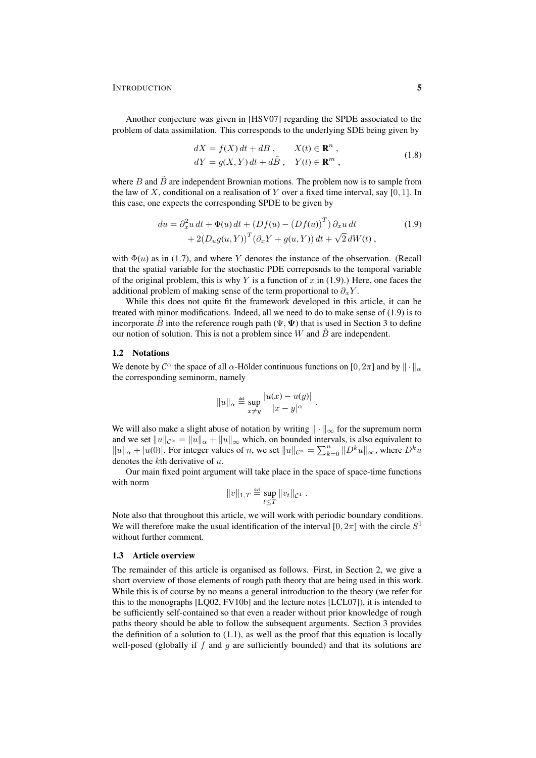Another conjecture was given in [HSV07] regarding the SPDE associated to the problem of data assimilation. This corresponds to the underlying SDE being given by

$$
\begin{aligned}
dX &= f(X)\,dt + dB\,, \qquad X(t) \in \mathbf{R}^n\,,\\
dY &= g(X,Y)\,dt + d\tilde B\,, \quad Y(t) \in \mathbf{R}^m\,,
\end{aligned}
\tag{1.8}
$$

where $B$ and $\tilde B$ are independent Brownian motions. The problem now is to sample from the law of $X$, conditional on a realisation of $Y$ over a fixed time interval, say $[0,1]$. In this case, one expects the corresponding SPDE to be given by

$$
\begin{aligned}
du = \partial_x^2 u\,dt + \Phi(u)\,dt + \big(Df(u) - (Df(u))^T\big)\,\partial_x u\,dt \\
+ 2\big(D_u g(u,Y)\big)^T\big(\partial_x Y + g(u,Y)\big)\,dt + \sqrt{2}\,dW(t)\,,
\end{aligned}
\tag{1.9}
$$

with $\Phi(u)$ as in (1.7), and where $Y$ denotes the instance of the observation. (Recall that the spatial variable for the stochastic PDE correposnds to the temporal variable of the original problem, this is why $Y$ is a function of $x$ in (1.9).) Here, one faces the additional problem of making sense of the term proportional to $\partial_x Y$.

While this does not quite fit the framework developed in this article, it can be treated with minor modifications. Indeed, all we need to do to make sense of (1.9) is to incorporate $\tilde B$ into the reference rough path $(\Psi, \mathbf{\Psi})$ that is used in Section 3 to define our notion of solution. This is not a problem since $W$ and $\tilde B$ are independent.

### 1.2 Notations

We denote by $\mathcal{C}^\alpha$ the space of all $\alpha$-Hölder continuous functions on $[0,2\pi]$ and by $\|\cdot\|_\alpha$ the corresponding seminorm, namely

$$
\|u\|_\alpha \stackrel{\text{def}}{=} \sup_{x\neq y} \frac{|u(x)-u(y)|}{|x-y|^\alpha}\;.
$$

We will also make a slight abuse of notation by writing $\|\cdot\|_\infty$ for the supremum norm and we set $\|u\|_{\mathcal{C}^\alpha} = \|u\|_\alpha + \|u\|_\infty$ which, on bounded intervals, is also equivalent to $\|u\|_\alpha + |u(0)|$. For integer values of $n$, we set $\|u\|_{\mathcal{C}^n} = \sum_{k=0}^n \|D^k u\|_\infty$, where $D^k u$ denotes the $k$th derivative of $u$.

Our main fixed point argument will take place in the space of space-time functions with norm

$$
\|v\|_{1,T} \stackrel{\text{def}}{=} \sup_{t\le T} \|v_t\|_{\mathcal{C}^1}\;.
$$

Note also that throughout this article, we will work with periodic boundary conditions. We will therefore make the usual identification of the interval $[0,2\pi]$ with the circle $S^1$ without further comment.

### 1.3 Article overview

The remainder of this article is organised as follows. First, in Section 2, we give a short overview of those elements of rough path theory that are being used in this work. While this is of course by no means a general introduction to the theory (we refer for this to the monographs [LQ02, FV10b] and the lecture notes [LCL07]), it is intended to be sufficiently self-contained so that even a reader without prior knowledge of rough paths theory should be able to follow the subsequent arguments. Section 3 provides the definition of a solution to (1.1), as well as the proof that this equation is locally well-posed (globally if $f$ and $g$ are sufficiently bounded) and that its solutions are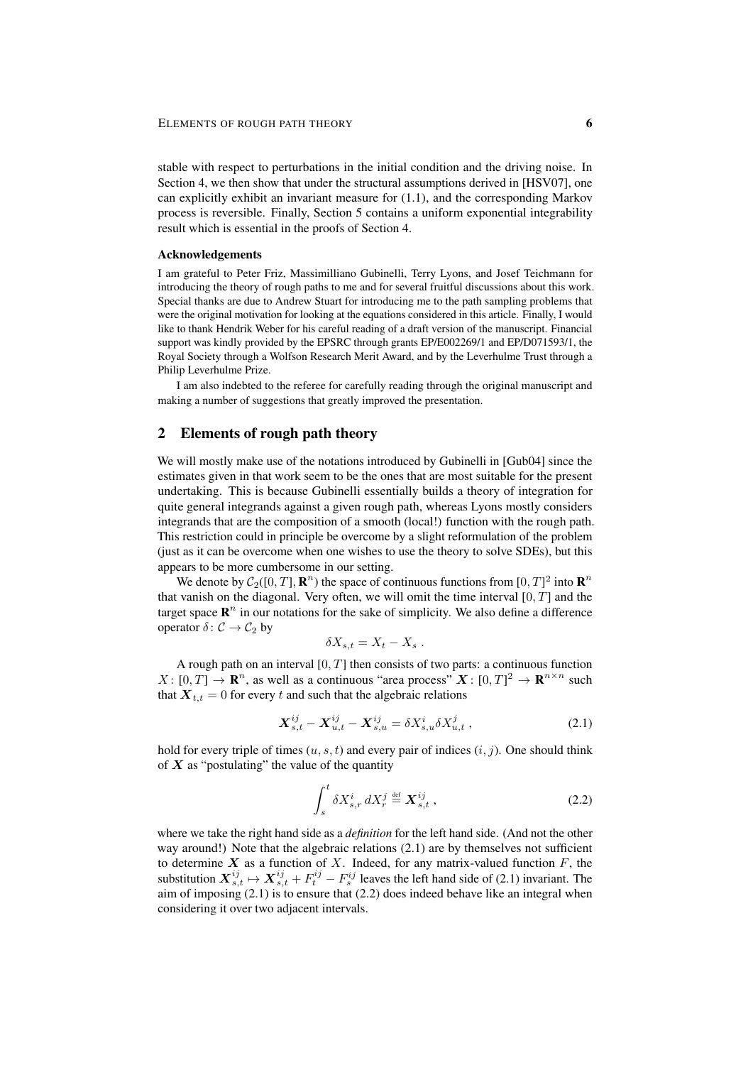stable with respect to perturbations in the initial condition and the driving noise. In Section 4, we then show that under the structural assumptions derived in [HSV07], one can explicitly exhibit an invariant measure for (1.1), and the corresponding Markov process is reversible. Finally, Section 5 contains a uniform exponential integrability result which is essential in the proofs of Section 4.

### Acknowledgements

I am grateful to Peter Friz, Massimilliano Gubinelli, Terry Lyons, and Josef Teichmann for introducing the theory of rough paths to me and for several fruitful discussions about this work. Special thanks are due to Andrew Stuart for introducing me to the path sampling problems that were the original motivation for looking at the equations considered in this article. Finally, I would like to thank Hendrik Weber for his careful reading of a draft version of the manuscript. Financial support was kindly provided by the EPSRC through grants EP/E002269/1 and EP/D071593/1, the Royal Society through a Wolfson Research Merit Award, and by the Leverhulme Trust through a Philip Leverhulme Prize.

I am also indebted to the referee for carefully reading through the original manuscript and making a number of suggestions that greatly improved the presentation.

## 2 Elements of rough path theory

We will mostly make use of the notations introduced by Gubinelli in [Gub04] since the estimates given in that work seem to be the ones that are most suitable for the present undertaking. This is because Gubinelli essentially builds a theory of integration for quite general integrands against a given rough path, whereas Lyons mostly considers integrands that are the composition of a smooth (local!) function with the rough path. This restriction could in principle be overcome by a slight reformulation of the problem (just as it can be overcome when one wishes to use the theory to solve SDEs), but this appears to be more cumbersome in our setting.

We denote by $\mathcal{C}_2([0,T],\mathbf{R}^n)$ the space of continuous functions from $[0,T]^2$ into $\mathbf{R}^n$ that vanish on the diagonal. Very often, we will omit the time interval $[0,T]$ and the target space $\mathbf{R}^n$ in our notations for the sake of simplicity. We also define a difference operator $\delta\colon \mathcal{C} \to \mathcal{C}_2$ by

$$\delta X_{s,t} = X_t - X_s \;.$$

A rough path on an interval $[0,T]$ then consists of two parts: a continuous function $X\colon [0,T] \to \mathbf{R}^n$, as well as a continuous "area process" $\boldsymbol{X}\colon [0,T]^2 \to \mathbf{R}^{n\times n}$ such that $\boldsymbol{X}_{t,t} = 0$ for every $t$ and such that the algebraic relations

$$\boldsymbol{X}^{ij}_{s,t} - \boldsymbol{X}^{ij}_{u,t} - \boldsymbol{X}^{ij}_{s,u} = \delta X^i_{s,u} \delta X^j_{u,t} \;, \tag{2.1}$$

hold for every triple of times $(u,s,t)$ and every pair of indices $(i,j)$. One should think of $\boldsymbol{X}$ as "postulating" the value of the quantity

$$\int_s^t \delta X^i_{s,r}\, dX^j_r \stackrel{\text{def}}{=} \boldsymbol{X}^{ij}_{s,t} \;, \tag{2.2}$$

where we take the right hand side as a *definition* for the left hand side. (And not the other way around!) Note that the algebraic relations (2.1) are by themselves not sufficient to determine $\boldsymbol{X}$ as a function of $X$. Indeed, for any matrix-valued function $F$, the substitution $\boldsymbol{X}^{ij}_{s,t} \mapsto \boldsymbol{X}^{ij}_{s,t} + F^{ij}_t - F^{ij}_s$ leaves the left hand side of (2.1) invariant. The aim of imposing (2.1) is to ensure that (2.2) does indeed behave like an integral when considering it over two adjacent intervals.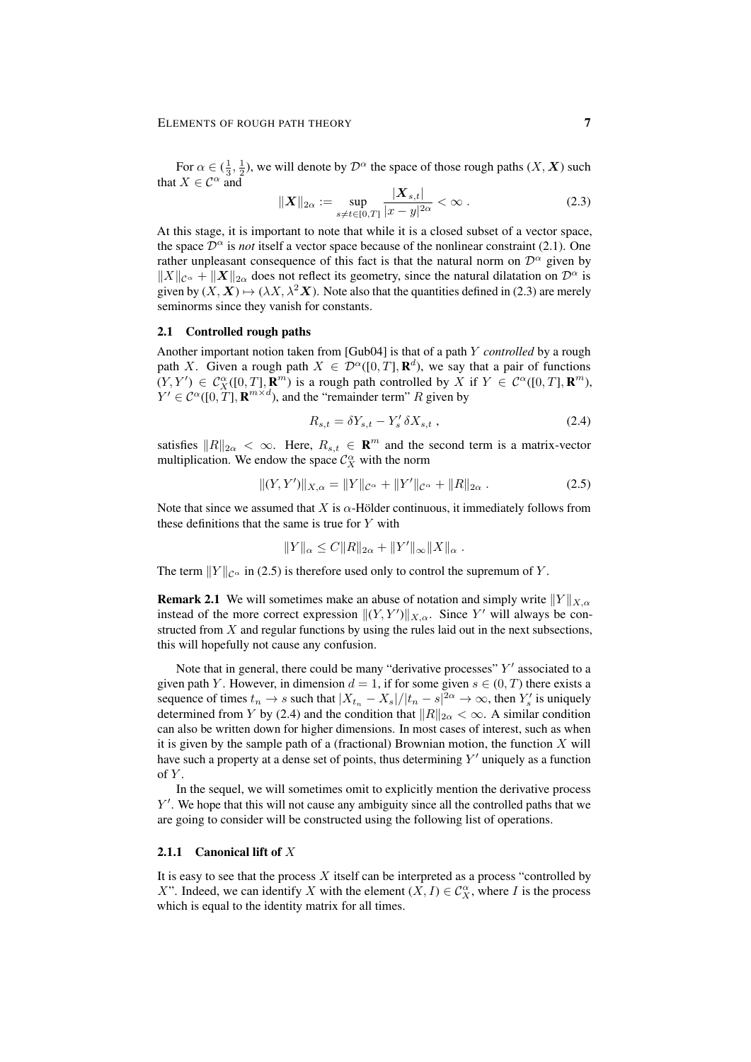For $\alpha \in (\frac{1}{3}, \frac{1}{2})$, we will denote by $\mathcal{D}^\alpha$ the space of those rough paths $(X, \boldsymbol{X})$ such that $X \in \mathcal{C}^\alpha$ and

$$\|\boldsymbol{X}\|_{2\alpha} := \sup_{s \neq t \in [0,T]} \frac{|\boldsymbol{X}_{s,t}|}{|x-y|^{2\alpha}} < \infty \ . \tag{2.3}$$

At this stage, it is important to note that while it is a closed subset of a vector space, the space $\mathcal{D}^\alpha$ is *not* itself a vector space because of the nonlinear constraint (2.1). One rather unpleasant consequence of this fact is that the natural norm on $\mathcal{D}^\alpha$ given by $\|X\|_{\mathcal{C}^\alpha} + \|\boldsymbol{X}\|_{2\alpha}$ does not reflect its geometry, since the natural dilatation on $\mathcal{D}^\alpha$ is given by $(X, \boldsymbol{X}) \mapsto (\lambda X, \lambda^2 \boldsymbol{X})$. Note also that the quantities defined in (2.3) are merely seminorms since they vanish for constants.

## 2.1 Controlled rough paths

Another important notion taken from [Gub04] is that of a path $Y$ *controlled* by a rough path $X$. Given a rough path $X \in \mathcal{D}^\alpha([0,T], \mathbf{R}^d)$, we say that a pair of functions $(Y, Y') \in \mathcal{C}_X^\alpha([0,T], \mathbf{R}^m)$ is a rough path controlled by $X$ if $Y \in \mathcal{C}^\alpha([0,T], \mathbf{R}^m)$, $Y' \in \mathcal{C}^\alpha([0,T], \mathbf{R}^{m \times d})$, and the "remainder term" $R$ given by

$$R_{s,t} = \delta Y_{s,t} - Y'_s \, \delta X_{s,t} \ , \tag{2.4}$$

satisfies $\|R\|_{2\alpha} < \infty$. Here, $R_{s,t} \in \mathbf{R}^m$ and the second term is a matrix-vector multiplication. We endow the space $\mathcal{C}_X^\alpha$ with the norm

$$\|(Y, Y')\|_{X,\alpha} = \|Y\|_{\mathcal{C}^\alpha} + \|Y'\|_{\mathcal{C}^\alpha} + \|R\|_{2\alpha} \ . \tag{2.5}$$

Note that since we assumed that $X$ is $\alpha$-Hölder continuous, it immediately follows from these definitions that the same is true for $Y$ with

$$\|Y\|_\alpha \leq C\|R\|_{2\alpha} + \|Y'\|_\infty \|X\|_\alpha \ .$$

The term $\|Y\|_{\mathcal{C}^\alpha}$ in (2.5) is therefore used only to control the supremum of $Y$.

**Remark 2.1** We will sometimes make an abuse of notation and simply write $\|Y\|_{X,\alpha}$ instead of the more correct expression $\|(Y, Y')\|_{X,\alpha}$. Since $Y'$ will always be constructed from $X$ and regular functions by using the rules laid out in the next subsections, this will hopefully not cause any confusion.

Note that in general, there could be many "derivative processes" $Y'$ associated to a given path $Y$. However, in dimension $d = 1$, if for some given $s \in (0,T)$ there exists a sequence of times $t_n \to s$ such that $|X_{t_n} - X_s|/|t_n - s|^{2\alpha} \to \infty$, then $Y'_s$ is uniquely determined from $Y$ by (2.4) and the condition that $\|R\|_{2\alpha} < \infty$. A similar condition can also be written down for higher dimensions. In most cases of interest, such as when it is given by the sample path of a (fractional) Brownian motion, the function $X$ will have such a property at a dense set of points, thus determining $Y'$ uniquely as a function of $Y$.

In the sequel, we will sometimes omit to explicitly mention the derivative process $Y'$. We hope that this will not cause any ambiguity since all the controlled paths that we are going to consider will be constructed using the following list of operations.

### 2.1.1 Canonical lift of $X$

It is easy to see that the process $X$ itself can be interpreted as a process "controlled by $X$". Indeed, we can identify $X$ with the element $(X, I) \in \mathcal{C}_X^\alpha$, where $I$ is the process which is equal to the identity matrix for all times.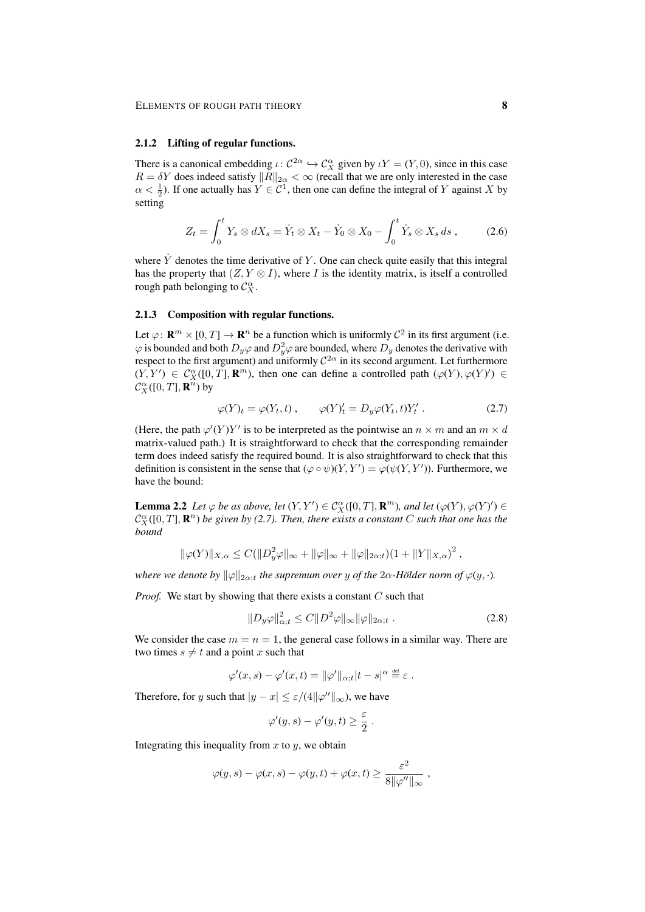### 2.1.2 Lifting of regular functions.

There is a canonical embedding $\iota\colon \mathcal{C}^{2\alpha} \hookrightarrow \mathcal{C}_X^\alpha$ given by $\iota Y = (Y, 0)$, since in this case $R = \delta Y$ does indeed satisfy $\|R\|_{2\alpha} < \infty$ (recall that we are only interested in the case $\alpha < \frac{1}{2}$). If one actually has $Y \in \mathcal{C}^1$, then one can define the integral of $Y$ against $X$ by setting

$$Z_t = \int_0^t Y_s \otimes dX_s = \dot{Y}_t \otimes X_t - \dot{Y}_0 \otimes X_0 - \int_0^t \dot{Y}_s \otimes X_s \, ds \,, \tag{2.6}$$

where $\dot{Y}$ denotes the time derivative of $Y$. One can check quite easily that this integral has the property that $(Z, Y \otimes I)$, where $I$ is the identity matrix, is itself a controlled rough path belonging to $\mathcal{C}_X^\alpha$.

### 2.1.3 Composition with regular functions.

Let $\varphi\colon \mathbf{R}^m \times [0,T] \to \mathbf{R}^n$ be a function which is uniformly $\mathcal{C}^2$ in its first argument (i.e. $\varphi$ is bounded and both $D_y\varphi$ and $D_y^2\varphi$ are bounded, where $D_y$ denotes the derivative with respect to the first argument) and uniformly $\mathcal{C}^{2\alpha}$ in its second argument. Let furthermore $(Y, Y') \in \mathcal{C}_X^\alpha([0,T], \mathbf{R}^m)$, then one can define a controlled path $(\varphi(Y), \varphi(Y)') \in \mathcal{C}_X^\alpha([0,T], \mathbf{R}^n)$ by

$$\varphi(Y)_t = \varphi(Y_t, t) \,, \qquad \varphi(Y)_t' = D_y\varphi(Y_t, t) Y_t' \,. \tag{2.7}$$

(Here, the path $\varphi'(Y)Y'$ is to be interpreted as the pointwise an $n \times m$ and an $m \times d$ matrix-valued path.) It is straightforward to check that the corresponding remainder term does indeed satisfy the required bound. It is also straightforward to check that this definition is consistent in the sense that $(\varphi \circ \psi)(Y, Y') = \varphi(\psi(Y, Y'))$. Furthermore, we have the bound:

**Lemma 2.2** *Let $\varphi$ be as above, let $(Y, Y') \in \mathcal{C}_X^\alpha([0,T], \mathbf{R}^m)$, and let $(\varphi(Y), \varphi(Y)') \in \mathcal{C}_X^\alpha([0,T], \mathbf{R}^n)$ be given by (2.7). Then, there exists a constant $C$ such that one has the bound*

$$\|\varphi(Y)\|_{X,\alpha} \le C(\|D_y^2\varphi\|_\infty + \|\varphi\|_\infty + \|\varphi\|_{2\alpha;t})(1 + \|Y\|_{X,\alpha})^2 \,,$$

*where we denote by $\|\varphi\|_{2\alpha;t}$ the supremum over $y$ of the $2\alpha$-Hölder norm of $\varphi(y, \cdot)$.*

*Proof.* We start by showing that there exists a constant $C$ such that

$$\|D_y\varphi\|_{\alpha;t}^2 \le C\|D^2\varphi\|_\infty \|\varphi\|_{2\alpha;t} \,. \tag{2.8}$$

We consider the case $m = n = 1$, the general case follows in a similar way. There are two times $s \neq t$ and a point $x$ such that

$$\varphi'(x, s) - \varphi'(x, t) = \|\varphi'\|_{\alpha;t}|t - s|^\alpha \stackrel{\text{def}}{=} \varepsilon \,.$$

Therefore, for $y$ such that $|y - x| \le \varepsilon/(4\|\varphi''\|_\infty)$, we have

$$\varphi'(y, s) - \varphi'(y, t) \ge \frac{\varepsilon}{2} \,.$$

Integrating this inequality from $x$ to $y$, we obtain

$$\varphi(y, s) - \varphi(x, s) - \varphi(y, t) + \varphi(x, t) \ge \frac{\varepsilon^2}{8\|\varphi''\|_\infty} \,,$$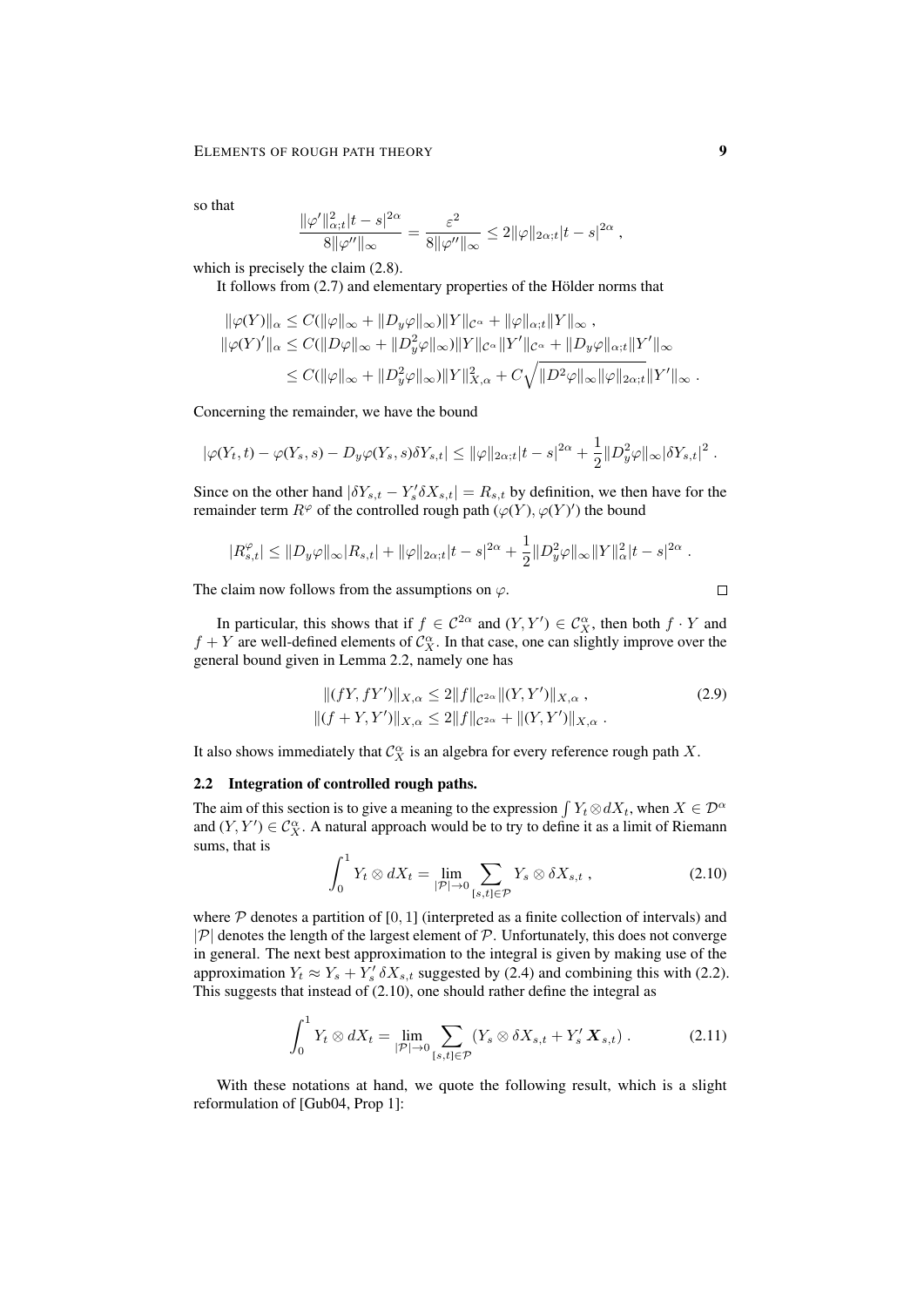so that

$$\frac{\|\varphi'\|_{\alpha;t}^2|t-s|^{2\alpha}}{8\|\varphi''\|_\infty} = \frac{\varepsilon^2}{8\|\varphi''\|_\infty} \le 2\|\varphi\|_{2\alpha;t}|t-s|^{2\alpha}\;,$$

which is precisely the claim (2.8).

It follows from (2.7) and elementary properties of the Hölder norms that

$$\begin{aligned}
\|\varphi(Y)\|_\alpha &\le C(\|\varphi\|_\infty + \|D_y\varphi\|_\infty)\|Y\|_{\mathcal{C}^\alpha} + \|\varphi\|_{\alpha;t}\|Y\|_\infty\;,\\
\|\varphi(Y)'\|_\alpha &\le C(\|D\varphi\|_\infty + \|D_y^2\varphi\|_\infty)\|Y\|_{\mathcal{C}^\alpha}\|Y'\|_{\mathcal{C}^\alpha} + \|D_y\varphi\|_{\alpha;t}\|Y'\|_\infty\\
&\le C(\|\varphi\|_\infty + \|D_y^2\varphi\|_\infty)\|Y\|_{X,\alpha}^2 + C\sqrt{\|D^2\varphi\|_\infty\|\varphi\|_{2\alpha;t}}\|Y'\|_\infty\;.
\end{aligned}$$

Concerning the remainder, we have the bound

$$|\varphi(Y_t,t) - \varphi(Y_s,s) - D_y\varphi(Y_s,s)\delta Y_{s,t}| \le \|\varphi\|_{2\alpha;t}|t-s|^{2\alpha} + \frac{1}{2}\|D_y^2\varphi\|_\infty|\delta Y_{s,t}|^2\;.$$

Since on the other hand $|\delta Y_{s,t} - Y_s'\delta X_{s,t}| = R_{s,t}$ by definition, we then have for the remainder term $R^\varphi$ of the controlled rough path $(\varphi(Y),\varphi(Y)')$ the bound

$$|R_{s,t}^\varphi| \le \|D_y\varphi\|_\infty|R_{s,t}| + \|\varphi\|_{2\alpha;t}|t-s|^{2\alpha} + \frac{1}{2}\|D_y^2\varphi\|_\infty\|Y\|_\alpha^2|t-s|^{2\alpha}\;.$$

The claim now follows from the assumptions on $\varphi$. $\square$

In particular, this shows that if $f \in \mathcal{C}^{2\alpha}$ and $(Y,Y') \in \mathcal{C}_X^\alpha$, then both $f\cdot Y$ and $f+Y$ are well-defined elements of $\mathcal{C}_X^\alpha$. In that case, one can slightly improve over the general bound given in Lemma 2.2, namely one has

$$\begin{aligned}
\|(fY,fY')\|_{X,\alpha} &\le 2\|f\|_{\mathcal{C}^{2\alpha}}\|(Y,Y')\|_{X,\alpha}\;,\\
\|(f+Y,Y')\|_{X,\alpha} &\le 2\|f\|_{\mathcal{C}^{2\alpha}} + \|(Y,Y')\|_{X,\alpha}\;.
\end{aligned} \tag{2.9}$$

It also shows immediately that $\mathcal{C}_X^\alpha$ is an algebra for every reference rough path $X$.

### 2.2 Integration of controlled rough paths.

The aim of this section is to give a meaning to the expression $\int Y_t\otimes dX_t$, when $X\in\mathcal{D}^\alpha$ and $(Y,Y')\in\mathcal{C}_X^\alpha$. A natural approach would be to try to define it as a limit of Riemann sums, that is

$$\int_0^1 Y_t\otimes dX_t = \lim_{|\mathcal{P}|\to 0}\sum_{[s,t]\in\mathcal{P}} Y_s\otimes\delta X_{s,t}\;, \tag{2.10}$$

where $\mathcal{P}$ denotes a partition of $[0,1]$ (interpreted as a finite collection of intervals) and $|\mathcal{P}|$ denotes the length of the largest element of $\mathcal{P}$. Unfortunately, this does not converge in general. The next best approximation to the integral is given by making use of the approximation $Y_t \approx Y_s + Y_s'\,\delta X_{s,t}$ suggested by (2.4) and combining this with (2.2). This suggests that instead of (2.10), one should rather define the integral as

$$\int_0^1 Y_t\otimes dX_t = \lim_{|\mathcal{P}|\to 0}\sum_{[s,t]\in\mathcal{P}}\left(Y_s\otimes\delta X_{s,t} + Y_s'\,\boldsymbol{X}_{s,t}\right)\;. \tag{2.11}$$

With these notations at hand, we quote the following result, which is a slight reformulation of [Gub04, Prop 1]: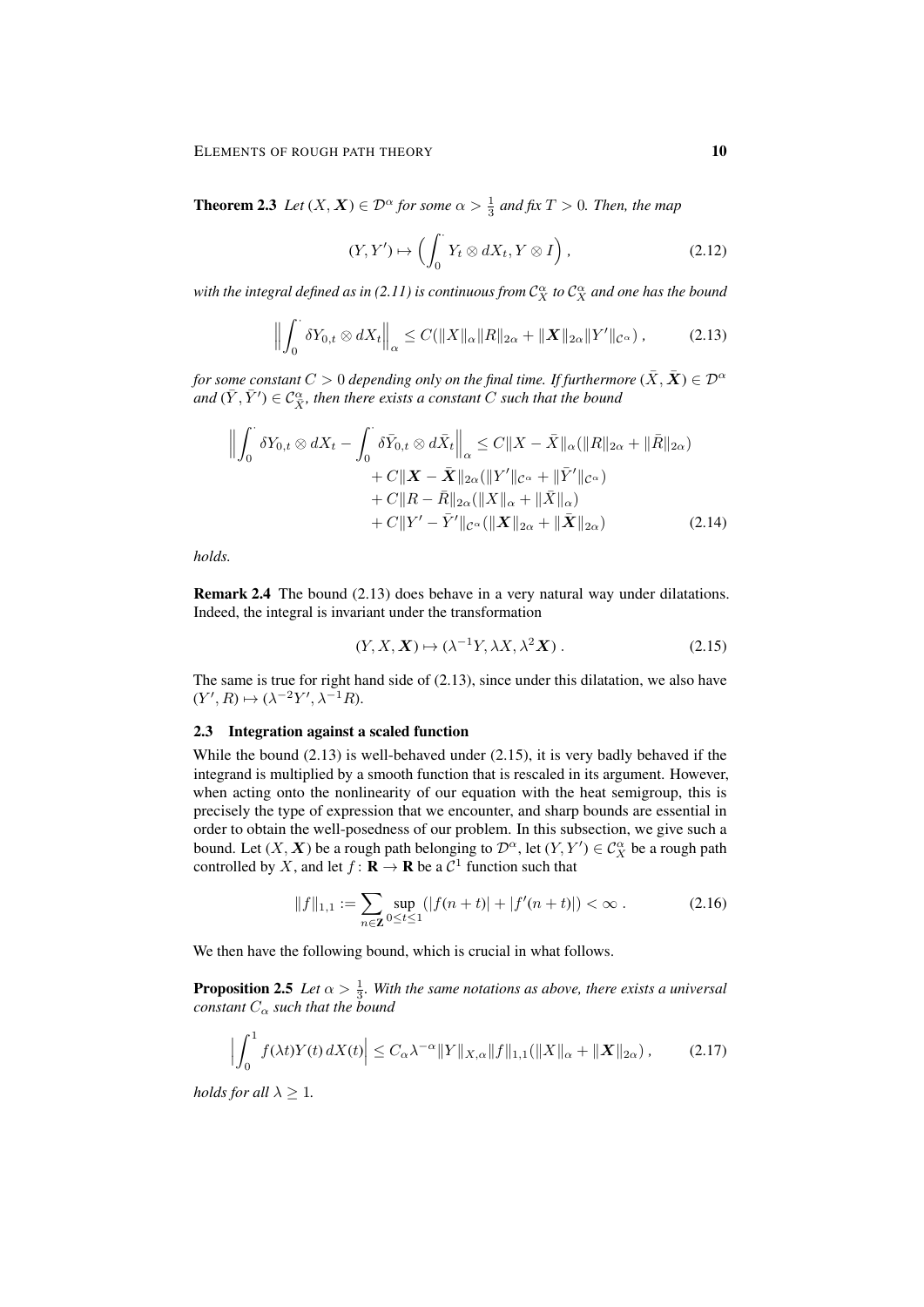**Theorem 2.3** *Let $(X, \boldsymbol{X}) \in \mathcal{D}^\alpha$ for some $\alpha > \frac{1}{3}$ and fix $T > 0$. Then, the map*

$$(Y, Y') \mapsto \Big( \int_0^\cdot Y_t \otimes dX_t, Y \otimes I \Big) , \tag{2.12}$$

*with the integral defined as in (2.11) is continuous from $\mathcal{C}_X^\alpha$ to $\mathcal{C}_X^\alpha$ and one has the bound*

$$\Big\| \int_0^\cdot \delta Y_{0,t} \otimes dX_t \Big\|_\alpha \leq C (\|X\|_\alpha \|R\|_{2\alpha} + \|\boldsymbol{X}\|_{2\alpha} \|Y'\|_{\mathcal{C}^\alpha}) , \tag{2.13}$$

*for some constant $C > 0$ depending only on the final time. If furthermore $(\bar{X}, \bar{\boldsymbol{X}}) \in \mathcal{D}^\alpha$ and $(\bar{Y}, \bar{Y}') \in \mathcal{C}_{\bar{X}}^\alpha$, then there exists a constant $C$ such that the bound*

$$\begin{aligned} \Big\| \int_0^\cdot \delta Y_{0,t} \otimes dX_t - \int_0^\cdot \delta \bar{Y}_{0,t} \otimes d\bar{X}_t \Big\|_\alpha &\leq C \|X - \bar{X}\|_\alpha (\|R\|_{2\alpha} + \|\bar{R}\|_{2\alpha}) \\ &\quad + C \|\boldsymbol{X} - \bar{\boldsymbol{X}}\|_{2\alpha} (\|Y'\|_{\mathcal{C}^\alpha} + \|\bar{Y}'\|_{\mathcal{C}^\alpha}) \\ &\quad + C \|R - \bar{R}\|_{2\alpha} (\|X\|_\alpha + \|\bar{X}\|_\alpha) \\ &\quad + C \|Y' - \bar{Y}'\|_{\mathcal{C}^\alpha} (\|\boldsymbol{X}\|_{2\alpha} + \|\bar{\boldsymbol{X}}\|_{2\alpha}) \end{aligned} \tag{2.14}$$

*holds.*

**Remark 2.4** The bound (2.13) does behave in a very natural way under dilatations. Indeed, the integral is invariant under the transformation

$$(Y, X, \boldsymbol{X}) \mapsto (\lambda^{-1} Y, \lambda X, \lambda^2 \boldsymbol{X}) . \tag{2.15}$$

The same is true for right hand side of (2.13), since under this dilatation, we also have $(Y', R) \mapsto (\lambda^{-2} Y', \lambda^{-1} R)$.

### 2.3 Integration against a scaled function

While the bound (2.13) is well-behaved under (2.15), it is very badly behaved if the integrand is multiplied by a smooth function that is rescaled in its argument. However, when acting onto the nonlinearity of our equation with the heat semigroup, this is precisely the type of expression that we encounter, and sharp bounds are essential in order to obtain the well-posedness of our problem. In this subsection, we give such a bound. Let $(X, \boldsymbol{X})$ be a rough path belonging to $\mathcal{D}^\alpha$, let $(Y, Y') \in \mathcal{C}_X^\alpha$ be a rough path controlled by $X$, and let $f : \mathbf{R} \to \mathbf{R}$ be a $\mathcal{C}^1$ function such that

$$\|f\|_{1,1} := \sum_{n \in \mathbf{Z}} \sup_{0 \leq t \leq 1} (|f(n + t)| + |f'(n + t)|) < \infty . \tag{2.16}$$

We then have the following bound, which is crucial in what follows.

**Proposition 2.5** *Let $\alpha > \frac{1}{3}$. With the same notations as above, there exists a universal constant $C_\alpha$ such that the bound*

$$\Big| \int_0^1 f(\lambda t) Y(t) \, dX(t) \Big| \leq C_\alpha \lambda^{-\alpha} \|Y\|_{X,\alpha} \|f\|_{1,1} (\|X\|_\alpha + \|\boldsymbol{X}\|_{2\alpha}) , \tag{2.17}$$

*holds for all $\lambda \geq 1$.*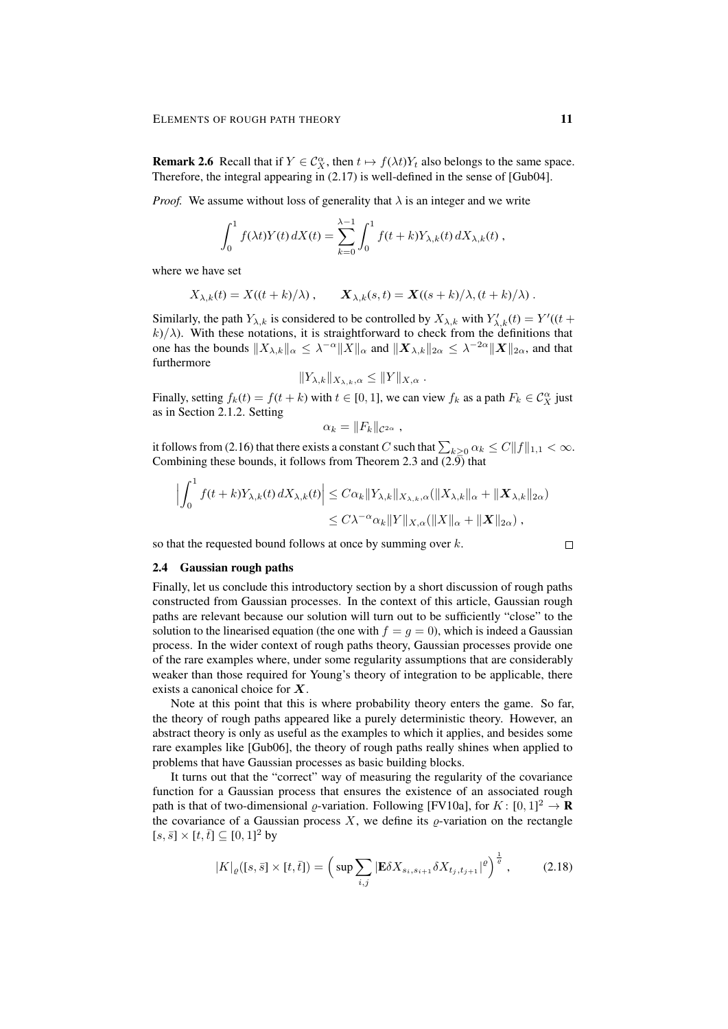**Remark 2.6** Recall that if $Y \in \mathcal{C}_X^\alpha$, then $t \mapsto f(\lambda t) Y_t$ also belongs to the same space. Therefore, the integral appearing in (2.17) is well-defined in the sense of [Gub04].

*Proof.* We assume without loss of generality that $\lambda$ is an integer and we write

$$\int_0^1 f(\lambda t) Y(t)\, dX(t) = \sum_{k=0}^{\lambda-1} \int_0^1 f(t+k) Y_{\lambda,k}(t)\, dX_{\lambda,k}(t)\;,$$

where we have set

$$X_{\lambda,k}(t) = X((t+k)/\lambda)\;, \qquad \boldsymbol{X}_{\lambda,k}(s,t) = \boldsymbol{X}((s+k)/\lambda, (t+k)/\lambda)\;.$$

Similarly, the path $Y_{\lambda,k}$ is considered to be controlled by $X_{\lambda,k}$ with $Y'_{\lambda,k}(t) = Y'((t+k)/\lambda)$. With these notations, it is straightforward to check from the definitions that one has the bounds $\|X_{\lambda,k}\|_\alpha \le \lambda^{-\alpha} \|X\|_\alpha$ and $\|\boldsymbol{X}_{\lambda,k}\|_{2\alpha} \le \lambda^{-2\alpha} \|\boldsymbol{X}\|_{2\alpha}$, and that furthermore

$$\|Y_{\lambda,k}\|_{X_{\lambda,k},\alpha} \le \|Y\|_{X,\alpha}\;.$$

Finally, setting $f_k(t) = f(t+k)$ with $t \in [0,1]$, we can view $f_k$ as a path $F_k \in \mathcal{C}_X^\alpha$ just as in Section 2.1.2. Setting

$$\alpha_k = \|F_k\|_{\mathcal{C}^{2\alpha}}\;,$$

it follows from (2.16) that there exists a constant $C$ such that $\sum_{k\ge 0} \alpha_k \le C \|f\|_{1,1} < \infty$. Combining these bounds, it follows from Theorem 2.3 and (2.9) that

$$\begin{aligned}\Big|\int_0^1 f(t+k) Y_{\lambda,k}(t)\, dX_{\lambda,k}(t)\Big| &\le C\alpha_k \|Y_{\lambda,k}\|_{X_{\lambda,k},\alpha} (\|X_{\lambda,k}\|_\alpha + \|\boldsymbol{X}_{\lambda,k}\|_{2\alpha}) \\ &\le C\lambda^{-\alpha} \alpha_k \|Y\|_{X,\alpha} (\|X\|_\alpha + \|\boldsymbol{X}\|_{2\alpha})\;,\end{aligned}$$

so that the requested bound follows at once by summing over $k$. $\square$

### 2.4 Gaussian rough paths

Finally, let us conclude this introductory section by a short discussion of rough paths constructed from Gaussian processes. In the context of this article, Gaussian rough paths are relevant because our solution will turn out to be sufficiently "close" to the solution to the linearised equation (the one with $f = g = 0$), which is indeed a Gaussian process. In the wider context of rough paths theory, Gaussian processes provide one of the rare examples where, under some regularity assumptions that are considerably weaker than those required for Young's theory of integration to be applicable, there exists a canonical choice for $\boldsymbol{X}$.

Note at this point that this is where probability theory enters the game. So far, the theory of rough paths appeared like a purely deterministic theory. However, an abstract theory is only as useful as the examples to which it applies, and besides some rare examples like [Gub06], the theory of rough paths really shines when applied to problems that have Gaussian processes as basic building blocks.

It turns out that the "correct" way of measuring the regularity of the covariance function for a Gaussian process that ensures the existence of an associated rough path is that of two-dimensional $\varrho$-variation. Following [FV10a], for $K\colon [0,1]^2 \to \mathbf{R}$ the covariance of a Gaussian process $X$, we define its $\varrho$-variation on the rectangle $[s,\bar s] \times [t,\bar t] \subseteq [0,1]^2$ by

$$|K|_\varrho([s,\bar s]\times[t,\bar t]) = \Big(\sup \sum_{i,j} |\mathbf{E}\delta X_{s_i,s_{i+1}} \delta X_{t_j,t_{j+1}}|^\varrho\Big)^{\frac{1}{\varrho}}\;, \tag{2.18}$$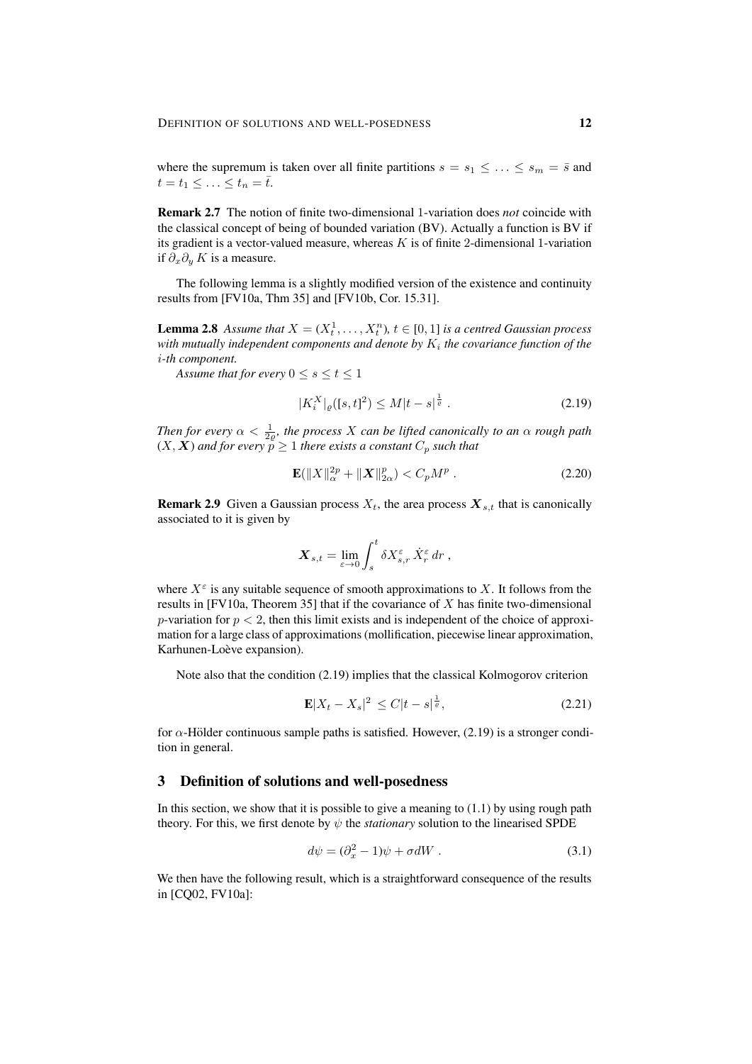where the supremum is taken over all finite partitions $s = s_1 \leq \ldots \leq s_m = \bar{s}$ and $t = t_1 \leq \ldots \leq t_n = \bar{t}$.

**Remark 2.7** The notion of finite two-dimensional 1-variation does *not* coincide with the classical concept of being of bounded variation (BV). Actually a function is BV if its gradient is a vector-valued measure, whereas $K$ is of finite 2-dimensional 1-variation if $\partial_x \partial_y K$ is a measure.

The following lemma is a slightly modified version of the existence and continuity results from [FV10a, Thm 35] and [FV10b, Cor. 15.31].

**Lemma 2.8** *Assume that $X = (X_t^1, \ldots, X_t^n)$, $t \in [0,1]$ is a centred Gaussian process with mutually independent components and denote by $K_i$ the covariance function of the $i$-th component.*

*Assume that for every $0 \leq s \leq t \leq 1$*

$$|K_i^X|_\varrho([s,t]^2) \leq M|t-s|^{\frac{1}{\varrho}} \,. \tag{2.19}$$

*Then for every $\alpha < \frac{1}{2\varrho}$, the process $X$ can be lifted canonically to an $\alpha$ rough path $(X, \boldsymbol{X})$ and for every $p \geq 1$ there exists a constant $C_p$ such that*

$$\mathbf{E}(\|X\|_\alpha^{2p} + \|\boldsymbol{X}\|_{2\alpha}^p) < C_p M^p \,. \tag{2.20}$$

**Remark 2.9** Given a Gaussian process $X_t$, the area process $\boldsymbol{X}_{s,t}$ that is canonically associated to it is given by

$$\boldsymbol{X}_{s,t} = \lim_{\varepsilon \to 0} \int_s^t \delta X_{s,r}^\varepsilon \, \dot{X}_r^\varepsilon \, dr \,,$$

where $X^\varepsilon$ is any suitable sequence of smooth approximations to $X$. It follows from the results in [FV10a, Theorem 35] that if the covariance of $X$ has finite two-dimensional $p$-variation for $p < 2$, then this limit exists and is independent of the choice of approximation for a large class of approximations (mollification, piecewise linear approximation, Karhunen-Loève expansion).

Note also that the condition (2.19) implies that the classical Kolmogorov criterion

$$\mathbf{E}|X_t - X_s|^2 \leq C|t-s|^{\frac{1}{\varrho}}, \tag{2.21}$$

for $\alpha$-Hölder continuous sample paths is satisfied. However, (2.19) is a stronger condition in general.

## 3 Definition of solutions and well-posedness

In this section, we show that it is possible to give a meaning to (1.1) by using rough path theory. For this, we first denote by $\psi$ the *stationary* solution to the linearised SPDE

$$d\psi = (\partial_x^2 - 1)\psi + \sigma dW \,. \tag{3.1}$$

We then have the following result, which is a straightforward consequence of the results in [CQ02, FV10a]: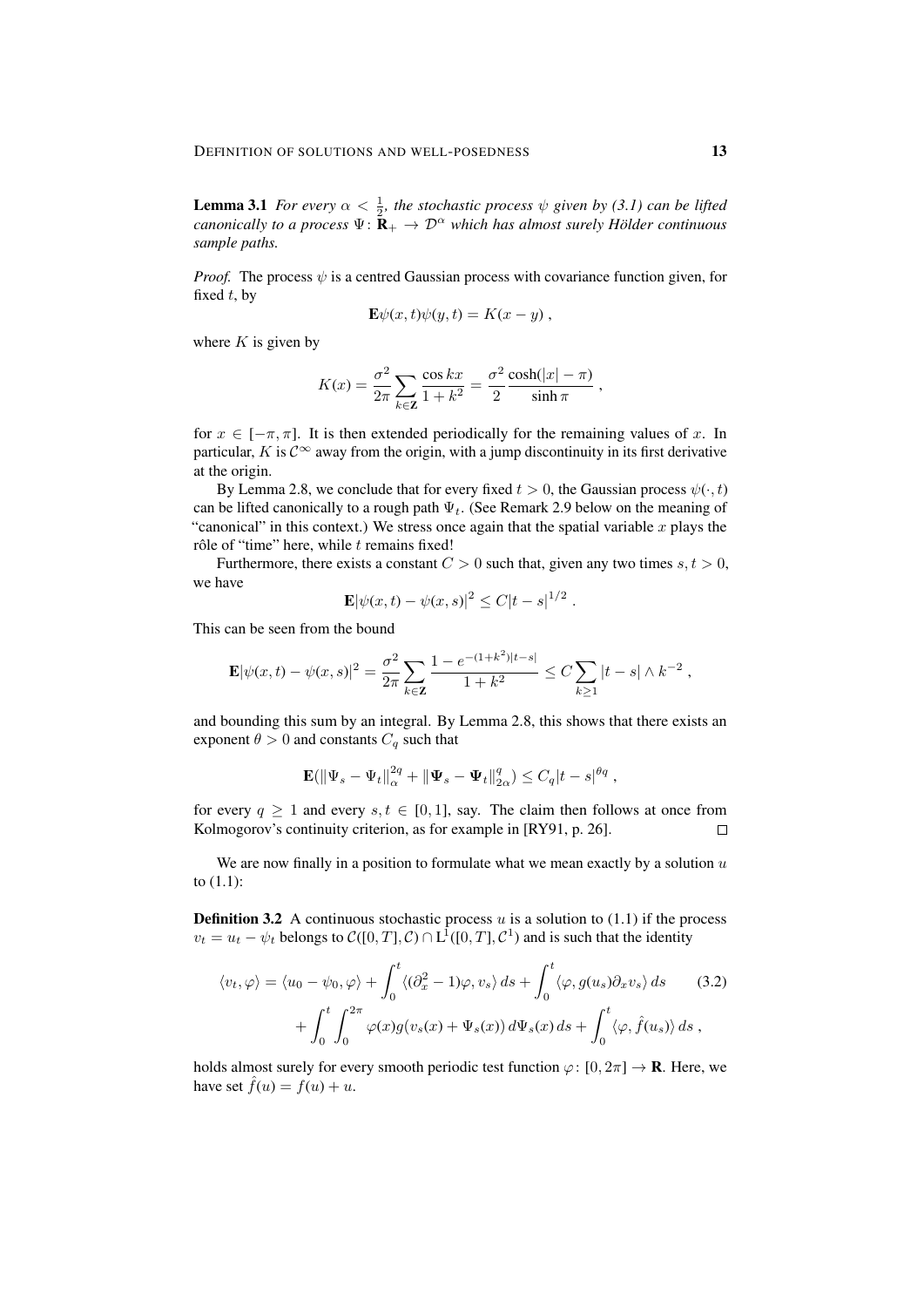**Lemma 3.1** *For every $\alpha < \frac{1}{2}$, the stochastic process $\psi$ given by (3.1) can be lifted canonically to a process $\Psi\colon \mathbf{R}_+ \to \mathcal{D}^\alpha$ which has almost surely Hölder continuous sample paths.*

*Proof.* The process $\psi$ is a centred Gaussian process with covariance function given, for fixed $t$, by

$$\mathbf{E}\psi(x,t)\psi(y,t) = K(x-y)\;,$$

where $K$ is given by

$$K(x) = \frac{\sigma^2}{2\pi}\sum_{k\in\mathbf{Z}} \frac{\cos kx}{1+k^2} = \frac{\sigma^2}{2}\frac{\cosh(|x|-\pi)}{\sinh \pi}\;,$$

for $x \in [-\pi,\pi]$. It is then extended periodically for the remaining values of $x$. In particular, $K$ is $\mathcal{C}^\infty$ away from the origin, with a jump discontinuity in its first derivative at the origin.

By Lemma 2.8, we conclude that for every fixed $t > 0$, the Gaussian process $\psi(\cdot,t)$ can be lifted canonically to a rough path $\Psi_t$. (See Remark 2.9 below on the meaning of "canonical" in this context.) We stress once again that the spatial variable $x$ plays the rôle of "time" here, while $t$ remains fixed!

Furthermore, there exists a constant $C > 0$ such that, given any two times $s,t > 0$, we have

$$\mathbf{E}|\psi(x,t) - \psi(x,s)|^2 \le C|t-s|^{1/2}\;.$$

This can be seen from the bound

$$\mathbf{E}|\psi(x,t) - \psi(x,s)|^2 = \frac{\sigma^2}{2\pi}\sum_{k\in\mathbf{Z}} \frac{1-e^{-(1+k^2)|t-s|}}{1+k^2} \le C\sum_{k\ge 1} |t-s| \wedge k^{-2}\;,$$

and bounding this sum by an integral. By Lemma 2.8, this shows that there exists an exponent $\theta > 0$ and constants $C_q$ such that

$$\mathbf{E}(\|\Psi_s - \Psi_t\|_\alpha^{2q} + \|\mathbf{\Psi}_s - \mathbf{\Psi}_t\|_{2\alpha}^q) \le C_q|t-s|^{\theta q}\;,$$

for every $q \ge 1$ and every $s,t \in [0,1]$, say. The claim then follows at once from Kolmogorov's continuity criterion, as for example in [RY91, p. 26]. $\square$

We are now finally in a position to formulate what we mean exactly by a solution $u$ to (1.1):

**Definition 3.2** A continuous stochastic process $u$ is a solution to (1.1) if the process $v_t = u_t - \psi_t$ belongs to $\mathcal{C}([0,T],\mathcal{C}) \cap \mathrm{L}^1([0,T],\mathcal{C}^1)$ and is such that the identity

$$\begin{aligned}\langle v_t, \varphi\rangle = \langle u_0 - \psi_0, \varphi\rangle &+ \int_0^t \langle(\partial_x^2 - 1)\varphi, v_s\rangle\,ds + \int_0^t \langle \varphi, g(u_s)\partial_x v_s\rangle\,ds \qquad (3.2)\\ &+ \int_0^t\int_0^{2\pi} \varphi(x) g\big(v_s(x) + \Psi_s(x)\big)\,d\Psi_s(x)\,ds + \int_0^t \langle\varphi, \hat f(u_s)\rangle\,ds\;,\end{aligned}$$

holds almost surely for every smooth periodic test function $\varphi\colon [0,2\pi] \to \mathbf{R}$. Here, we have set $\hat f(u) = f(u) + u$.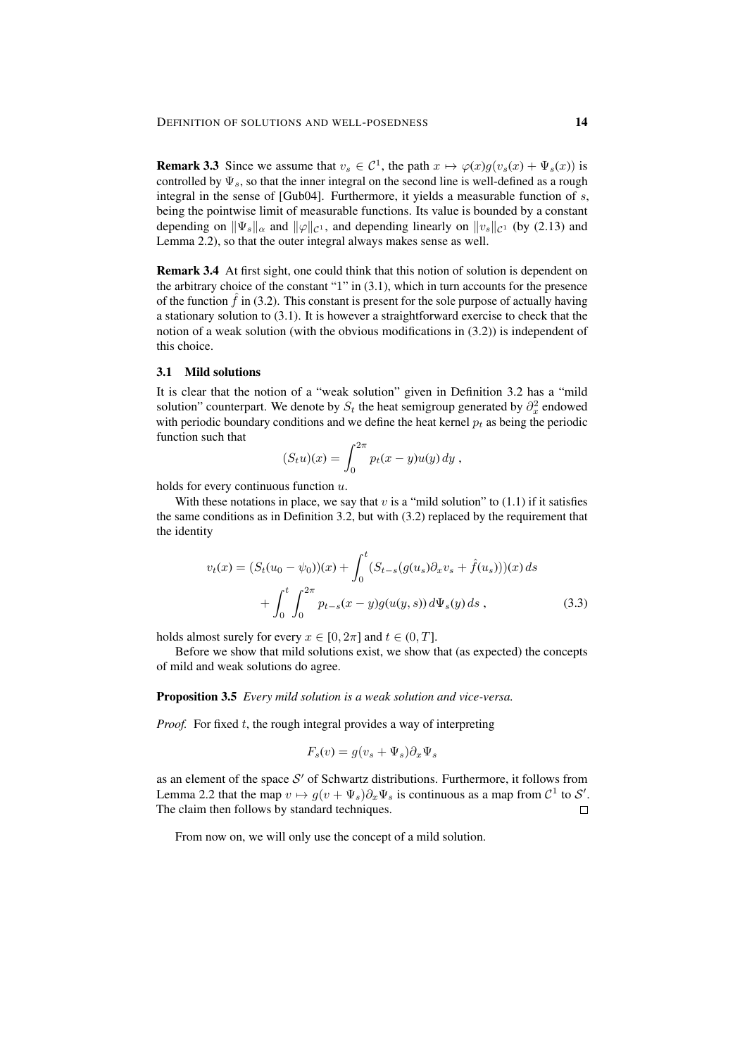**Remark 3.3** Since we assume that $v_s \in \mathcal{C}^1$, the path $x \mapsto \varphi(x) g(v_s(x) + \Psi_s(x))$ is controlled by $\Psi_s$, so that the inner integral on the second line is well-defined as a rough integral in the sense of [Gub04]. Furthermore, it yields a measurable function of $s$, being the pointwise limit of measurable functions. Its value is bounded by a constant depending on $\|\Psi_s\|_\alpha$ and $\|\varphi\|_{\mathcal{C}^1}$, and depending linearly on $\|v_s\|_{\mathcal{C}^1}$ (by (2.13) and Lemma 2.2), so that the outer integral always makes sense as well.

**Remark 3.4** At first sight, one could think that this notion of solution is dependent on the arbitrary choice of the constant "1" in (3.1), which in turn accounts for the presence of the function $\hat{f}$ in (3.2). This constant is present for the sole purpose of actually having a stationary solution to (3.1). It is however a straightforward exercise to check that the notion of a weak solution (with the obvious modifications in (3.2)) is independent of this choice.

### 3.1 Mild solutions

It is clear that the notion of a "weak solution" given in Definition 3.2 has a "mild solution" counterpart. We denote by $S_t$ the heat semigroup generated by $\partial_x^2$ endowed with periodic boundary conditions and we define the heat kernel $p_t$ as being the periodic function such that

$$(S_t u)(x) = \int_0^{2\pi} p_t(x-y) u(y)\, dy\;,$$

holds for every continuous function $u$.

With these notations in place, we say that $v$ is a "mild solution" to (1.1) if it satisfies the same conditions as in Definition 3.2, but with (3.2) replaced by the requirement that the identity

$$\begin{aligned} v_t(x) = (S_t(u_0 - \psi_0))(x) &+ \int_0^t (S_{t-s}(g(u_s)\partial_x v_s + \hat{f}(u_s)))(x)\, ds \\ &+ \int_0^t \int_0^{2\pi} p_{t-s}(x-y) g(u(y,s))\, d\Psi_s(y)\, ds\;, \end{aligned} \tag{3.3}$$

holds almost surely for every $x \in [0, 2\pi]$ and $t \in (0, T]$.

Before we show that mild solutions exist, we show that (as expected) the concepts of mild and weak solutions do agree.

**Proposition 3.5** *Every mild solution is a weak solution and vice-versa.*

*Proof.* For fixed $t$, the rough integral provides a way of interpreting

$$F_s(v) = g(v_s + \Psi_s)\partial_x \Psi_s$$

as an element of the space $\mathcal{S}'$ of Schwartz distributions. Furthermore, it follows from Lemma 2.2 that the map $v \mapsto g(v + \Psi_s)\partial_x \Psi_s$ is continuous as a map from $\mathcal{C}^1$ to $\mathcal{S}'$. The claim then follows by standard techniques. $\square$

From now on, we will only use the concept of a mild solution.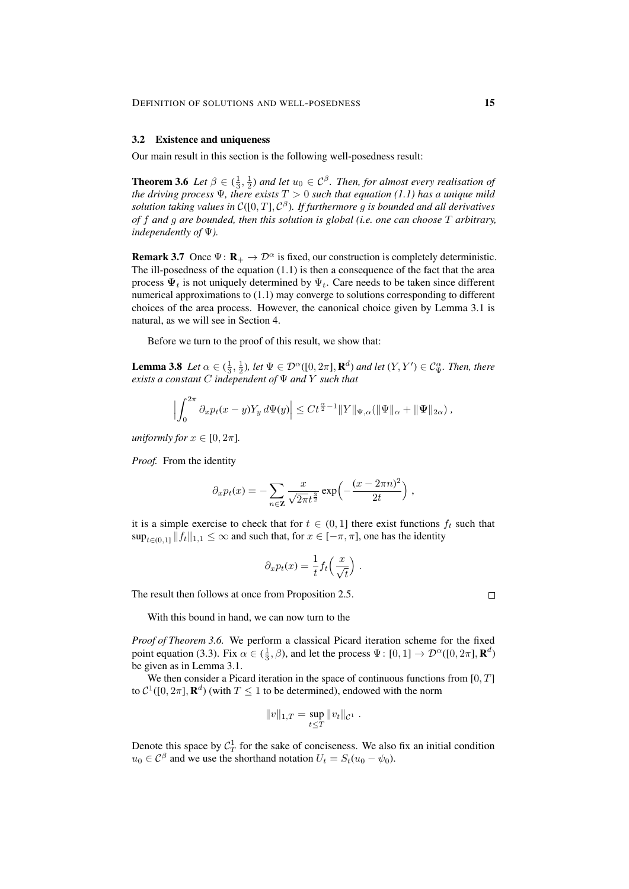### 3.2 Existence and uniqueness

Our main result in this section is the following well-posedness result:

**Theorem 3.6** *Let $\beta \in (\frac{1}{3}, \frac{1}{2})$ and let $u_0 \in \mathcal{C}^\beta$. Then, for almost every realisation of the driving process $\Psi$, there exists $T > 0$ such that equation (1.1) has a unique mild solution taking values in $\mathcal{C}([0,T], \mathcal{C}^\beta)$. If furthermore $g$ is bounded and all derivatives of $f$ and $g$ are bounded, then this solution is global (i.e. one can choose $T$ arbitrary, independently of $\Psi$).*

**Remark 3.7** Once $\Psi \colon \mathbf{R}_+ \to \mathcal{D}^\alpha$ is fixed, our construction is completely deterministic. The ill-posedness of the equation (1.1) is then a consequence of the fact that the area process $\mathbf{\Psi}_t$ is not uniquely determined by $\Psi_t$. Care needs to be taken since different numerical approximations to (1.1) may converge to solutions corresponding to different choices of the area process. However, the canonical choice given by Lemma 3.1 is natural, as we will see in Section 4.

Before we turn to the proof of this result, we show that:

**Lemma 3.8** *Let $\alpha \in (\frac{1}{3}, \frac{1}{2})$, let $\Psi \in \mathcal{D}^\alpha([0, 2\pi], \mathbf{R}^d)$ and let $(Y, Y') \in \mathcal{C}_\Psi^\alpha$. Then, there exists a constant $C$ independent of $\Psi$ and $Y$ such that*

$$\Big|\int_0^{2\pi} \partial_x p_t(x-y) Y_y \, d\Psi(y)\Big| \le C t^{\frac{\alpha}{2}-1} \|Y\|_{\Psi,\alpha} \big(\|\Psi\|_\alpha + \|\mathbf{\Psi}\|_{2\alpha}\big)\;,$$

*uniformly for $x \in [0, 2\pi]$.*

*Proof.* From the identity

$$\partial_x p_t(x) = -\sum_{n\in\mathbf{Z}} \frac{x}{\sqrt{2\pi} t^{\frac{3}{2}}} \exp\Big(-\frac{(x-2\pi n)^2}{2t}\Big)\;,$$

it is a simple exercise to check that for $t \in (0,1]$ there exist functions $f_t$ such that $\sup_{t\in(0,1]} \|f_t\|_{1,1} \le \infty$ and such that, for $x \in [-\pi, \pi]$, one has the identity

$$\partial_x p_t(x) = \frac{1}{t} f_t\Big(\frac{x}{\sqrt{t}}\Big)\;.$$

The result then follows at once from Proposition 2.5. $\square$

With this bound in hand, we can now turn to the

*Proof of Theorem 3.6.* We perform a classical Picard iteration scheme for the fixed point equation (3.3). Fix $\alpha \in (\frac{1}{3}, \beta)$, and let the process $\Psi \colon [0,1] \to \mathcal{D}^\alpha([0,2\pi], \mathbf{R}^d)$ be given as in Lemma 3.1.

We then consider a Picard iteration in the space of continuous functions from $[0,T]$ to $\mathcal{C}^1([0,2\pi], \mathbf{R}^d)$ (with $T \le 1$ to be determined), endowed with the norm

$$\|v\|_{1,T} = \sup_{t\le T} \|v_t\|_{\mathcal{C}^1}\;.$$

Denote this space by $\mathcal{C}_T^1$ for the sake of conciseness. We also fix an initial condition $u_0 \in \mathcal{C}^\beta$ and we use the shorthand notation $U_t = S_t(u_0 - \psi_0)$.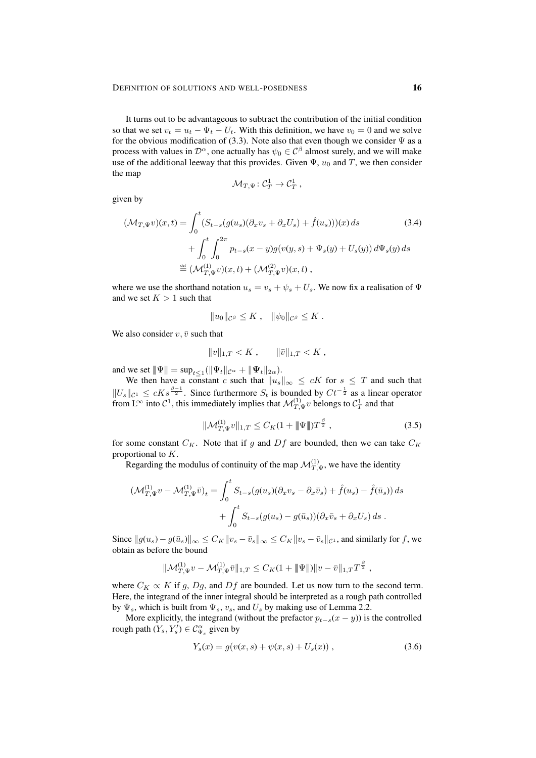It turns out to be advantageous to subtract the contribution of the initial condition so that we set $v_t = u_t - \Psi_t - U_t$. With this definition, we have $v_0 = 0$ and we solve for the obvious modification of (3.3). Note also that even though we consider $\Psi$ as a process with values in $\mathcal{D}^\alpha$, one actually has $\psi_0 \in \mathcal{C}^\beta$ almost surely, and we will make use of the additional leeway that this provides. Given $\Psi$, $u_0$ and $T$, we then consider the map

$$\mathcal{M}_{T,\Psi} \colon \mathcal{C}^1_T \to \mathcal{C}^1_T \;,$$

given by

$$\begin{aligned}
(\mathcal{M}_{T,\Psi} v)(x,t) &= \int_0^t (S_{t-s}(g(u_s)(\partial_x v_s + \partial_x U_s) + \hat f(u_s)))(x)\, ds \qquad (3.4)\\
&\quad + \int_0^t \int_0^{2\pi} p_{t-s}(x-y) g(v(y,s) + \Psi_s(y) + U_s(y))\, d\Psi_s(y)\, ds \\
&\stackrel{\text{def}}{=} (\mathcal{M}^{(1)}_{T,\Psi} v)(x,t) + (\mathcal{M}^{(2)}_{T,\Psi} v)(x,t) \;,
\end{aligned}$$

where we use the shorthand notation $u_s = v_s + \psi_s + U_s$. We now fix a realisation of $\Psi$ and we set $K > 1$ such that

$$\|u_0\|_{\mathcal{C}^\beta} \le K \;, \quad \|\psi_0\|_{\mathcal{C}^\beta} \le K \;.$$

We also consider $v, \bar v$ such that

$$\|v\|_{1,T} < K \;, \qquad \|\bar v\|_{1,T} < K \;,$$

and we set $|\!|\!| \Psi |\!|\!| = \sup_{t \le 1} (\|\Psi_t\|_{\mathcal{C}^\alpha} + \|\mathbf{\Psi}_t\|_{2\alpha})$.

We then have a constant $c$ such that $\|u_s\|_\infty \le cK$ for $s \le T$ and such that $\|U_s\|_{\mathcal{C}^1} \le cK s^{\frac{\beta-1}{2}}$. Since furthermore $S_t$ is bounded by $Ct^{-\frac12}$ as a linear operator from $\mathrm{L}^\infty$ into $\mathcal{C}^1$, this immediately implies that $\mathcal{M}^{(1)}_{T,\Psi} v$ belongs to $\mathcal{C}^1_T$ and that

$$\|\mathcal{M}^{(1)}_{T,\Psi} v\|_{1,T} \le C_K (1 + |\!|\!| \Psi |\!|\!|) T^{\frac{\beta}{2}} \;, \qquad (3.5)$$

for some constant $C_K$. Note that if $g$ and $Df$ are bounded, then we can take $C_K$ proportional to $K$.

Regarding the modulus of continuity of the map $\mathcal{M}^{(1)}_{T,\Psi}$, we have the identity

$$\begin{aligned}
(\mathcal{M}^{(1)}_{T,\Psi} v - \mathcal{M}^{(1)}_{T,\Psi} \bar v)_t &= \int_0^t S_{t-s}(g(u_s)(\partial_x v_s - \partial_x \bar v_s) + \hat f(u_s) - \hat f(\bar u_s))\, ds \\
&\quad + \int_0^t S_{t-s}(g(u_s) - g(\bar u_s))(\partial_x \bar v_s + \partial_x U_s)\, ds \;.
\end{aligned}$$

Since $\|g(u_s) - g(\bar u_s)\|_\infty \le C_K \|v_s - \bar v_s\|_\infty \le C_K \|v_s - \bar v_s\|_{\mathcal{C}^1}$, and similarly for $f$, we obtain as before the bound

$$\|\mathcal{M}^{(1)}_{T,\Psi} v - \mathcal{M}^{(1)}_{T,\Psi} \bar v\|_{1,T} \le C_K (1 + |\!|\!| \Psi |\!|\!|) \|v - \bar v\|_{1,T} T^{\frac{\beta}{2}} \;,$$

where $C_K \propto K$ if $g$, $Dg$, and $Df$ are bounded. Let us now turn to the second term. Here, the integrand of the inner integral should be interpreted as a rough path controlled by $\Psi_s$, which is built from $\Psi_s$, $v_s$, and $U_s$ by making use of Lemma 2.2.

More explicitly, the integrand (without the prefactor $p_{t-s}(x-y)$) is the controlled rough path $(Y_s, Y_s') \in \mathcal{C}^\alpha_{\Psi_s}$ given by

$$Y_s(x) = g\big(v(x,s) + \psi(x,s) + U_s(x)\big) \;, \qquad (3.6)$$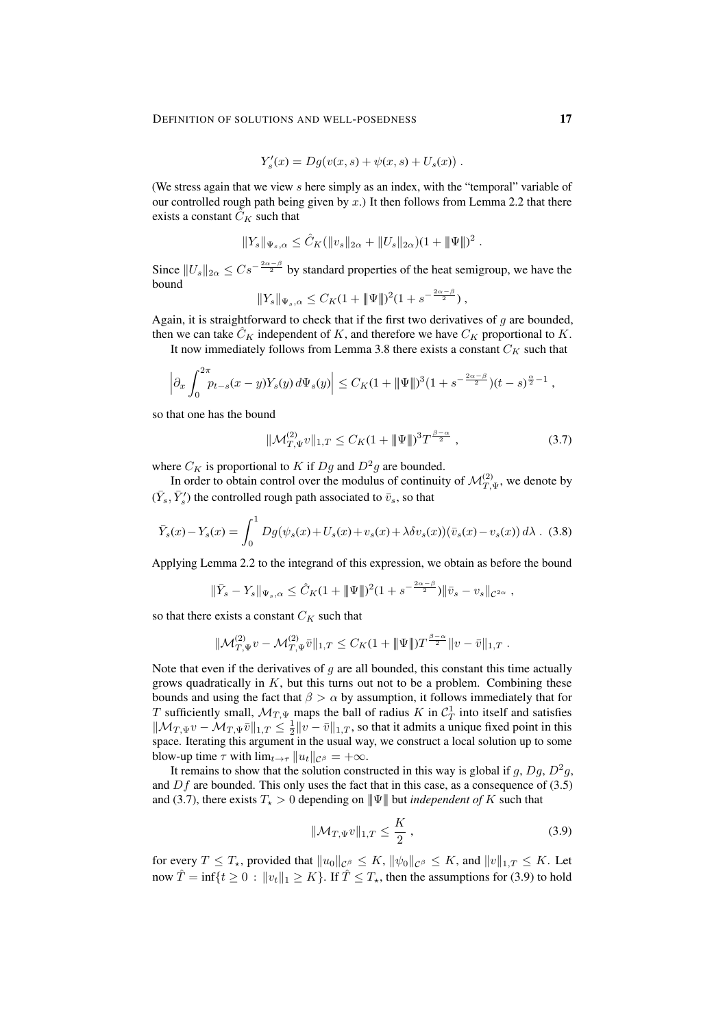$$Y'_s(x) = Dg(v(x,s) + \psi(x,s) + U_s(x)) .$$

(We stress again that we view $s$ here simply as an index, with the "temporal" variable of our controlled rough path being given by $x$.) It then follows from Lemma 2.2 that there exists a constant $\hat{C}_K$ such that

$$\|Y_s\|_{\Psi_s,\alpha} \le \hat{C}_K(\|v_s\|_{2\alpha} + \|U_s\|_{2\alpha})(1 + \|\!|\Psi|\!\|)^2 .$$

Since $\|U_s\|_{2\alpha} \le Cs^{-\frac{2\alpha-\beta}{2}}$ by standard properties of the heat semigroup, we have the bound

$$\|Y_s\|_{\Psi_s,\alpha} \le C_K(1 + \|\!|\Psi|\!\|)^2(1 + s^{-\frac{2\alpha-\beta}{2}}) ,$$

Again, it is straightforward to check that if the first two derivatives of $g$ are bounded, then we can take $\hat{C}_K$ independent of $K$, and therefore we have $C_K$ proportional to $K$.

It now immediately follows from Lemma 3.8 there exists a constant $C_K$ such that

$$\Big|\partial_x \int_0^{2\pi} p_{t-s}(x-y) Y_s(y)\, d\Psi_s(y)\Big| \le C_K(1 + \|\!|\Psi|\!\|)^3(1 + s^{-\frac{2\alpha-\beta}{2}})(t-s)^{\frac{\alpha}{2}-1} ,$$

so that one has the bound

$$\|\mathcal{M}^{(2)}_{T,\Psi} v\|_{1,T} \le C_K(1 + \|\!|\Psi|\!\|)^3 T^{\frac{\beta-\alpha}{2}} , \tag{3.7}$$

where $C_K$ is proportional to $K$ if $Dg$ and $D^2g$ are bounded.

In order to obtain control over the modulus of continuity of $\mathcal{M}^{(2)}_{T,\Psi}$, we denote by $(\bar{Y}_s, \bar{Y}'_s)$ the controlled rough path associated to $\bar{v}_s$, so that

$$\bar{Y}_s(x) - Y_s(x) = \int_0^1 Dg\big(\psi_s(x) + U_s(x) + v_s(x) + \lambda \delta v_s(x)\big)\big(\bar{v}_s(x) - v_s(x)\big)\, d\lambda . \tag{3.8}$$

Applying Lemma 2.2 to the integrand of this expression, we obtain as before the bound

$$\|\bar{Y}_s - Y_s\|_{\Psi_s,\alpha} \le \hat{C}_K(1 + \|\!|\Psi|\!\|)^2(1 + s^{-\frac{2\alpha-\beta}{2}})\|\bar{v}_s - v_s\|_{\mathcal{C}^{2\alpha}} ,$$

so that there exists a constant $C_K$ such that

$$\|\mathcal{M}^{(2)}_{T,\Psi} v - \mathcal{M}^{(2)}_{T,\Psi} \bar{v}\|_{1,T} \le C_K(1 + \|\!|\Psi|\!\|) T^{\frac{\beta-\alpha}{2}} \|v - \bar{v}\|_{1,T} .$$

Note that even if the derivatives of $g$ are all bounded, this constant this time actually grows quadratically in $K$, but this turns out not to be a problem. Combining these bounds and using the fact that $\beta > \alpha$ by assumption, it follows immediately that for $T$ sufficiently small, $\mathcal{M}_{T,\Psi}$ maps the ball of radius $K$ in $\mathcal{C}^1_T$ into itself and satisfies $\|\mathcal{M}_{T,\Psi} v - \mathcal{M}_{T,\Psi}\bar{v}\|_{1,T} \le \frac{1}{2}\|v - \bar{v}\|_{1,T}$, so that it admits a unique fixed point in this space. Iterating this argument in the usual way, we construct a local solution up to some blow-up time $\tau$ with $\lim_{t\to\tau} \|u_t\|_{\mathcal{C}^\beta} = +\infty$.

It remains to show that the solution constructed in this way is global if $g$, $Dg$, $D^2g$, and $Df$ are bounded. This only uses the fact that in this case, as a consequence of (3.5) and (3.7), there exists $T_\star > 0$ depending on $\|\!|\Psi|\!\|$ but *independent of* $K$ such that

$$\|\mathcal{M}_{T,\Psi} v\|_{1,T} \le \frac{K}{2} , \tag{3.9}$$

for every $T \le T_\star$, provided that $\|u_0\|_{\mathcal{C}^\beta} \le K$, $\|\psi_0\|_{\mathcal{C}^\beta} \le K$, and $\|v\|_{1,T} \le K$. Let now $\hat{T} = \inf\{t \ge 0 \,:\, \|v_t\|_1 \ge K\}$. If $\hat{T} \le T_\star$, then the assumptions for (3.9) to hold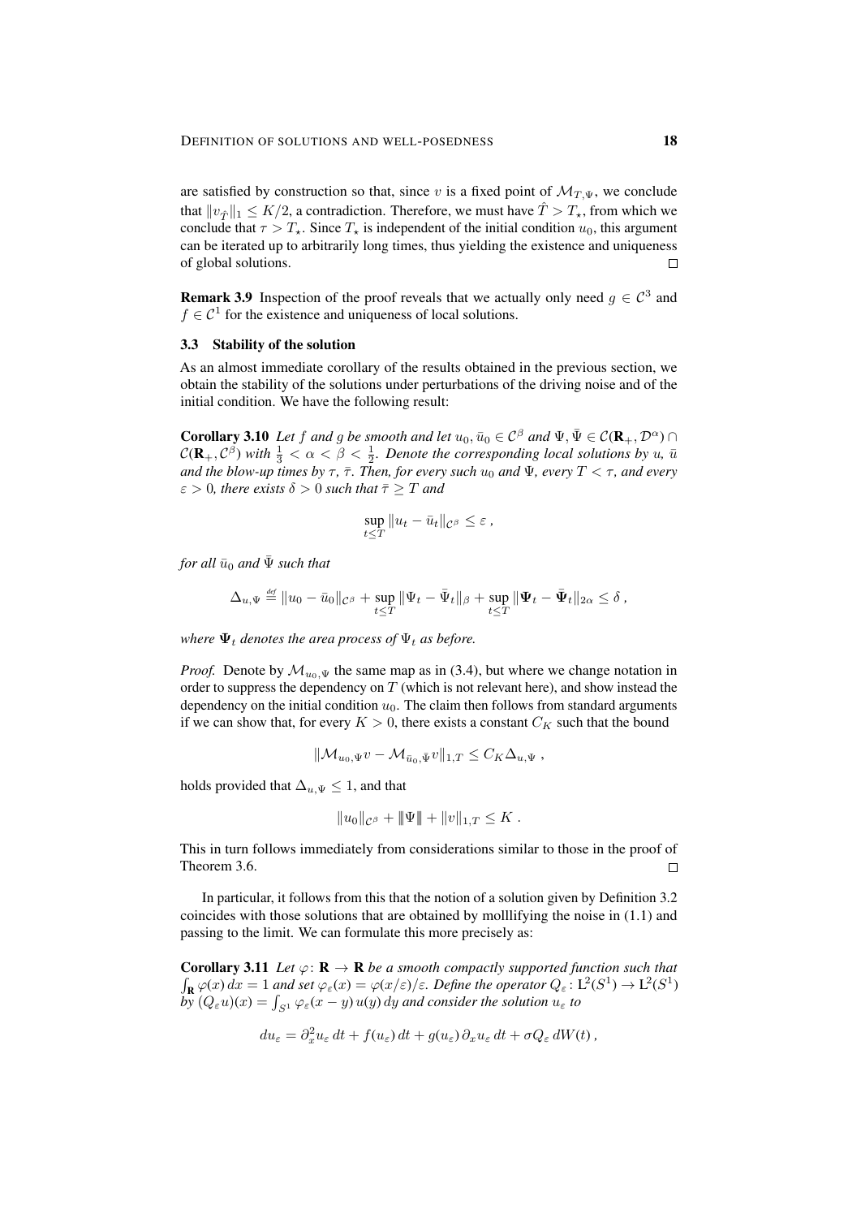are satisfied by construction so that, since $v$ is a fixed point of $\mathcal{M}_{T,\Psi}$, we conclude that $\|v_{\hat{T}}\|_1 \le K/2$, a contradiction. Therefore, we must have $\hat{T} > T_\star$, from which we conclude that $\tau > T_\star$. Since $T_\star$ is independent of the initial condition $u_0$, this argument can be iterated up to arbitrarily long times, thus yielding the existence and uniqueness of global solutions. □

**Remark 3.9** Inspection of the proof reveals that we actually only need $g \in \mathcal{C}^3$ and $f \in \mathcal{C}^1$ for the existence and uniqueness of local solutions.

### 3.3 Stability of the solution

As an almost immediate corollary of the results obtained in the previous section, we obtain the stability of the solutions under perturbations of the driving noise and of the initial condition. We have the following result:

**Corollary 3.10** *Let $f$ and $g$ be smooth and let $u_0, \bar{u}_0 \in \mathcal{C}^\beta$ and $\Psi, \bar{\Psi} \in \mathcal{C}(\mathbf{R}_+, \mathcal{D}^\alpha) \cap \mathcal{C}(\mathbf{R}_+, \mathcal{C}^\beta)$ with $\frac{1}{3} < \alpha < \beta < \frac{1}{2}$. Denote the corresponding local solutions by $u$, $\bar{u}$ and the blow-up times by $\tau$, $\bar{\tau}$. Then, for every such $u_0$ and $\Psi$, every $T < \tau$, and every $\varepsilon > 0$, there exists $\delta > 0$ such that $\bar{\tau} \ge T$ and*

$$\sup_{t \le T} \|u_t - \bar{u}_t\|_{\mathcal{C}^\beta} \le \varepsilon \,,$$

*for all $\bar{u}_0$ and $\bar{\Psi}$ such that*

$$\Delta_{u,\Psi} \stackrel{\text{def}}{=} \|u_0 - \bar{u}_0\|_{\mathcal{C}^\beta} + \sup_{t \le T} \|\Psi_t - \bar{\Psi}_t\|_\beta + \sup_{t \le T} \|\mathbf{\Psi}_t - \bar{\mathbf{\Psi}}_t\|_{2\alpha} \le \delta \,,$$

*where $\mathbf{\Psi}_t$ denotes the area process of $\Psi_t$ as before.*

*Proof.* Denote by $\mathcal{M}_{u_0,\Psi}$ the same map as in (3.4), but where we change notation in order to suppress the dependency on $T$ (which is not relevant here), and show instead the dependency on the initial condition $u_0$. The claim then follows from standard arguments if we can show that, for every $K > 0$, there exists a constant $C_K$ such that the bound

$$\|\mathcal{M}_{u_0,\Psi} v - \mathcal{M}_{\bar{u}_0,\bar{\Psi}} v\|_{1,T} \le C_K \Delta_{u,\Psi} \,,$$

holds provided that $\Delta_{u,\Psi} \le 1$, and that

$$\|u_0\|_{\mathcal{C}^\beta} + |||\Psi||| + \|v\|_{1,T} \le K \,.$$

This in turn follows immediately from considerations similar to those in the proof of Theorem 3.6. □

In particular, it follows from this that the notion of a solution given by Definition 3.2 coincides with those solutions that are obtained by molllifying the noise in (1.1) and passing to the limit. We can formulate this more precisely as:

**Corollary 3.11** *Let $\varphi \colon \mathbf{R} \to \mathbf{R}$ be a smooth compactly supported function such that $\int_{\mathbf{R}} \varphi(x)\,dx = 1$ and set $\varphi_\varepsilon(x) = \varphi(x/\varepsilon)/\varepsilon$. Define the operator $Q_\varepsilon \colon \mathrm{L}^2(S^1) \to \mathrm{L}^2(S^1)$ by $(Q_\varepsilon u)(x) = \int_{S^1} \varphi_\varepsilon(x-y)\,u(y)\,dy$ and consider the solution $u_\varepsilon$ to*

$$du_\varepsilon = \partial_x^2 u_\varepsilon \, dt + f(u_\varepsilon)\, dt + g(u_\varepsilon)\, \partial_x u_\varepsilon \, dt + \sigma Q_\varepsilon \, dW(t) \,,$$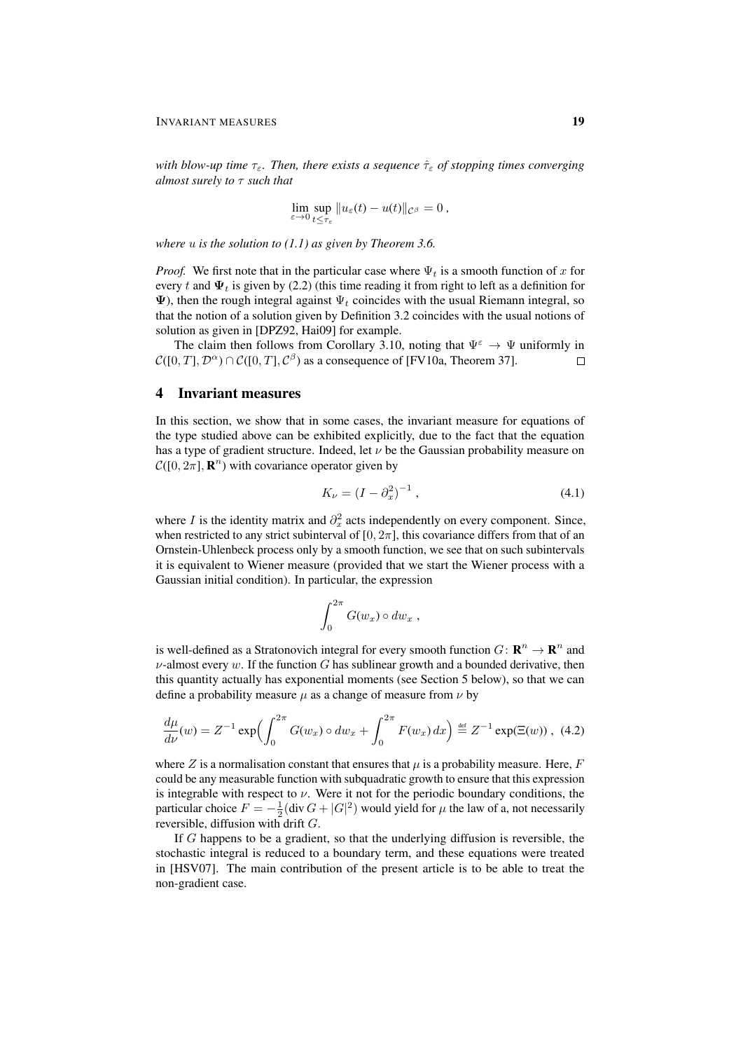*with blow-up time $\tau_\varepsilon$. Then, there exists a sequence $\hat\tau_\varepsilon$ of stopping times converging almost surely to $\tau$ such that*

$$\lim_{\varepsilon\to 0} \sup_{t\le \tau_\varepsilon} \|u_\varepsilon(t) - u(t)\|_{\mathcal{C}^\beta} = 0\;,$$

*where $u$ is the solution to (1.1) as given by Theorem 3.6.*

*Proof.* We first note that in the particular case where $\Psi_t$ is a smooth function of $x$ for every $t$ and $\mathbf{\Psi}_t$ is given by (2.2) (this time reading it from right to left as a definition for $\mathbf{\Psi}$), then the rough integral against $\Psi_t$ coincides with the usual Riemann integral, so that the notion of a solution given by Definition 3.2 coincides with the usual notions of solution as given in [DPZ92, Hai09] for example.

The claim then follows from Corollary 3.10, noting that $\Psi^\varepsilon \to \Psi$ uniformly in $\mathcal{C}([0,T],\mathcal{D}^\alpha)\cap\mathcal{C}([0,T],\mathcal{C}^\beta)$ as a consequence of [FV10a, Theorem 37]. ◻

## 4 Invariant measures

In this section, we show that in some cases, the invariant measure for equations of the type studied above can be exhibited explicitly, due to the fact that the equation has a type of gradient structure. Indeed, let $\nu$ be the Gaussian probability measure on $\mathcal{C}([0,2\pi],\mathbf{R}^n)$ with covariance operator given by

$$K_\nu = (I - \partial_x^2)^{-1}\;, \tag{4.1}$$

where $I$ is the identity matrix and $\partial_x^2$ acts independently on every component. Since, when restricted to any strict subinterval of $[0,2\pi]$, this covariance differs from that of an Ornstein-Uhlenbeck process only by a smooth function, we see that on such subintervals it is equivalent to Wiener measure (provided that we start the Wiener process with a Gaussian initial condition). In particular, the expression

$$\int_0^{2\pi} G(w_x)\circ dw_x\;,$$

is well-defined as a Stratonovich integral for every smooth function $G\colon \mathbf{R}^n\to\mathbf{R}^n$ and $\nu$-almost every $w$. If the function $G$ has sublinear growth and a bounded derivative, then this quantity actually has exponential moments (see Section 5 below), so that we can define a probability measure $\mu$ as a change of measure from $\nu$ by

$$\frac{d\mu}{d\nu}(w) = Z^{-1}\exp\Big(\int_0^{2\pi} G(w_x)\circ dw_x + \int_0^{2\pi} F(w_x)\,dx\Big) \stackrel{\text{def}}{=} Z^{-1}\exp(\Xi(w))\;, \tag{4.2}$$

where $Z$ is a normalisation constant that ensures that $\mu$ is a probability measure. Here, $F$ could be any measurable function with subquadratic growth to ensure that this expression is integrable with respect to $\nu$. Were it not for the periodic boundary conditions, the particular choice $F = -\frac{1}{2}(\operatorname{div} G + |G|^2)$ would yield for $\mu$ the law of a, not necessarily reversible, diffusion with drift $G$.

If $G$ happens to be a gradient, so that the underlying diffusion is reversible, the stochastic integral is reduced to a boundary term, and these equations were treated in [HSV07]. The main contribution of the present article is to be able to treat the non-gradient case.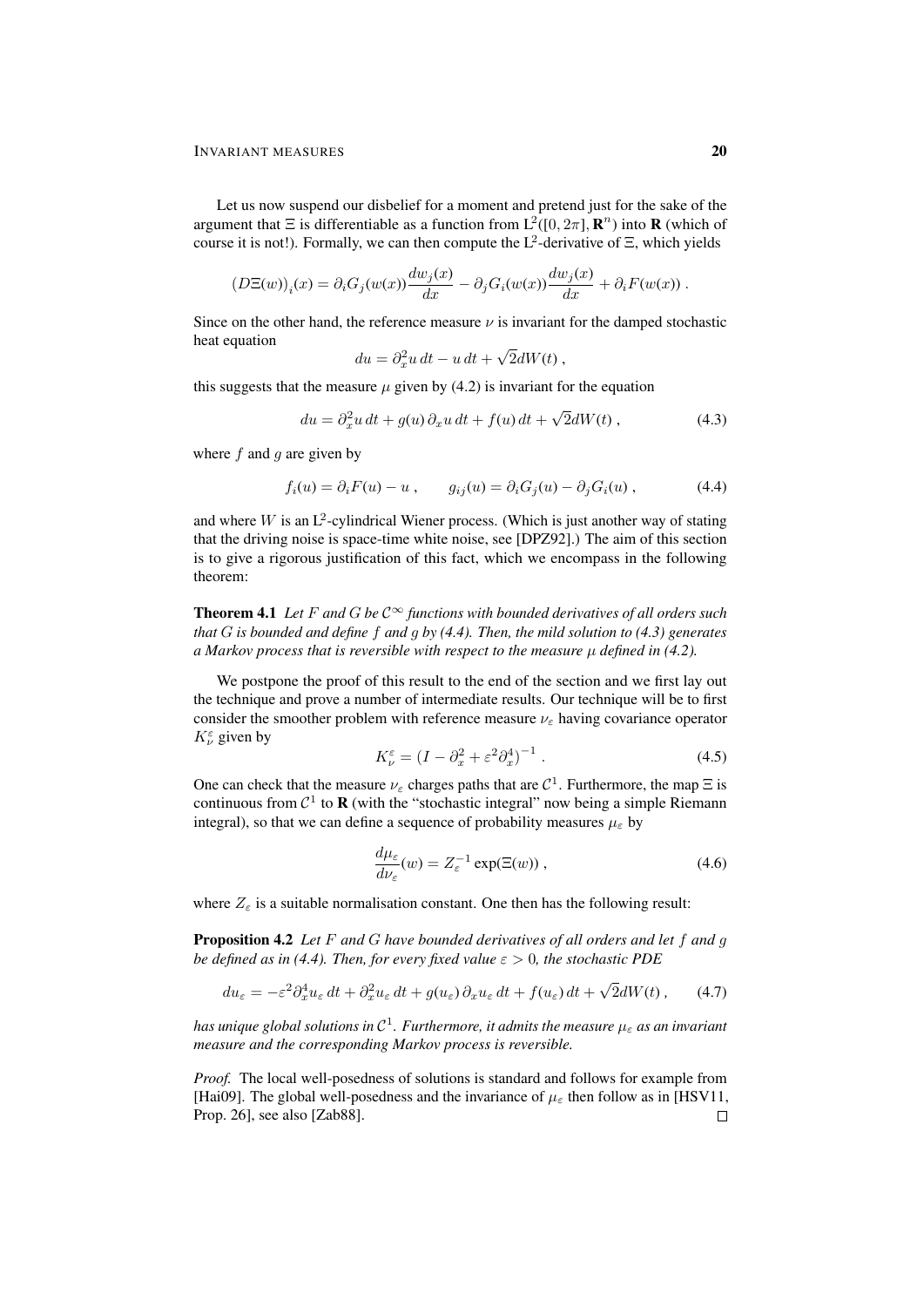Let us now suspend our disbelief for a moment and pretend just for the sake of the argument that $\Xi$ is differentiable as a function from $\mathrm{L}^2([0,2\pi],\mathbf{R}^n)$ into $\mathbf{R}$ (which of course it is not!). Formally, we can then compute the $\mathrm{L}^2$-derivative of $\Xi$, which yields

$$
\big(D\Xi(w)\big)_i(x) = \partial_i G_j(w(x))\frac{dw_j(x)}{dx} - \partial_j G_i(w(x))\frac{dw_j(x)}{dx} + \partial_i F(w(x)) \;.
$$

Since on the other hand, the reference measure $\nu$ is invariant for the damped stochastic heat equation

$$
du = \partial_x^2 u\,dt - u\,dt + \sqrt{2}dW(t)\;,
$$

this suggests that the measure $\mu$ given by (4.2) is invariant for the equation

$$
du = \partial_x^2 u\,dt + g(u)\,\partial_x u\,dt + f(u)\,dt + \sqrt{2}dW(t)\;, \tag{4.3}
$$

where $f$ and $g$ are given by

$$
f_i(u) = \partial_i F(u) - u\;, \qquad g_{ij}(u) = \partial_i G_j(u) - \partial_j G_i(u)\;, \tag{4.4}
$$

and where $W$ is an $\mathrm{L}^2$-cylindrical Wiener process. (Which is just another way of stating that the driving noise is space-time white noise, see [DPZ92].) The aim of this section is to give a rigorous justification of this fact, which we encompass in the following theorem:

**Theorem 4.1** *Let $F$ and $G$ be $\mathcal{C}^\infty$ functions with bounded derivatives of all orders such that $G$ is bounded and define $f$ and $g$ by (4.4). Then, the mild solution to (4.3) generates a Markov process that is reversible with respect to the measure $\mu$ defined in (4.2).*

We postpone the proof of this result to the end of the section and we first lay out the technique and prove a number of intermediate results. Our technique will be to first consider the smoother problem with reference measure $\nu_\varepsilon$ having covariance operator $K_\nu^\varepsilon$ given by

$$
K_\nu^\varepsilon = \big(I - \partial_x^2 + \varepsilon^2\partial_x^4\big)^{-1}\;. \tag{4.5}
$$

One can check that the measure $\nu_\varepsilon$ charges paths that are $\mathcal{C}^1$. Furthermore, the map $\Xi$ is continuous from $\mathcal{C}^1$ to $\mathbf{R}$ (with the "stochastic integral" now being a simple Riemann integral), so that we can define a sequence of probability measures $\mu_\varepsilon$ by

$$
\frac{d\mu_\varepsilon}{d\nu_\varepsilon}(w) = Z_\varepsilon^{-1}\exp(\Xi(w))\;, \tag{4.6}
$$

where $Z_\varepsilon$ is a suitable normalisation constant. One then has the following result:

**Proposition 4.2** *Let $F$ and $G$ have bounded derivatives of all orders and let $f$ and $g$ be defined as in (4.4). Then, for every fixed value $\varepsilon > 0$, the stochastic PDE*

$$
du_\varepsilon = -\varepsilon^2\partial_x^4 u_\varepsilon\,dt + \partial_x^2 u_\varepsilon\,dt + g(u_\varepsilon)\,\partial_x u_\varepsilon\,dt + f(u_\varepsilon)\,dt + \sqrt{2}dW(t)\;, \tag{4.7}
$$

*has unique global solutions in $\mathcal{C}^1$. Furthermore, it admits the measure $\mu_\varepsilon$ as an invariant measure and the corresponding Markov process is reversible.*

*Proof.* The local well-posedness of solutions is standard and follows for example from [Hai09]. The global well-posedness and the invariance of $\mu_\varepsilon$ then follow as in [HSV11, Prop. 26], see also [Zab88]. $\square$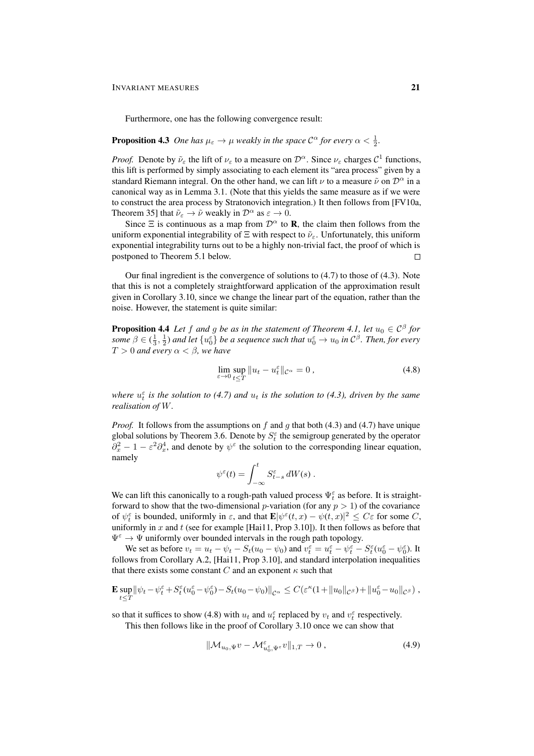Furthermore, one has the following convergence result:

**Proposition 4.3** *One has $\mu_\varepsilon \to \mu$ weakly in the space $\mathcal{C}^\alpha$ for every $\alpha < \frac{1}{2}$.*

*Proof.* Denote by $\tilde\nu_\varepsilon$ the lift of $\nu_\varepsilon$ to a measure on $\mathcal{D}^\alpha$. Since $\nu_\varepsilon$ charges $\mathcal{C}^1$ functions, this lift is performed by simply associating to each element its "area process" given by a standard Riemann integral. On the other hand, we can lift $\nu$ to a measure $\tilde\nu$ on $\mathcal{D}^\alpha$ in a canonical way as in Lemma 3.1. (Note that this yields the same measure as if we were to construct the area process by Stratonovich integration.) It then follows from [FV10a, Theorem 35] that $\tilde\nu_\varepsilon \to \tilde\nu$ weakly in $\mathcal{D}^\alpha$ as $\varepsilon \to 0$.

Since $\Xi$ is continuous as a map from $\mathcal{D}^\alpha$ to $\mathbf{R}$, the claim then follows from the uniform exponential integrability of $\Xi$ with respect to $\tilde\nu_\varepsilon$. Unfortunately, this uniform exponential integrability turns out to be a highly non-trivial fact, the proof of which is postponed to Theorem 5.1 below. □

Our final ingredient is the convergence of solutions to (4.7) to those of (4.3). Note that this is not a completely straightforward application of the approximation result given in Corollary 3.10, since we change the linear part of the equation, rather than the noise. However, the statement is quite similar:

**Proposition 4.4** *Let $f$ and $g$ be as in the statement of Theorem 4.1, let $u_0 \in \mathcal{C}^\beta$ for some $\beta \in (\frac{1}{3}, \frac{1}{2})$ and let $\{u_0^\varepsilon\}$ be a sequence such that $u_0^\varepsilon \to u_0$ in $\mathcal{C}^\beta$. Then, for every $T > 0$ and every $\alpha < \beta$, we have*

$$\lim_{\varepsilon\to 0} \sup_{t\le T} \|u_t - u_t^\varepsilon\|_{\mathcal{C}^\alpha} = 0 , \tag{4.8}$$

*where $u_t^\varepsilon$ is the solution to (4.7) and $u_t$ is the solution to (4.3), driven by the same realisation of $W$.*

*Proof.* It follows from the assumptions on $f$ and $g$ that both (4.3) and (4.7) have unique global solutions by Theorem 3.6. Denote by $S_t^\varepsilon$ the semigroup generated by the operator $\partial_x^2 - 1 - \varepsilon^2\partial_x^4$, and denote by $\psi^\varepsilon$ the solution to the corresponding linear equation, namely

$$\psi^\varepsilon(t) = \int_{-\infty}^t S_{t-s}^\varepsilon \, dW(s) .$$

We can lift this canonically to a rough-path valued process $\Psi_t^\varepsilon$ as before. It is straightforward to show that the two-dimensional $p$-variation (for any $p > 1$) of the covariance of $\psi_t^\varepsilon$ is bounded, uniformly in $\varepsilon$, and that $\mathbf{E}|\psi^\varepsilon(t,x) - \psi(t,x)|^2 \le C\varepsilon$ for some $C$, uniformly in $x$ and $t$ (see for example [Hai11, Prop 3.10]). It then follows as before that $\Psi^\varepsilon \to \Psi$ uniformly over bounded intervals in the rough path topology.

We set as before $v_t = u_t - \psi_t - S_t(u_0 - \psi_0)$ and $v_t^\varepsilon = u_t^\varepsilon - \psi_t^\varepsilon - S_t^\varepsilon(u_0^\varepsilon - \psi_0^\varepsilon)$. It follows from Corollary A.2, [Hai11, Prop 3.10], and standard interpolation inequalities that there exists some constant $C$ and an exponent $\kappa$ such that

$$\mathbf{E}\sup_{t\le T}\|\psi_t - \psi_t^\varepsilon + S_t^\varepsilon(u_0^\varepsilon - \psi_0^\varepsilon) - S_t(u_0 - \psi_0)\|_{\mathcal{C}^\alpha} \le C(\varepsilon^\kappa(1 + \|u_0\|_{\mathcal{C}^\beta}) + \|u_0^\varepsilon - u_0\|_{\mathcal{C}^\beta}) ,$$

so that it suffices to show (4.8) with $u_t$ and $u_t^\varepsilon$ replaced by $v_t$ and $v_t^\varepsilon$ respectively.

This then follows like in the proof of Corollary 3.10 once we can show that

$$\|\mathcal{M}_{u_0,\Psi} v - \mathcal{M}^\varepsilon_{u_0^\varepsilon,\Psi^\varepsilon} v\|_{1,T} \to 0 , \tag{4.9}$$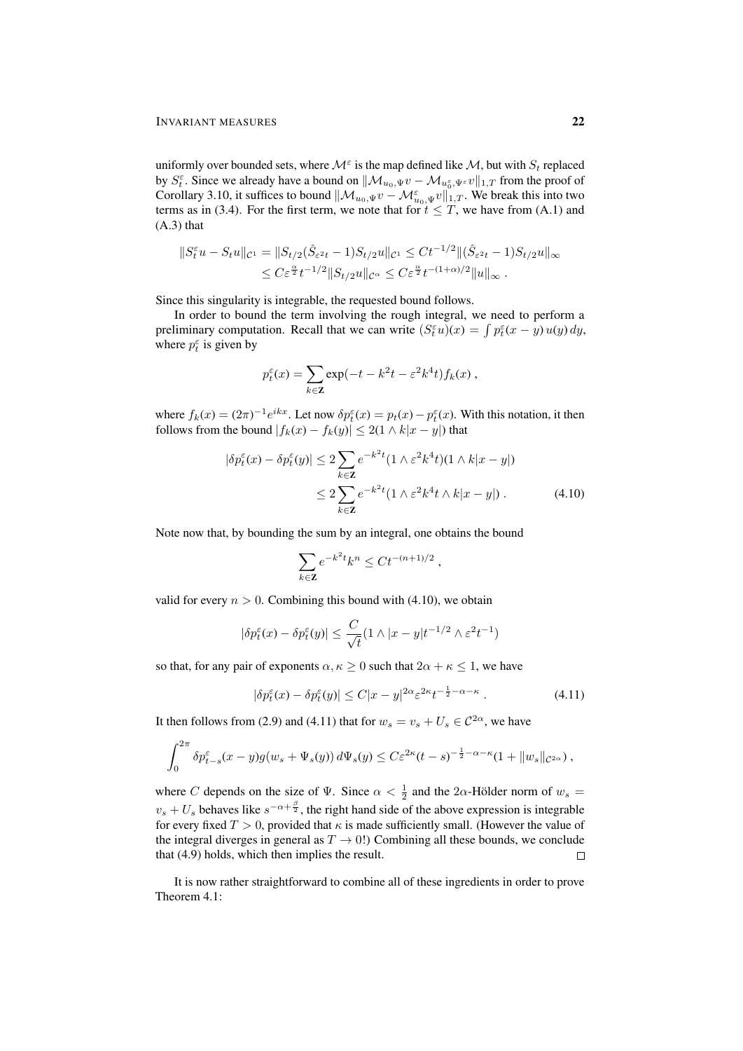uniformly over bounded sets, where $\mathcal{M}^\varepsilon$ is the map defined like $\mathcal{M}$, but with $S_t$ replaced by $S_t^\varepsilon$. Since we already have a bound on $\|\mathcal{M}_{u_0,\Psi} v - \mathcal{M}_{u_0^\varepsilon,\Psi^\varepsilon} v\|_{1,T}$ from the proof of Corollary 3.10, it suffices to bound $\|\mathcal{M}_{u_0,\Psi} v - \mathcal{M}^\varepsilon_{u_0,\Psi} v\|_{1,T}$. We break this into two terms as in (3.4). For the first term, we note that for $t \le T$, we have from (A.1) and (A.3) that

$$
\begin{aligned}
\|S_t^\varepsilon u - S_t u\|_{\mathcal{C}^1} &= \|S_{t/2}(\hat S_{\varepsilon^2 t} - 1) S_{t/2} u\|_{\mathcal{C}^1} \le C t^{-1/2} \|(\hat S_{\varepsilon^2 t} - 1) S_{t/2} u\|_\infty \\
&\le C \varepsilon^{\frac{\alpha}{2}} t^{-1/2} \|S_{t/2} u\|_{\mathcal{C}^\alpha} \le C \varepsilon^{\frac{\alpha}{2}} t^{-(1+\alpha)/2} \|u\|_\infty \;.
\end{aligned}
$$

Since this singularity is integrable, the requested bound follows.

In order to bound the term involving the rough integral, we need to perform a preliminary computation. Recall that we can write $(S_t^\varepsilon u)(x) = \int p_t^\varepsilon(x-y)\, u(y)\, dy$, where $p_t^\varepsilon$ is given by

$$
p_t^\varepsilon(x) = \sum_{k \in \mathbf{Z}} \exp(-t - k^2 t - \varepsilon^2 k^4 t) f_k(x) \;,
$$

where $f_k(x) = (2\pi)^{-1} e^{ikx}$. Let now $\delta p_t^\varepsilon(x) = p_t(x) - p_t^\varepsilon(x)$. With this notation, it then follows from the bound $|f_k(x) - f_k(y)| \le 2(1 \wedge k|x-y|)$ that

$$
\begin{aligned}
|\delta p_t^\varepsilon(x) - \delta p_t^\varepsilon(y)| &\le 2 \sum_{k\in\mathbf{Z}} e^{-k^2 t} (1 \wedge \varepsilon^2 k^4 t)(1 \wedge k|x-y|) \\
&\le 2 \sum_{k\in\mathbf{Z}} e^{-k^2 t} (1 \wedge \varepsilon^2 k^4 t \wedge k|x-y|) \;. \qquad (4.10)
\end{aligned}
$$

Note now that, by bounding the sum by an integral, one obtains the bound

$$
\sum_{k \in \mathbf{Z}} e^{-k^2 t} k^n \le C t^{-(n+1)/2} \;,
$$

valid for every $n > 0$. Combining this bound with (4.10), we obtain

$$
|\delta p_t^\varepsilon(x) - \delta p_t^\varepsilon(y)| \le \frac{C}{\sqrt{t}} (1 \wedge |x-y| t^{-1/2} \wedge \varepsilon^2 t^{-1})
$$

so that, for any pair of exponents $\alpha, \kappa \ge 0$ such that $2\alpha + \kappa \le 1$, we have

$$
|\delta p_t^\varepsilon(x) - \delta p_t^\varepsilon(y)| \le C |x-y|^{2\alpha} \varepsilon^{2\kappa} t^{-\frac{1}{2} - \alpha - \kappa} \;. \qquad (4.11)
$$

It then follows from (2.9) and (4.11) that for $w_s = v_s + U_s \in \mathcal{C}^{2\alpha}$, we have

$$
\int_0^{2\pi} \delta p_{t-s}^\varepsilon(x-y) g(w_s + \Psi_s(y))\, d\Psi_s(y) \le C \varepsilon^{2\kappa} (t-s)^{-\frac{1}{2} - \alpha - \kappa} (1 + \|w_s\|_{\mathcal{C}^{2\alpha}}) \;,
$$

where $C$ depends on the size of $\Psi$. Since $\alpha < \frac{1}{2}$ and the $2\alpha$-Hölder norm of $w_s = v_s + U_s$ behaves like $s^{-\alpha + \frac{\beta}{2}}$, the right hand side of the above expression is integrable for every fixed $T > 0$, provided that $\kappa$ is made sufficiently small. (However the value of the integral diverges in general as $T \to 0$!) Combining all these bounds, we conclude that (4.9) holds, which then implies the result. ∎

It is now rather straightforward to combine all of these ingredients in order to prove Theorem 4.1: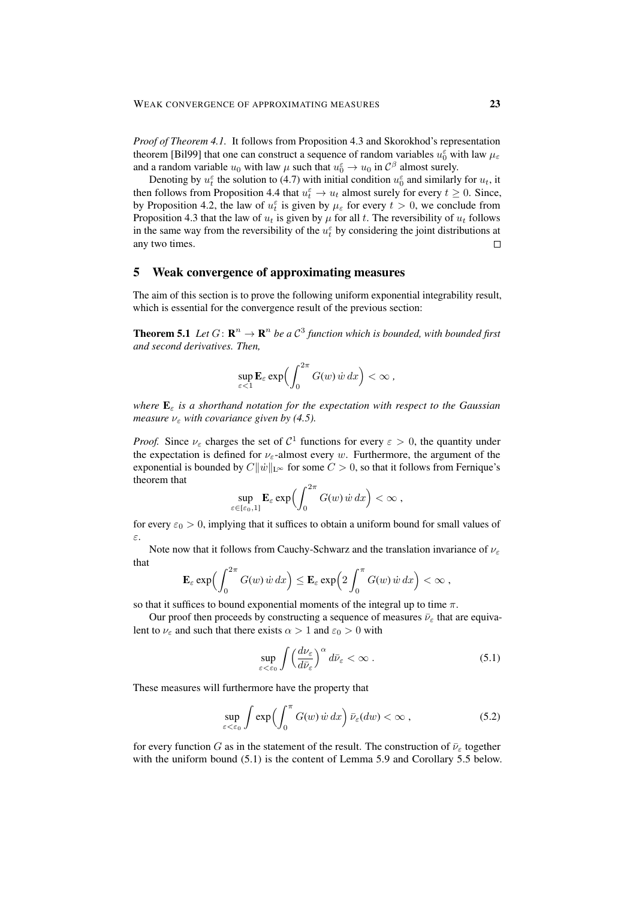*Proof of Theorem 4.1.* It follows from Proposition 4.3 and Skorokhod's representation theorem [Bil99] that one can construct a sequence of random variables $u_0^\varepsilon$ with law $\mu_\varepsilon$ and a random variable $u_0$ with law $\mu$ such that $u_0^\varepsilon \to u_0$ in $\mathcal{C}^\beta$ almost surely.

Denoting by $u_t^\varepsilon$ the solution to (4.7) with initial condition $u_0^\varepsilon$ and similarly for $u_t$, it then follows from Proposition 4.4 that $u_t^\varepsilon \to u_t$ almost surely for every $t \geq 0$. Since, by Proposition 4.2, the law of $u_t^\varepsilon$ is given by $\mu_\varepsilon$ for every $t > 0$, we conclude from Proposition 4.3 that the law of $u_t$ is given by $\mu$ for all $t$. The reversibility of $u_t$ follows in the same way from the reversibility of the $u_t^\varepsilon$ by considering the joint distributions at any two times. □

## 5 Weak convergence of approximating measures

The aim of this section is to prove the following uniform exponential integrability result, which is essential for the convergence result of the previous section:

**Theorem 5.1** *Let $G \colon \mathbf{R}^n \to \mathbf{R}^n$ be a $\mathcal{C}^3$ function which is bounded, with bounded first and second derivatives. Then,*

$$\sup_{\varepsilon<1} \mathbf{E}_\varepsilon \exp\Bigl(\int_0^{2\pi} G(w)\,\dot w\,dx\Bigr) < \infty\;,$$

*where $\mathbf{E}_\varepsilon$ is a shorthand notation for the expectation with respect to the Gaussian measure $\nu_\varepsilon$ with covariance given by (4.5).*

*Proof.* Since $\nu_\varepsilon$ charges the set of $\mathcal{C}^1$ functions for every $\varepsilon > 0$, the quantity under the expectation is defined for $\nu_\varepsilon$-almost every $w$. Furthermore, the argument of the exponential is bounded by $C\|\dot w\|_{\mathrm{L}^\infty}$ for some $C > 0$, so that it follows from Fernique's theorem that

$$\sup_{\varepsilon\in[\varepsilon_0,1]} \mathbf{E}_\varepsilon \exp\Bigl(\int_0^{2\pi} G(w)\,\dot w\,dx\Bigr) < \infty\;,$$

for every $\varepsilon_0 > 0$, implying that it suffices to obtain a uniform bound for small values of $\varepsilon$.

Note now that it follows from Cauchy-Schwarz and the translation invariance of $\nu_\varepsilon$ that

$$\mathbf{E}_\varepsilon \exp\Bigl(\int_0^{2\pi} G(w)\,\dot w\,dx\Bigr) \leq \mathbf{E}_\varepsilon \exp\Bigl(2\int_0^{\pi} G(w)\,\dot w\,dx\Bigr) < \infty\;,$$

so that it suffices to bound exponential moments of the integral up to time $\pi$.

Our proof then proceeds by constructing a sequence of measures $\bar\nu_\varepsilon$ that are equivalent to $\nu_\varepsilon$ and such that there exists $\alpha > 1$ and $\varepsilon_0 > 0$ with

$$\sup_{\varepsilon<\varepsilon_0} \int \Bigl(\frac{d\nu_\varepsilon}{d\bar\nu_\varepsilon}\Bigr)^\alpha d\bar\nu_\varepsilon < \infty\;. \tag{5.1}$$

These measures will furthermore have the property that

$$\sup_{\varepsilon<\varepsilon_0} \int \exp\Bigl(\int_0^{\pi} G(w)\,\dot w\,dx\Bigr)\,\bar\nu_\varepsilon(dw) < \infty\;, \tag{5.2}$$

for every function $G$ as in the statement of the result. The construction of $\bar\nu_\varepsilon$ together with the uniform bound (5.1) is the content of Lemma 5.9 and Corollary 5.5 below.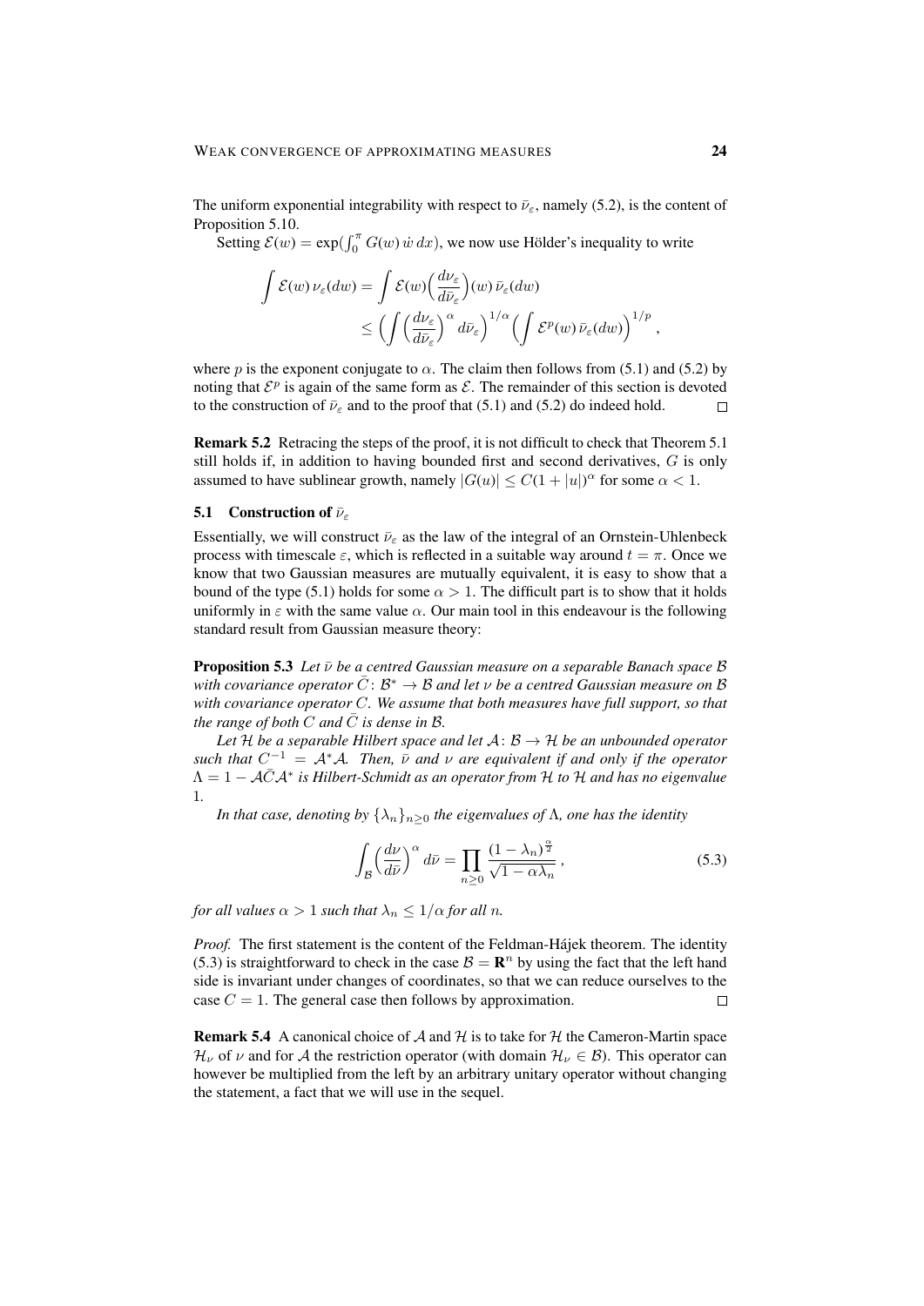The uniform exponential integrability with respect to $\bar\nu_\varepsilon$, namely (5.2), is the content of Proposition 5.10.

Setting $\mathcal{E}(w) = \exp(\int_0^\pi G(w)\,\dot w\,dx)$, we now use Hölder's inequality to write

$$
\begin{aligned}
\int \mathcal{E}(w)\,\nu_\varepsilon(dw) &= \int \mathcal{E}(w)\Big(\frac{d\nu_\varepsilon}{d\bar\nu_\varepsilon}\Big)(w)\,\bar\nu_\varepsilon(dw) \\
&\le \Big(\int \Big(\frac{d\nu_\varepsilon}{d\bar\nu_\varepsilon}\Big)^\alpha d\bar\nu_\varepsilon\Big)^{1/\alpha}\Big(\int \mathcal{E}^p(w)\,\bar\nu_\varepsilon(dw)\Big)^{1/p},
\end{aligned}
$$

where $p$ is the exponent conjugate to $\alpha$. The claim then follows from (5.1) and (5.2) by noting that $\mathcal{E}^p$ is again of the same form as $\mathcal{E}$. The remainder of this section is devoted to the construction of $\bar\nu_\varepsilon$ and to the proof that (5.1) and (5.2) do indeed hold. □

**Remark 5.2** Retracing the steps of the proof, it is not difficult to check that Theorem 5.1 still holds if, in addition to having bounded first and second derivatives, $G$ is only assumed to have sublinear growth, namely $|G(u)| \le C(1+|u|)^\alpha$ for some $\alpha < 1$.

### 5.1 Construction of $\bar\nu_\varepsilon$

Essentially, we will construct $\bar\nu_\varepsilon$ as the law of the integral of an Ornstein-Uhlenbeck process with timescale $\varepsilon$, which is reflected in a suitable way around $t = \pi$. Once we know that two Gaussian measures are mutually equivalent, it is easy to show that a bound of the type (5.1) holds for some $\alpha > 1$. The difficult part is to show that it holds uniformly in $\varepsilon$ with the same value $\alpha$. Our main tool in this endeavour is the following standard result from Gaussian measure theory:

**Proposition 5.3** *Let $\bar\nu$ be a centred Gaussian measure on a separable Banach space $\mathcal{B}$ with covariance operator $\bar C\colon \mathcal{B}^* \to \mathcal{B}$ and let $\nu$ be a centred Gaussian measure on $\mathcal{B}$ with covariance operator $C$. We assume that both measures have full support, so that the range of both $C$ and $\bar C$ is dense in $\mathcal{B}$.*

*Let $\mathcal{H}$ be a separable Hilbert space and let $\mathcal{A}\colon \mathcal{B} \to \mathcal{H}$ be an unbounded operator such that $C^{-1} = \mathcal{A}^*\mathcal{A}$. Then, $\bar\nu$ and $\nu$ are equivalent if and only if the operator $\Lambda = 1 - \mathcal{A}\bar C\mathcal{A}^*$ is Hilbert-Schmidt as an operator from $\mathcal{H}$ to $\mathcal{H}$ and has no eigenvalue 1.*

*In that case, denoting by $\{\lambda_n\}_{n\ge0}$ the eigenvalues of $\Lambda$, one has the identity*

$$
\int_{\mathcal{B}} \Big(\frac{d\nu}{d\bar\nu}\Big)^\alpha d\bar\nu = \prod_{n\ge0} \frac{(1-\lambda_n)^{\frac{\alpha}{2}}}{\sqrt{1-\alpha\lambda_n}}\,, \tag{5.3}
$$

*for all values $\alpha > 1$ such that $\lambda_n \le 1/\alpha$ for all $n$.*

*Proof.* The first statement is the content of the Feldman-Hájek theorem. The identity (5.3) is straightforward to check in the case $\mathcal{B} = \mathbf{R}^n$ by using the fact that the left hand side is invariant under changes of coordinates, so that we can reduce ourselves to the case $C = 1$. The general case then follows by approximation. □

**Remark 5.4** A canonical choice of $\mathcal{A}$ and $\mathcal{H}$ is to take for $\mathcal{H}$ the Cameron-Martin space $\mathcal{H}_\nu$ of $\nu$ and for $\mathcal{A}$ the restriction operator (with domain $\mathcal{H}_\nu \in \mathcal{B}$). This operator can however be multiplied from the left by an arbitrary unitary operator without changing the statement, a fact that we will use in the sequel.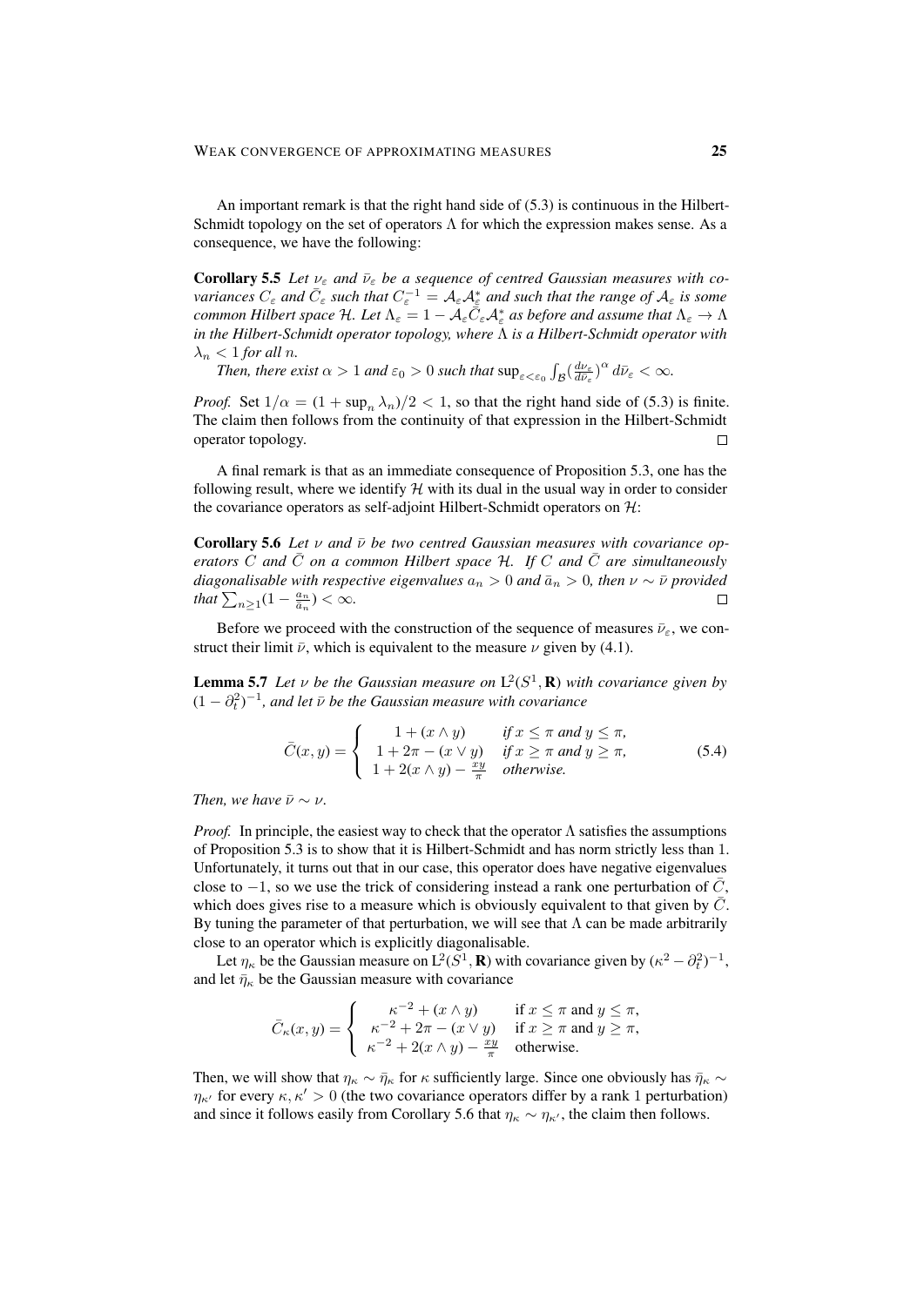An important remark is that the right hand side of (5.3) is continuous in the Hilbert-Schmidt topology on the set of operators $\Lambda$ for which the expression makes sense. As a consequence, we have the following:

**Corollary 5.5** *Let $\nu_\varepsilon$ and $\bar\nu_\varepsilon$ be a sequence of centred Gaussian measures with covariances $C_\varepsilon$ and $\bar C_\varepsilon$ such that $C_\varepsilon^{-1} = \mathcal{A}_\varepsilon \mathcal{A}_\varepsilon^*$ and such that the range of $\mathcal{A}_\varepsilon$ is some common Hilbert space $\mathcal{H}$. Let $\Lambda_\varepsilon = 1 - \mathcal{A}_\varepsilon \bar C_\varepsilon \mathcal{A}_\varepsilon^*$ as before and assume that $\Lambda_\varepsilon \to \Lambda$ in the Hilbert-Schmidt operator topology, where $\Lambda$ is a Hilbert-Schmidt operator with $\lambda_n < 1$ for all $n$.*

*Then, there exist $\alpha > 1$ and $\varepsilon_0 > 0$ such that $\sup_{\varepsilon<\varepsilon_0} \int_{\mathcal{B}} (\frac{d\nu_\varepsilon}{d\bar\nu_\varepsilon})^\alpha \, d\bar\nu_\varepsilon < \infty$.*

*Proof.* Set $1/\alpha = (1 + \sup_n \lambda_n)/2 < 1$, so that the right hand side of (5.3) is finite. The claim then follows from the continuity of that expression in the Hilbert-Schmidt operator topology. □

A final remark is that as an immediate consequence of Proposition 5.3, one has the following result, where we identify $\mathcal{H}$ with its dual in the usual way in order to consider the covariance operators as self-adjoint Hilbert-Schmidt operators on $\mathcal{H}$:

**Corollary 5.6** *Let $\nu$ and $\bar\nu$ be two centred Gaussian measures with covariance operators $C$ and $\bar C$ on a common Hilbert space $\mathcal{H}$. If $C$ and $\bar C$ are simultaneously diagonalisable with respective eigenvalues $a_n > 0$ and $\bar a_n > 0$, then $\nu \sim \bar\nu$ provided that $\sum_{n\ge1}(1 - \frac{a_n}{\bar a_n}) < \infty$.* □

Before we proceed with the construction of the sequence of measures $\bar\nu_\varepsilon$, we construct their limit $\bar\nu$, which is equivalent to the measure $\nu$ given by (4.1).

**Lemma 5.7** *Let $\nu$ be the Gaussian measure on $L^2(S^1, \mathbf{R})$ with covariance given by $(1 - \partial_t^2)^{-1}$, and let $\bar\nu$ be the Gaussian measure with covariance*

$$\bar C(x,y) = \begin{cases} 1 + (x \wedge y) & \text{if } x \le \pi \text{ and } y \le \pi, \\ 1 + 2\pi - (x \vee y) & \text{if } x \ge \pi \text{ and } y \ge \pi, \\ 1 + 2(x \wedge y) - \frac{xy}{\pi} & \text{otherwise.} \end{cases} \tag{5.4}$$

*Then, we have $\bar\nu \sim \nu$.*

*Proof.* In principle, the easiest way to check that the operator $\Lambda$ satisfies the assumptions of Proposition 5.3 is to show that it is Hilbert-Schmidt and has norm strictly less than 1. Unfortunately, it turns out that in our case, this operator does have negative eigenvalues close to $-1$, so we use the trick of considering instead a rank one perturbation of $\bar C$, which does gives rise to a measure which is obviously equivalent to that given by $\bar C$. By tuning the parameter of that perturbation, we will see that $\Lambda$ can be made arbitrarily close to an operator which is explicitly diagonalisable.

Let $\eta_\kappa$ be the Gaussian measure on $L^2(S^1, \mathbf{R})$ with covariance given by $(\kappa^2 - \partial_t^2)^{-1}$, and let $\bar\eta_\kappa$ be the Gaussian measure with covariance

$$\bar C_\kappa(x,y) = \begin{cases} \kappa^{-2} + (x \wedge y) & \text{if } x \le \pi \text{ and } y \le \pi, \\ \kappa^{-2} + 2\pi - (x \vee y) & \text{if } x \ge \pi \text{ and } y \ge \pi, \\ \kappa^{-2} + 2(x \wedge y) - \frac{xy}{\pi} & \text{otherwise.} \end{cases}$$

Then, we will show that $\eta_\kappa \sim \bar\eta_\kappa$ for $\kappa$ sufficiently large. Since one obviously has $\bar\eta_\kappa \sim \eta_{\kappa'}$ for every $\kappa, \kappa' > 0$ (the two covariance operators differ by a rank 1 perturbation) and since it follows easily from Corollary 5.6 that $\eta_\kappa \sim \eta_{\kappa'}$, the claim then follows.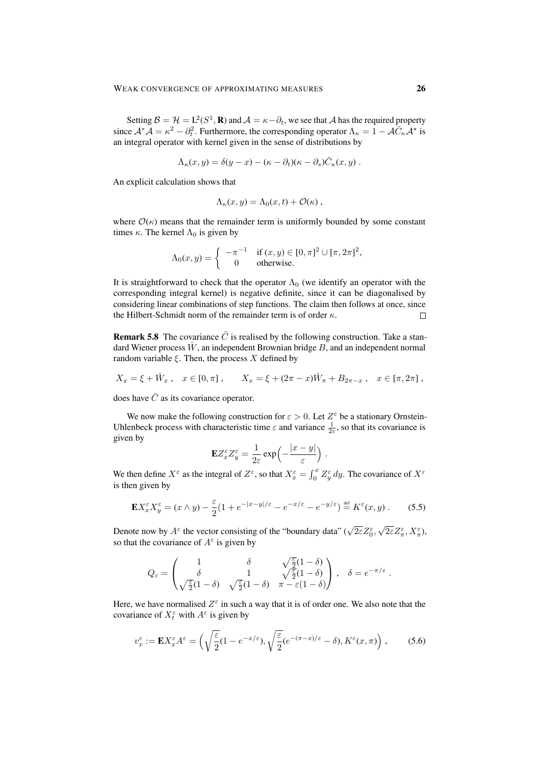Setting $\mathcal{B} = \mathcal{H} = \mathrm{L}^2(S^1, \mathbf{R})$ and $\mathcal{A} = \kappa - \partial_t$, we see that $\mathcal{A}$ has the required property since $\mathcal{A}^*\mathcal{A} = \kappa^2 - \partial_t^2$. Furthermore, the corresponding operator $\Lambda_\kappa = 1 - \mathcal{A}\bar{C}_\kappa \mathcal{A}^\star$ is an integral operator with kernel given in the sense of distributions by

$$\Lambda_\kappa(x,y) = \delta(y-x) - (\kappa - \partial_t)(\kappa - \partial_s)\bar{C}_\kappa(x,y) \;.$$

An explicit calculation shows that

$$\Lambda_\kappa(x,y) = \Lambda_0(x,t) + \mathcal{O}(\kappa) \;,$$

where $\mathcal{O}(\kappa)$ means that the remainder term is uniformly bounded by some constant times $\kappa$. The kernel $\Lambda_0$ is given by

$$\Lambda_0(x,y) = \begin{cases} -\pi^{-1} & \text{if } (x,y) \in [0,\pi]^2 \cup [\pi, 2\pi]^2, \\ 0 & \text{otherwise.} \end{cases}$$

It is straightforward to check that the operator $\Lambda_0$ (we identify an operator with the corresponding integral kernel) is negative definite, since it can be diagonalised by considering linear combinations of step functions. The claim then follows at once, since the Hilbert-Schmidt norm of the remainder term is of order $\kappa$. □

**Remark 5.8** The covariance $\bar{C}$ is realised by the following construction. Take a standard Wiener process $\hat{W}$, an independent Brownian bridge $B$, and an independent normal random variable $\xi$. Then, the process $X$ defined by

$$X_x = \xi + \hat{W}_x \;, \quad x \in [0,\pi] \;, \qquad X_x = \xi + (2\pi - x)\hat{W}_\pi + B_{2\pi - x} \;, \quad x \in [\pi, 2\pi] \;,$$

does have $\bar{C}$ as its covariance operator.

We now make the following construction for $\varepsilon > 0$. Let $Z^\varepsilon$ be a stationary Ornstein-Uhlenbeck process with characteristic time $\varepsilon$ and variance $\frac{1}{2\varepsilon}$, so that its covariance is given by

$$\mathbf{E} Z_x^\varepsilon Z_y^\varepsilon = \frac{1}{2\varepsilon} \exp\Bigl(-\frac{|x-y|}{\varepsilon}\Bigr) \;.$$

We then define $X^\varepsilon$ as the integral of $Z^\varepsilon$, so that $X_x^\varepsilon = \int_0^x Z_y^\varepsilon \, dy$. The covariance of $X^\varepsilon$ is then given by

$$\mathbf{E} X_x^\varepsilon X_y^\varepsilon = (x \wedge y) - \frac{\varepsilon}{2}\bigl(1 + e^{-|x-y|/\varepsilon} - e^{-x/\varepsilon} - e^{-y/\varepsilon}\bigr) \stackrel{\text{def}}{=} K^\varepsilon(x,y) \;. \tag{5.5}$$

Denote now by $A^\varepsilon$ the vector consisting of the "boundary data" $(\sqrt{2\varepsilon} Z_0^\varepsilon, \sqrt{2\varepsilon} Z_\pi^\varepsilon, X_\pi^\varepsilon)$, so that the covariance of $A^\varepsilon$ is given by

$$Q_\varepsilon = \begin{pmatrix} 1 & \delta & \sqrt{\frac{\varepsilon}{2}}(1-\delta) \\ \delta & 1 & \sqrt{\frac{\varepsilon}{2}}(1-\delta) \\ \sqrt{\frac{\varepsilon}{2}}(1-\delta) & \sqrt{\frac{\varepsilon}{2}}(1-\delta) & \pi - \varepsilon(1-\delta) \end{pmatrix} \;, \quad \delta = e^{-\pi/\varepsilon} \;.$$

Here, we have normalised $Z^\varepsilon$ in such a way that it is of order one. We also note that the covariance of $X_t^\varepsilon$ with $A^\varepsilon$ is given by

$$v_x^\varepsilon := \mathbf{E} X_x^\varepsilon A^\varepsilon = \Bigl(\sqrt{\frac{\varepsilon}{2}}(1 - e^{-x/\varepsilon}), \sqrt{\frac{\varepsilon}{2}}(e^{-(\pi - x)/\varepsilon} - \delta), K^\varepsilon(x,\pi)\Bigr) \;, \tag{5.6}$$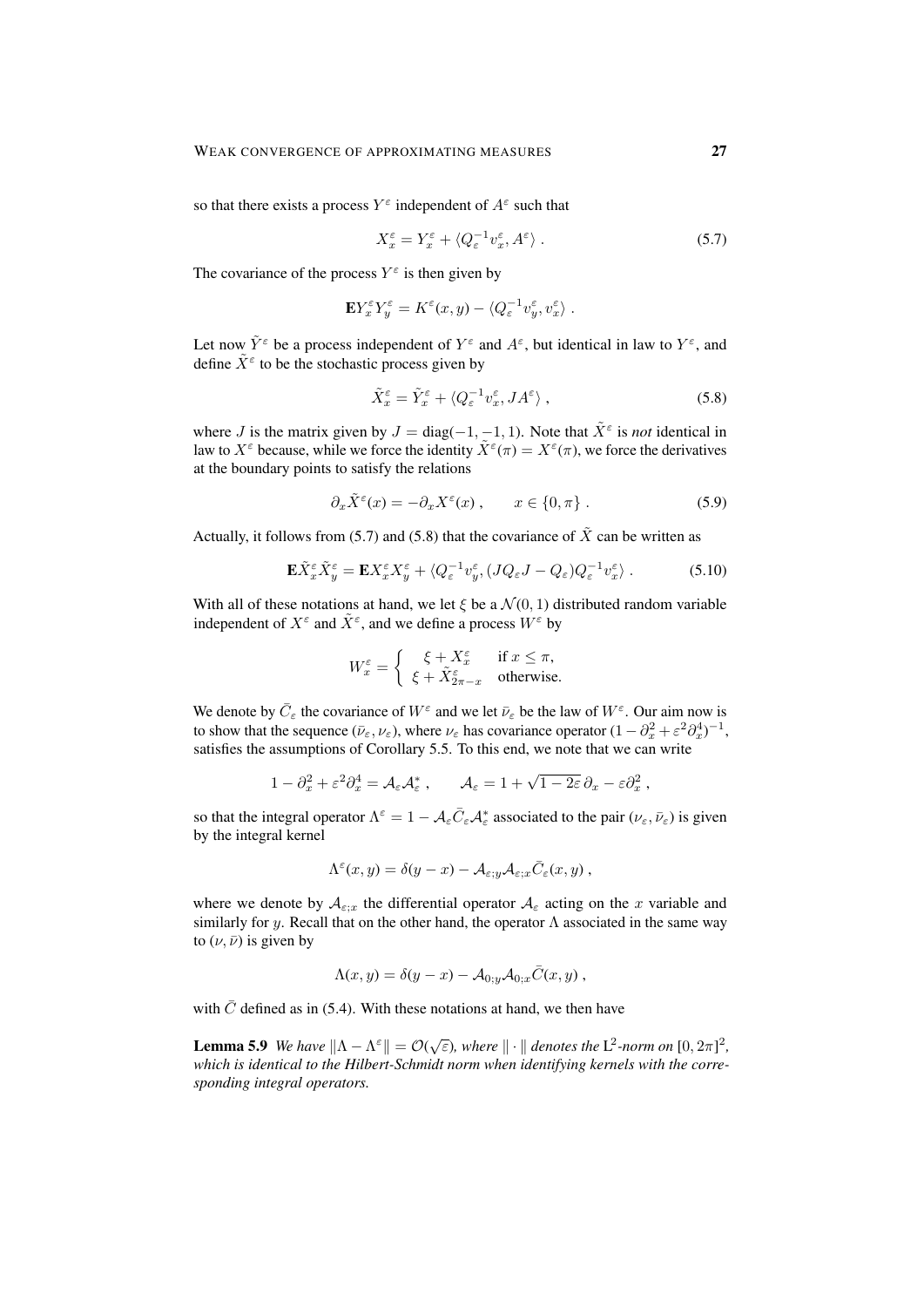so that there exists a process $Y^\varepsilon$ independent of $A^\varepsilon$ such that

$$X_x^\varepsilon = Y_x^\varepsilon + \langle Q_\varepsilon^{-1} v_x^\varepsilon, A^\varepsilon \rangle \; . \tag{5.7}$$

The covariance of the process $Y^\varepsilon$ is then given by

$$\mathbf{E} Y_x^\varepsilon Y_y^\varepsilon = K^\varepsilon(x,y) - \langle Q_\varepsilon^{-1} v_y^\varepsilon, v_x^\varepsilon \rangle \; .$$

Let now $\tilde Y^\varepsilon$ be a process independent of $Y^\varepsilon$ and $A^\varepsilon$, but identical in law to $Y^\varepsilon$, and define $\tilde X^\varepsilon$ to be the stochastic process given by

$$\tilde X_x^\varepsilon = \tilde Y_x^\varepsilon + \langle Q_\varepsilon^{-1} v_x^\varepsilon, J A^\varepsilon \rangle \; , \tag{5.8}$$

where $J$ is the matrix given by $J = \mathrm{diag}(-1,-1,1)$. Note that $\tilde X^\varepsilon$ is *not* identical in law to $X^\varepsilon$ because, while we force the identity $\tilde X^\varepsilon(\pi) = X^\varepsilon(\pi)$, we force the derivatives at the boundary points to satisfy the relations

$$\partial_x \tilde X^\varepsilon(x) = -\partial_x X^\varepsilon(x) \; , \qquad x \in \{0,\pi\} \; . \tag{5.9}$$

Actually, it follows from (5.7) and (5.8) that the covariance of $\tilde X$ can be written as

$$\mathbf{E} \tilde X_x^\varepsilon \tilde X_y^\varepsilon = \mathbf{E} X_x^\varepsilon X_y^\varepsilon + \langle Q_\varepsilon^{-1} v_y^\varepsilon, (J Q_\varepsilon J - Q_\varepsilon) Q_\varepsilon^{-1} v_x^\varepsilon \rangle \; . \tag{5.10}$$

With all of these notations at hand, we let $\xi$ be a $\mathcal{N}(0,1)$ distributed random variable independent of $X^\varepsilon$ and $\tilde X^\varepsilon$, and we define a process $W^\varepsilon$ by

$$W_x^\varepsilon = \begin{cases} \xi + X_x^\varepsilon & \text{if } x \le \pi, \\ \xi + \tilde X_{2\pi - x}^\varepsilon & \text{otherwise.} \end{cases}$$

We denote by $\bar C_\varepsilon$ the covariance of $W^\varepsilon$ and we let $\bar\nu_\varepsilon$ be the law of $W^\varepsilon$. Our aim now is to show that the sequence $(\bar\nu_\varepsilon, \nu_\varepsilon)$, where $\nu_\varepsilon$ has covariance operator $(1 - \partial_x^2 + \varepsilon^2 \partial_x^4)^{-1}$, satisfies the assumptions of Corollary 5.5. To this end, we note that we can write

$$1 - \partial_x^2 + \varepsilon^2 \partial_x^4 = \mathcal{A}_\varepsilon \mathcal{A}_\varepsilon^* \; , \qquad \mathcal{A}_\varepsilon = 1 + \sqrt{1 - 2\varepsilon}\, \partial_x - \varepsilon \partial_x^2 \; ,$$

so that the integral operator $\Lambda^\varepsilon = 1 - \mathcal{A}_\varepsilon \bar C_\varepsilon \mathcal{A}_\varepsilon^*$ associated to the pair $(\nu_\varepsilon, \bar\nu_\varepsilon)$ is given by the integral kernel

$$\Lambda^\varepsilon(x,y) = \delta(y-x) - \mathcal{A}_{\varepsilon;y} \mathcal{A}_{\varepsilon;x} \bar C_\varepsilon(x,y) \; ,$$

where we denote by $\mathcal{A}_{\varepsilon;x}$ the differential operator $\mathcal{A}_\varepsilon$ acting on the $x$ variable and similarly for $y$. Recall that on the other hand, the operator $\Lambda$ associated in the same way to $(\nu, \bar\nu)$ is given by

$$\Lambda(x,y) = \delta(y-x) - \mathcal{A}_{0;y} \mathcal{A}_{0;x} \bar C(x,y) \; ,$$

with $\bar C$ defined as in (5.4). With these notations at hand, we then have

**Lemma 5.9** *We have $\|\Lambda - \Lambda^\varepsilon\| = \mathcal{O}(\sqrt{\varepsilon})$, where $\|\cdot\|$ denotes the $\mathrm{L}^2$-norm on $[0,2\pi]^2$, which is identical to the Hilbert-Schmidt norm when identifying kernels with the corresponding integral operators.*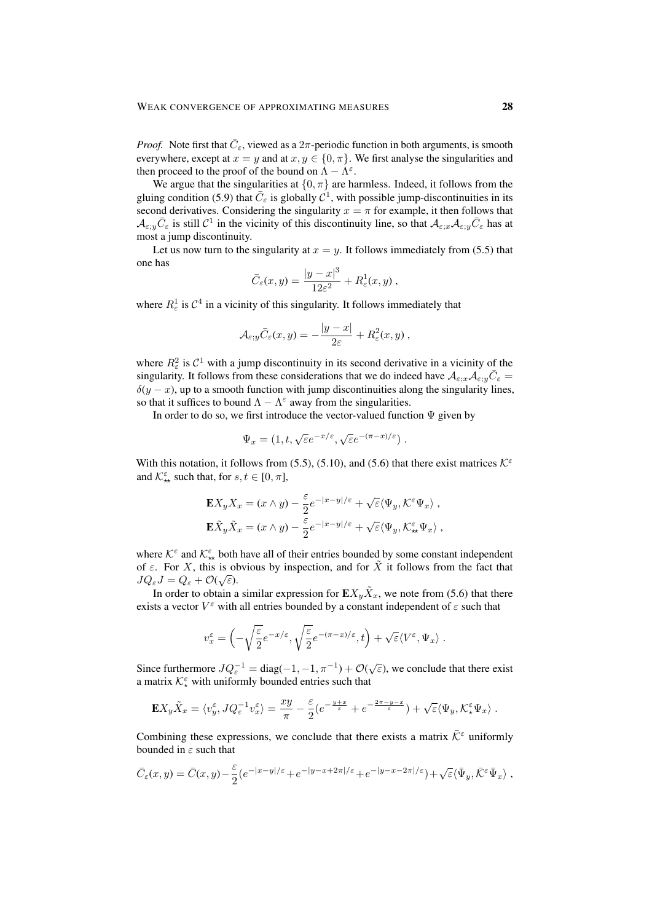*Proof.* Note first that $\bar{C}_\varepsilon$, viewed as a $2\pi$-periodic function in both arguments, is smooth everywhere, except at $x = y$ and at $x, y \in \{0, \pi\}$. We first analyse the singularities and then proceed to the proof of the bound on $\Lambda - \Lambda^\varepsilon$.

We argue that the singularities at $\{0, \pi\}$ are harmless. Indeed, it follows from the gluing condition (5.9) that $\bar{C}_\varepsilon$ is globally $\mathcal{C}^1$, with possible jump-discontinuities in its second derivatives. Considering the singularity $x = \pi$ for example, it then follows that $\mathcal{A}_{\varepsilon;y}\bar{C}_\varepsilon$ is still $\mathcal{C}^1$ in the vicinity of this discontinuity line, so that $\mathcal{A}_{\varepsilon;x}\mathcal{A}_{\varepsilon;y}\bar{C}_\varepsilon$ has at most a jump discontinuity.

Let us now turn to the singularity at $x = y$. It follows immediately from (5.5) that one has

$$\bar{C}_\varepsilon(x, y) = \frac{|y - x|^3}{12\varepsilon^2} + R^1_\varepsilon(x, y) ,$$

where $R^1_\varepsilon$ is $\mathcal{C}^4$ in a vicinity of this singularity. It follows immediately that

$$\mathcal{A}_{\varepsilon;y}\bar{C}_\varepsilon(x, y) = -\frac{|y - x|}{2\varepsilon} + R^2_\varepsilon(x, y) ,$$

where $R^2_\varepsilon$ is $\mathcal{C}^1$ with a jump discontinuity in its second derivative in a vicinity of the singularity. It follows from these considerations that we do indeed have $\mathcal{A}_{\varepsilon;x}\mathcal{A}_{\varepsilon;y}\bar{C}_\varepsilon = \delta(y - x)$, up to a smooth function with jump discontinuities along the singularity lines, so that it suffices to bound $\Lambda - \Lambda^\varepsilon$ away from the singularities.

In order to do so, we first introduce the vector-valued function $\Psi$ given by

$$\Psi_x = (1, t, \sqrt{\varepsilon}e^{-x/\varepsilon}, \sqrt{\varepsilon}e^{-(\pi - x)/\varepsilon}) .$$

With this notation, it follows from (5.5), (5.10), and (5.6) that there exist matrices $\mathcal{K}^\varepsilon$ and $\mathcal{K}^\varepsilon_{\star\star}$ such that, for $s, t \in [0, \pi]$,

$$\begin{aligned}
\mathbf{E}X_y X_x &= (x \wedge y) - \frac{\varepsilon}{2}e^{-|x-y|/\varepsilon} + \sqrt{\varepsilon}\langle \Psi_y, \mathcal{K}^\varepsilon \Psi_x\rangle , \\
\mathbf{E}\tilde{X}_y \tilde{X}_x &= (x \wedge y) - \frac{\varepsilon}{2}e^{-|x-y|/\varepsilon} + \sqrt{\varepsilon}\langle \Psi_y, \mathcal{K}^\varepsilon_{\star\star} \Psi_x\rangle ,
\end{aligned}$$

where $\mathcal{K}^\varepsilon$ and $\mathcal{K}^\varepsilon_{\star\star}$ both have all of their entries bounded by some constant independent of $\varepsilon$. For $X$, this is obvious by inspection, and for $\tilde{X}$ it follows from the fact that $JQ_\varepsilon J = Q_\varepsilon + \mathcal{O}(\sqrt{\varepsilon})$.

In order to obtain a similar expression for $\mathbf{E}X_y\tilde{X}_x$, we note from (5.6) that there exists a vector $V^\varepsilon$ with all entries bounded by a constant independent of $\varepsilon$ such that

$$v^\varepsilon_x = \Big(-\sqrt{\frac{\varepsilon}{2}}e^{-x/\varepsilon}, \sqrt{\frac{\varepsilon}{2}}e^{-(\pi - x)/\varepsilon}, t\Big) + \sqrt{\varepsilon}\langle V^\varepsilon, \Psi_x\rangle .$$

Since furthermore $JQ_\varepsilon^{-1} = \mathrm{diag}(-1, -1, \pi^{-1}) + \mathcal{O}(\sqrt{\varepsilon})$, we conclude that there exist a matrix $\mathcal{K}^\varepsilon_\star$ with uniformly bounded entries such that

$$\mathbf{E}X_y\tilde{X}_x = \langle v^\varepsilon_y, JQ_\varepsilon^{-1}v^\varepsilon_x\rangle = \frac{xy}{\pi} - \frac{\varepsilon}{2}\big(e^{-\frac{y+x}{\varepsilon}} + e^{-\frac{2\pi - y - x}{\varepsilon}}\big) + \sqrt{\varepsilon}\langle \Psi_y, \mathcal{K}^\varepsilon_\star \Psi_x\rangle .$$

Combining these expressions, we conclude that there exists a matrix $\bar{\mathcal{K}}^\varepsilon$ uniformly bounded in $\varepsilon$ such that

$$\bar{C}_\varepsilon(x, y) = \bar{C}(x, y) - \frac{\varepsilon}{2}\big(e^{-|x-y|/\varepsilon} + e^{-|y-x+2\pi|/\varepsilon} + e^{-|y-x-2\pi|/\varepsilon}\big) + \sqrt{\varepsilon}\langle \bar{\Psi}_y, \bar{\mathcal{K}}^\varepsilon \bar{\Psi}_x\rangle ,$$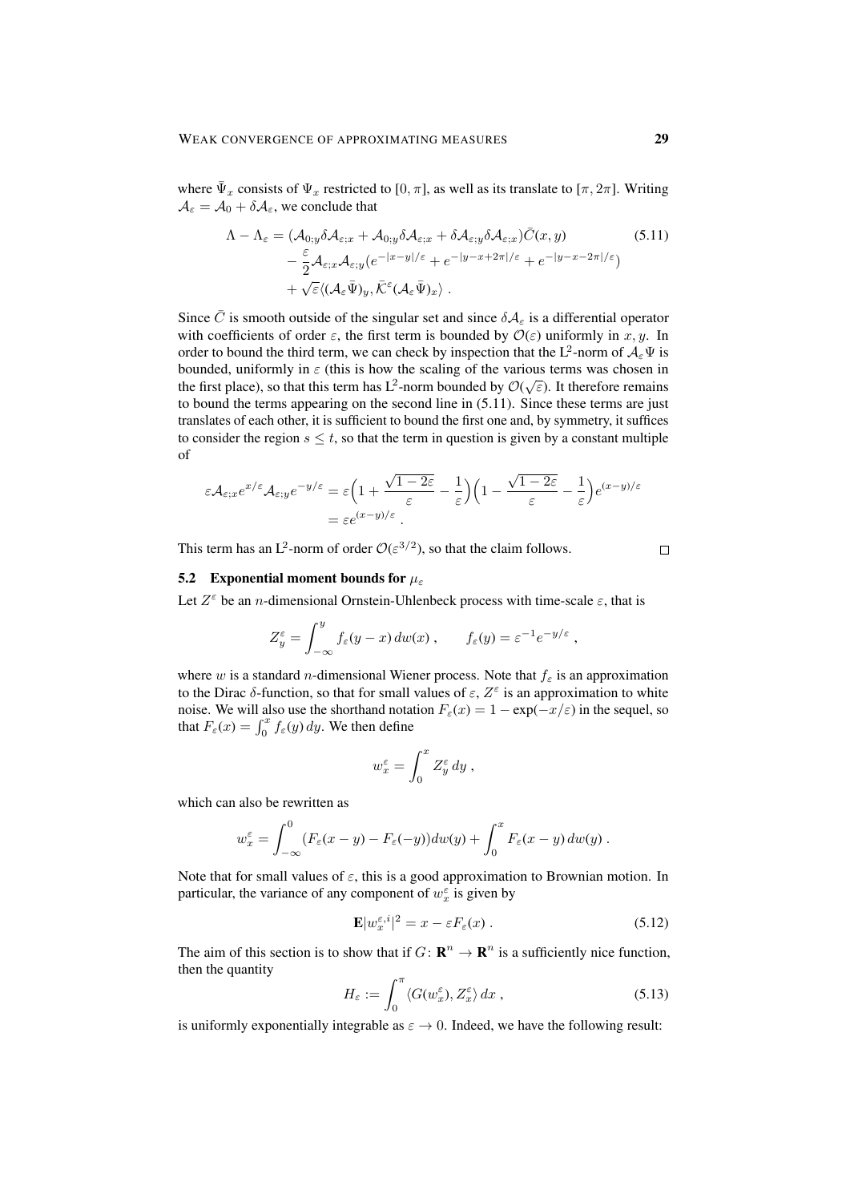where $\bar{\Psi}_x$ consists of $\Psi_x$ restricted to $[0, \pi]$, as well as its translate to $[\pi, 2\pi]$. Writing $\mathcal{A}_\varepsilon = \mathcal{A}_0 + \delta\mathcal{A}_\varepsilon$, we conclude that

$$
\begin{aligned}
\Lambda - \Lambda_\varepsilon &= (\mathcal{A}_{0;y}\delta\mathcal{A}_{\varepsilon;x} + \mathcal{A}_{0;y}\delta\mathcal{A}_{\varepsilon;x} + \delta\mathcal{A}_{\varepsilon;y}\delta\mathcal{A}_{\varepsilon;x})\bar{C}(x,y) \\
&\quad - \frac{\varepsilon}{2}\mathcal{A}_{\varepsilon;x}\mathcal{A}_{\varepsilon;y}\big(e^{-|x-y|/\varepsilon} + e^{-|y-x+2\pi|/\varepsilon} + e^{-|y-x-2\pi|/\varepsilon}\big) \\
&\quad + \sqrt{\varepsilon}\langle(\mathcal{A}_\varepsilon\bar{\Psi})_y, \bar{\mathcal{K}}^\varepsilon(\mathcal{A}_\varepsilon\bar{\Psi})_x\rangle\;.
\end{aligned}
\tag{5.11}
$$

Since $\bar{C}$ is smooth outside of the singular set and since $\delta\mathcal{A}_\varepsilon$ is a differential operator with coefficients of order $\varepsilon$, the first term is bounded by $\mathcal{O}(\varepsilon)$ uniformly in $x, y$. In order to bound the third term, we can check by inspection that the $\mathrm{L}^2$-norm of $\mathcal{A}_\varepsilon\Psi$ is bounded, uniformly in $\varepsilon$ (this is how the scaling of the various terms was chosen in the first place), so that this term has $\mathrm{L}^2$-norm bounded by $\mathcal{O}(\sqrt{\varepsilon})$. It therefore remains to bound the terms appearing on the second line in (5.11). Since these terms are just translates of each other, it is sufficient to bound the first one and, by symmetry, it suffices to consider the region $s \le t$, so that the term in question is given by a constant multiple of

$$
\begin{aligned}
\varepsilon\mathcal{A}_{\varepsilon;x}e^{x/\varepsilon}\mathcal{A}_{\varepsilon;y}e^{-y/\varepsilon} &= \varepsilon\Big(1 + \frac{\sqrt{1-2\varepsilon}}{\varepsilon} - \frac{1}{\varepsilon}\Big)\Big(1 - \frac{\sqrt{1-2\varepsilon}}{\varepsilon} - \frac{1}{\varepsilon}\Big)e^{(x-y)/\varepsilon} \\
&= \varepsilon e^{(x-y)/\varepsilon}\;.
\end{aligned}
$$

This term has an $\mathrm{L}^2$-norm of order $\mathcal{O}(\varepsilon^{3/2})$, so that the claim follows. $\square$

### 5.2 Exponential moment bounds for $\mu_\varepsilon$

Let $Z^\varepsilon$ be an $n$-dimensional Ornstein-Uhlenbeck process with time-scale $\varepsilon$, that is

$$
Z_y^\varepsilon = \int_{-\infty}^{y} f_\varepsilon(y-x)\,dw(x)\;, \qquad f_\varepsilon(y) = \varepsilon^{-1}e^{-y/\varepsilon}\;,
$$

where $w$ is a standard $n$-dimensional Wiener process. Note that $f_\varepsilon$ is an approximation to the Dirac $\delta$-function, so that for small values of $\varepsilon$, $Z^\varepsilon$ is an approximation to white noise. We will also use the shorthand notation $F_\varepsilon(x) = 1 - \exp(-x/\varepsilon)$ in the sequel, so that $F_\varepsilon(x) = \int_0^x f_\varepsilon(y)\,dy$. We then define

$$
w_x^\varepsilon = \int_0^x Z_y^\varepsilon\,dy\;,
$$

which can also be rewritten as

$$
w_x^\varepsilon = \int_{-\infty}^{0}(F_\varepsilon(x-y) - F_\varepsilon(-y))dw(y) + \int_0^x F_\varepsilon(x-y)\,dw(y)\;.
$$

Note that for small values of $\varepsilon$, this is a good approximation to Brownian motion. In particular, the variance of any component of $w_x^\varepsilon$ is given by

$$
\mathbf{E}|w_x^{\varepsilon,i}|^2 = x - \varepsilon F_\varepsilon(x)\;. \tag{5.12}
$$

The aim of this section is to show that if $G\colon \mathbf{R}^n \to \mathbf{R}^n$ is a sufficiently nice function, then the quantity

$$
H_\varepsilon := \int_0^\pi \langle G(w_x^\varepsilon), Z_x^\varepsilon\rangle\,dx\;, \tag{5.13}
$$

is uniformly exponentially integrable as $\varepsilon \to 0$. Indeed, we have the following result: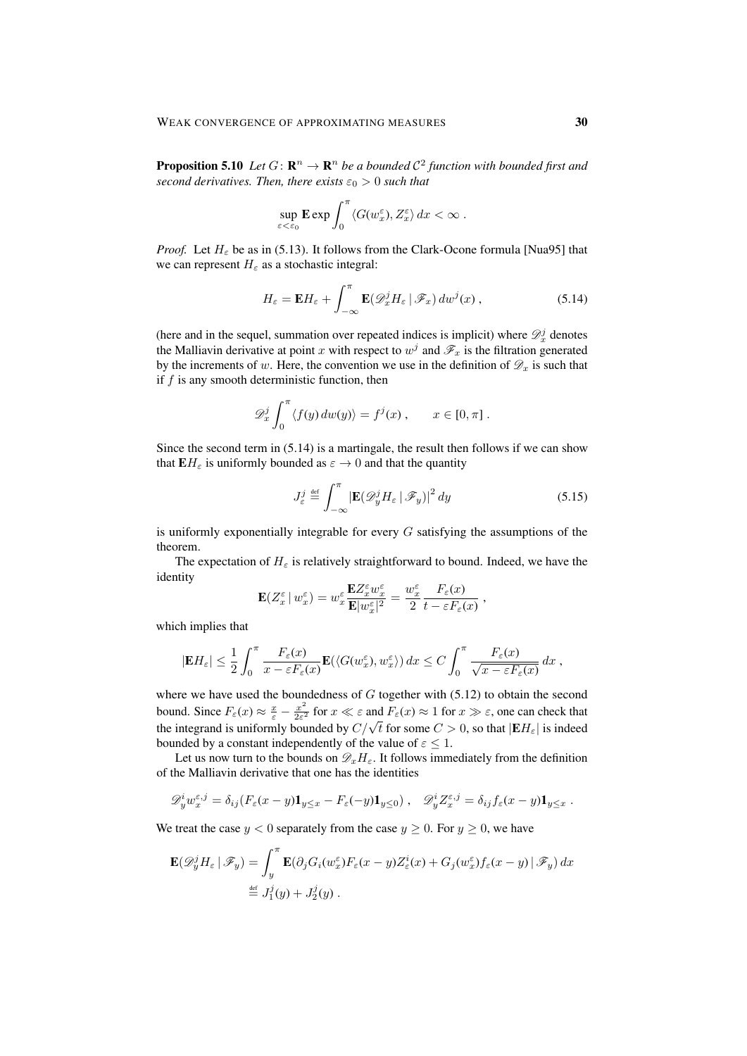**Proposition 5.10** *Let $G\colon \mathbf{R}^n \to \mathbf{R}^n$ be a bounded $\mathcal{C}^2$ function with bounded first and second derivatives. Then, there exists $\varepsilon_0 > 0$ such that*

$$\sup_{\varepsilon<\varepsilon_0} \mathbf{E} \exp \int_0^\pi \langle G(w_x^\varepsilon), Z_x^\varepsilon\rangle\, dx < \infty\;.$$

*Proof.* Let $H_\varepsilon$ be as in (5.13). It follows from the Clark-Ocone formula [Nua95] that we can represent $H_\varepsilon$ as a stochastic integral:

$$H_\varepsilon = \mathbf{E} H_\varepsilon + \int_{-\infty}^\pi \mathbf{E}(\mathscr{D}_x^j H_\varepsilon \,|\, \mathscr{F}_x)\, dw^j(x)\;, \tag{5.14}$$

(here and in the sequel, summation over repeated indices is implicit) where $\mathscr{D}_x^j$ denotes the Malliavin derivative at point $x$ with respect to $w^j$ and $\mathscr{F}_x$ is the filtration generated by the increments of $w$. Here, the convention we use in the definition of $\mathscr{D}_x$ is such that if $f$ is any smooth deterministic function, then

$$\mathscr{D}_x^j \int_0^\pi \langle f(y)\, dw(y)\rangle = f^j(x)\;, \qquad x \in [0,\pi]\;.$$

Since the second term in (5.14) is a martingale, the result then follows if we can show that $\mathbf{E}H_\varepsilon$ is uniformly bounded as $\varepsilon \to 0$ and that the quantity

$$J_\varepsilon^j \stackrel{\text{def}}{=} \int_{-\infty}^\pi |\mathbf{E}(\mathscr{D}_y^j H_\varepsilon \,|\, \mathscr{F}_y)|^2\, dy \tag{5.15}$$

is uniformly exponentially integrable for every $G$ satisfying the assumptions of the theorem.

The expectation of $H_\varepsilon$ is relatively straightforward to bound. Indeed, we have the identity

$$\mathbf{E}(Z_x^\varepsilon \,|\, w_x^\varepsilon) = w_x^\varepsilon \frac{\mathbf{E} Z_x^\varepsilon w_x^\varepsilon}{\mathbf{E}|w_x^\varepsilon|^2} = \frac{w_x^\varepsilon}{2} \frac{F_\varepsilon(x)}{t - \varepsilon F_\varepsilon(x)}\;,$$

which implies that

$$|\mathbf{E}H_\varepsilon| \le \frac{1}{2}\int_0^\pi \frac{F_\varepsilon(x)}{x - \varepsilon F_\varepsilon(x)} \mathbf{E}(\langle G(w_x^\varepsilon), w_x^\varepsilon\rangle)\, dx \le C \int_0^\pi \frac{F_\varepsilon(x)}{\sqrt{x - \varepsilon F_\varepsilon(x)}}\, dx\;,$$

where we have used the boundedness of $G$ together with (5.12) to obtain the second bound. Since $F_\varepsilon(x) \approx \frac{x}{\varepsilon} - \frac{x^2}{2\varepsilon^2}$ for $x \ll \varepsilon$ and $F_\varepsilon(x) \approx 1$ for $x \gg \varepsilon$, one can check that the integrand is uniformly bounded by $C/\sqrt{t}$ for some $C > 0$, so that $|\mathbf{E}H_\varepsilon|$ is indeed bounded by a constant independently of the value of $\varepsilon \le 1$.

Let us now turn to the bounds on $\mathscr{D}_x H_\varepsilon$. It follows immediately from the definition of the Malliavin derivative that one has the identities

$$\mathscr{D}_y^i w_x^{\varepsilon,j} = \delta_{ij}(F_\varepsilon(x-y)\mathbf{1}_{y\le x} - F_\varepsilon(-y)\mathbf{1}_{y\le 0})\;, \quad \mathscr{D}_y^i Z_x^{\varepsilon,j} = \delta_{ij} f_\varepsilon(x-y)\mathbf{1}_{y\le x}\;.$$

We treat the case $y < 0$ separately from the case $y \ge 0$. For $y \ge 0$, we have

$$\begin{aligned}
\mathbf{E}(\mathscr{D}_y^j H_\varepsilon \,|\, \mathscr{F}_y) &= \int_y^\pi \mathbf{E}(\partial_j G_i(w_x^\varepsilon) F_\varepsilon(x-y) Z_\varepsilon^i(x) + G_j(w_x^\varepsilon) f_\varepsilon(x-y) \,|\, \mathscr{F}_y)\, dx \\
&\stackrel{\text{def}}{=} J_1^j(y) + J_2^j(y)\;.
\end{aligned}$$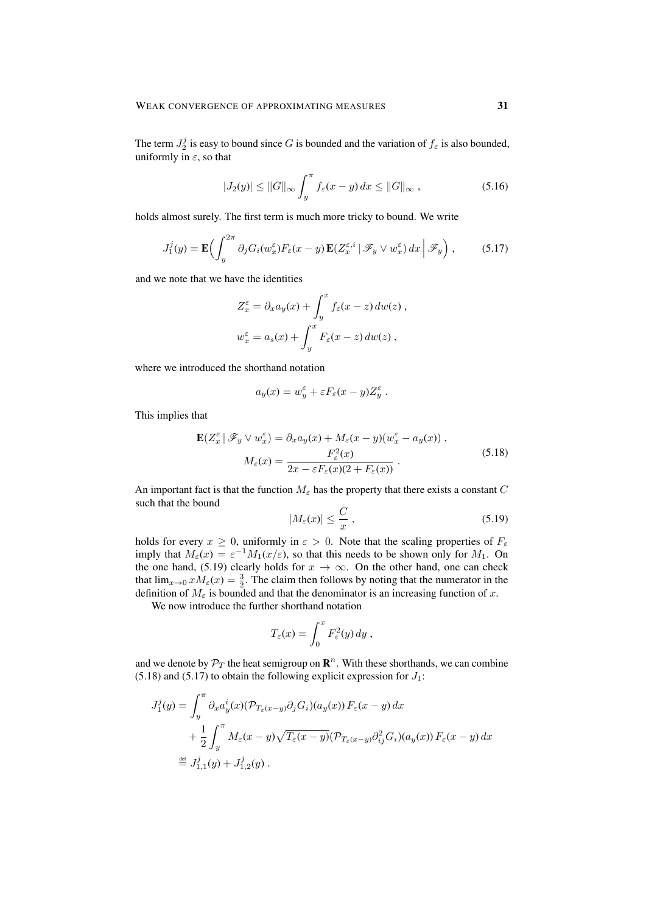The term $J_2^j$ is easy to bound since $G$ is bounded and the variation of $f_\varepsilon$ is also bounded, uniformly in $\varepsilon$, so that

$$|J_2(y)| \le \|G\|_\infty \int_y^\pi f_\varepsilon(x-y)\,dx \le \|G\|_\infty\;, \tag{5.16}$$

holds almost surely. The first term is much more tricky to bound. We write

$$J_1^j(y) = \mathbf{E}\Big(\int_y^{2\pi} \partial_j G_i(w_x^\varepsilon) F_\varepsilon(x-y)\,\mathbf{E}(Z_x^{\varepsilon,i}\,|\,\mathscr{F}_y \vee w_x^\varepsilon)\,dx\,\Big|\,\mathscr{F}_y\Big)\;, \tag{5.17}$$

and we note that we have the identities

$$\begin{aligned}
Z_x^\varepsilon &= \partial_x a_y(x) + \int_y^x f_\varepsilon(x-z)\,dw(z)\;,\\
w_x^\varepsilon &= a_s(x) + \int_y^x F_\varepsilon(x-z)\,dw(z)\;,
\end{aligned}$$

where we introduced the shorthand notation

$$a_y(x) = w_y^\varepsilon + \varepsilon F_\varepsilon(x-y) Z_y^\varepsilon\;.$$

This implies that

$$\begin{aligned}
\mathbf{E}(Z_x^\varepsilon\,|\,\mathscr{F}_y \vee w_x^\varepsilon) &= \partial_x a_y(x) + M_\varepsilon(x-y)(w_x^\varepsilon - a_y(x))\;,\\
M_\varepsilon(x) &= \frac{F_\varepsilon^2(x)}{2x - \varepsilon F_\varepsilon(x)(2+F_\varepsilon(x))}\;.
\end{aligned} \tag{5.18}$$

An important fact is that the function $M_\varepsilon$ has the property that there exists a constant $C$ such that the bound

$$|M_\varepsilon(x)| \le \frac{C}{x}\;, \tag{5.19}$$

holds for every $x \ge 0$, uniformly in $\varepsilon > 0$. Note that the scaling properties of $F_\varepsilon$ imply that $M_\varepsilon(x) = \varepsilon^{-1} M_1(x/\varepsilon)$, so that this needs to be shown only for $M_1$. On the one hand, (5.19) clearly holds for $x \to \infty$. On the other hand, one can check that $\lim_{x\to 0} x M_\varepsilon(x) = \frac{3}{2}$. The claim then follows by noting that the numerator in the definition of $M_\varepsilon$ is bounded and that the denominator is an increasing function of $x$.

We now introduce the further shorthand notation

$$T_\varepsilon(x) = \int_0^x F_\varepsilon^2(y)\,dy\;,$$

and we denote by $\mathcal{P}_T$ the heat semigroup on $\mathbf{R}^n$. With these shorthands, we can combine (5.18) and (5.17) to obtain the following explicit expression for $J_1$:

$$\begin{aligned}
J_1^j(y) &= \int_y^\pi \partial_x a_y^i(x) (\mathcal{P}_{T_\varepsilon(x-y)} \partial_j G_i)(a_y(x))\, F_\varepsilon(x-y)\,dx\\
&\quad + \frac{1}{2}\int_y^\pi M_\varepsilon(x-y) \sqrt{T_\varepsilon(x-y)} (\mathcal{P}_{T_\varepsilon(x-y)} \partial_{ij}^2 G_i)(a_y(x))\, F_\varepsilon(x-y)\,dx\\
&\stackrel{\text{def}}{=} J_{1,1}^j(y) + J_{1,2}^j(y)\;.
\end{aligned}$$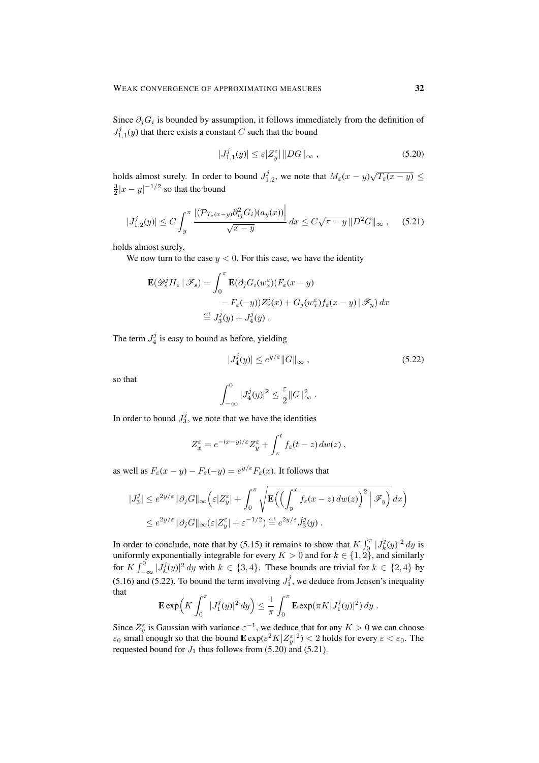Since $\partial_j G_i$ is bounded by assumption, it follows immediately from the definition of $J_{1,1}^j(y)$ that there exists a constant $C$ such that the bound

$$|J_{1,1}^j(y)| \leq \varepsilon |Z_y^\varepsilon| \, \|DG\|_\infty \;, \tag{5.20}$$

holds almost surely. In order to bound $J_{1,2}^j$, we note that $M_\varepsilon(x-y)\sqrt{T_\varepsilon(x-y)} \leq \frac{3}{2}|x-y|^{-1/2}$ so that the bound

$$|J_{1,2}^j(y)| \leq C \int_y^\pi \frac{\big|(\mathcal{P}_{T_\varepsilon(x-y)} \partial_{ij}^2 G_i)(a_y(x))\big|}{\sqrt{x-y}}\, dx \leq C\sqrt{\pi - y}\, \|D^2 G\|_\infty \;, \tag{5.21}$$

holds almost surely.

We now turn to the case $y < 0$. For this case, we have the identity

$$\begin{aligned}
\mathbf{E}(\mathscr{D}_s^j H_\varepsilon \,|\, \mathscr{F}_s) = \int_0^\pi \mathbf{E}(&\partial_j G_i(w_x^\varepsilon)(F_\varepsilon(x-y) \\
&- F_\varepsilon(-y)) Z_\varepsilon^i(x) + G_j(w_x^\varepsilon) f_\varepsilon(x-y) \,|\, \mathscr{F}_y)\, dx \\
&\stackrel{\text{def}}{=} J_3^j(y) + J_4^j(y) \;.
\end{aligned}$$

The term $J_4^j$ is easy to bound as before, yielding

$$|J_4^j(y)| \leq e^{y/\varepsilon} \|G\|_\infty \;, \tag{5.22}$$

so that

$$\int_{-\infty}^0 |J_4^j(y)|^2 \leq \frac{\varepsilon}{2} \|G\|_\infty^2 \;.$$

In order to bound $J_3^j$, we note that we have the identities

$$Z_x^\varepsilon = e^{-(x-y)/\varepsilon} Z_y^\varepsilon + \int_s^t f_\varepsilon(t-z)\, dw(z) \;,$$

as well as $F_\varepsilon(x-y) - F_\varepsilon(-y) = e^{y/\varepsilon} F_\varepsilon(x)$. It follows that

$$\begin{aligned}
|J_3^j| &\leq e^{2y/\varepsilon} \|\partial_j G\|_\infty \Big( \varepsilon |Z_y^\varepsilon| + \int_0^\pi \sqrt{\mathbf{E}\Big( \Big( \int_y^x f_\varepsilon(x-z)\, dw(z) \Big)^2 \,\Big|\, \mathscr{F}_y \Big)}\, dx \Big) \\
&\leq e^{2y/\varepsilon} \|\partial_j G\|_\infty (\varepsilon |Z_y^\varepsilon| + \varepsilon^{-1/2}) \stackrel{\text{def}}{=} e^{2y/\varepsilon} \tilde{J}_3^j(y) \;.
\end{aligned}$$

In order to conclude, note that by (5.15) it remains to show that $K \int_0^\pi |J_k^j(y)|^2\, dy$ is uniformly exponentially integrable for every $K > 0$ and for $k \in \{1, 2\}$, and similarly for $K \int_{-\infty}^0 |J_k^j(y)|^2\, dy$ with $k \in \{3, 4\}$. These bounds are trivial for $k \in \{2, 4\}$ by (5.16) and (5.22). To bound the term involving $J_1^j$, we deduce from Jensen's inequality that

$$\mathbf{E} \exp\Big( K \int_0^\pi |J_1^j(y)|^2\, dy \Big) \leq \frac{1}{\pi} \int_0^\pi \mathbf{E} \exp(\pi K |J_1^j(y)|^2)\, dy \;.$$

Since $Z_y^\varepsilon$ is Gaussian with variance $\varepsilon^{-1}$, we deduce that for any $K > 0$ we can choose $\varepsilon_0$ small enough so that the bound $\mathbf{E}\exp(\varepsilon^2 K |Z_y^\varepsilon|^2) < 2$ holds for every $\varepsilon < \varepsilon_0$. The requested bound for $J_1$ thus follows from (5.20) and (5.21).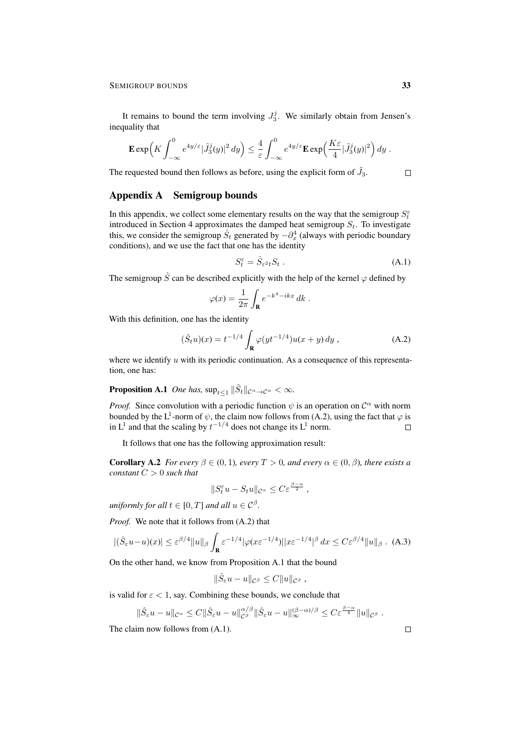It remains to bound the term involving $J_3^j$. We similarly obtain from Jensen's inequality that

$$\mathbf{E}\exp\Big(K\int_{-\infty}^0 e^{4y/\varepsilon}|\tilde J_3^j(y)|^2\,dy\Big) \le \frac{4}{\varepsilon}\int_{-\infty}^0 e^{4y/\varepsilon}\mathbf{E}\exp\Big(\frac{K\varepsilon}{4}|\tilde J_3^j(y)|^2\Big)\,dy\;.$$

The requested bound then follows as before, using the explicit form of $\tilde J_3$. $\square$

## Appendix A Semigroup bounds

In this appendix, we collect some elementary results on the way that the semigroup $S_t^\varepsilon$ introduced in Section 4 approximates the damped heat semigroup $S_t$. To investigate this, we consider the semigroup $\hat S_t$ generated by $-\partial_x^4$ (always with periodic boundary conditions), and we use the fact that one has the identity

$$S_t^\varepsilon = \hat S_{\varepsilon^2 t} S_t\;. \tag{A.1}$$

The semigroup $\hat S$ can be described explicitly with the help of the kernel $\varphi$ defined by

$$\varphi(x) = \frac{1}{2\pi}\int_{\mathbf{R}} e^{-k^4 - ikx}\,dk\;.$$

With this definition, one has the identity

$$(\hat S_t u)(x) = t^{-1/4}\int_{\mathbf{R}} \varphi(y t^{-1/4}) u(x+y)\,dy\;, \tag{A.2}$$

where we identify $u$ with its periodic continuation. As a consequence of this representation, one has:

**Proposition A.1** *One has,* $\sup_{t\le 1}\|\hat S_t\|_{\mathcal{C}^\alpha\to\mathcal{C}^\alpha} < \infty$.

*Proof.* Since convolution with a periodic function $\psi$ is an operation on $\mathcal{C}^\alpha$ with norm bounded by the $\mathrm{L}^1$-norm of $\psi$, the claim now follows from (A.2), using the fact that $\varphi$ is in $\mathrm{L}^1$ and that the scaling by $t^{-1/4}$ does not change its $\mathrm{L}^1$ norm. $\square$

It follows that one has the following approximation result:

**Corollary A.2** *For every $\beta\in(0,1)$, every $T>0$, and every $\alpha\in(0,\beta)$, there exists a constant $C>0$ such that*

$$\|S_t^\varepsilon u - S_t u\|_{\mathcal{C}^\alpha} \le C\varepsilon^{\frac{\beta-\alpha}{2}}\;,$$

*uniformly for all $t\in[0,T]$ and all $u\in\mathcal{C}^\beta$.*

*Proof.* We note that it follows from (A.2) that

$$|(\hat S_\varepsilon u - u)(x)| \le \varepsilon^{\beta/4}\|u\|_\beta \int_{\mathbf{R}} \varepsilon^{-1/4}|\varphi(x\varepsilon^{-1/4})||x\varepsilon^{-1/4}|^\beta\,dx \le C\varepsilon^{\beta/4}\|u\|_\beta\;. \tag{A.3}$$

On the other hand, we know from Proposition A.1 that the bound

$$\|\hat S_\varepsilon u - u\|_{\mathcal{C}^\beta} \le C\|u\|_{\mathcal{C}^\beta}\;,$$

is valid for $\varepsilon<1$, say. Combining these bounds, we conclude that

$$\|\hat S_\varepsilon u - u\|_{\mathcal{C}^\alpha} \le C\|\hat S_\varepsilon u - u\|_{\mathcal{C}^\beta}^{\alpha/\beta}\|\hat S_\varepsilon u - u\|_\infty^{(\beta-\alpha)/\beta} \le C\varepsilon^{\frac{\beta-\alpha}{4}}\|u\|_{\mathcal{C}^\beta}\;.$$

The claim now follows from (A.1). $\square$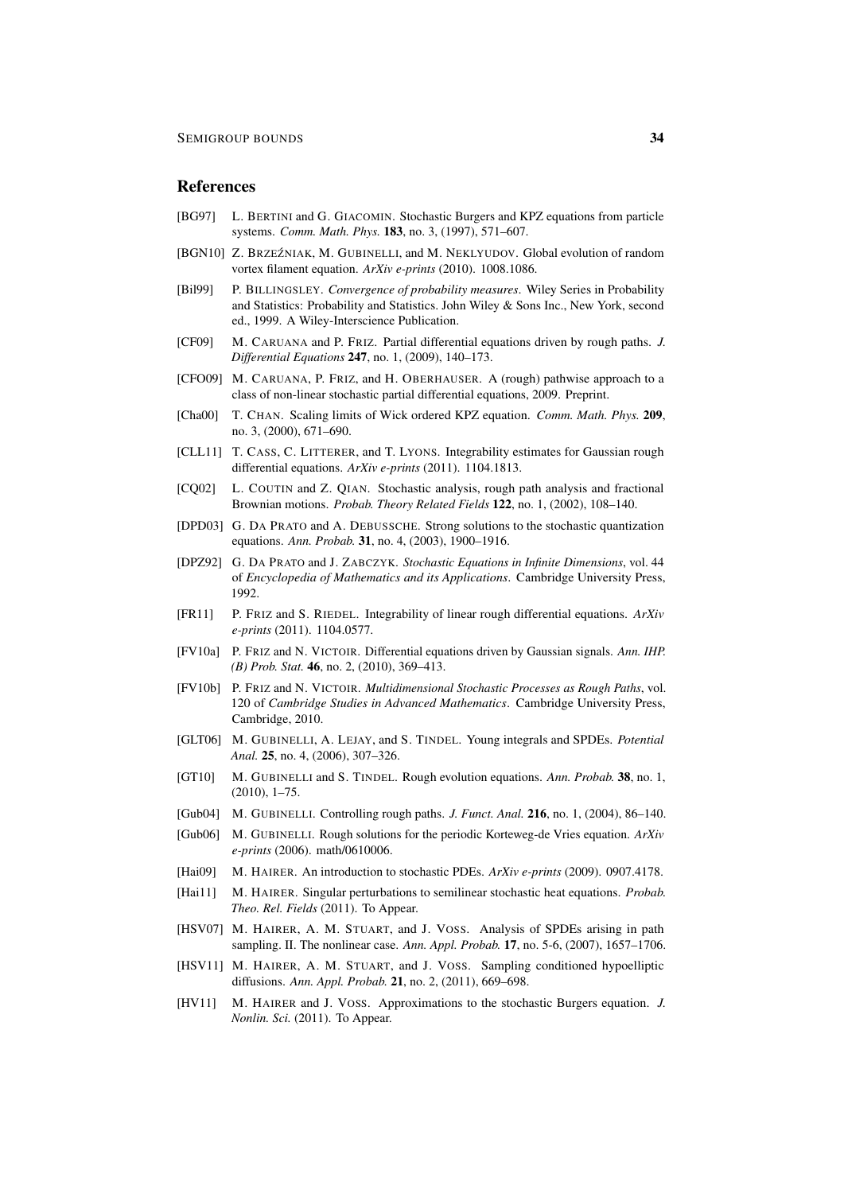## References

[BG97] L. Bertini and G. Giacomin. Stochastic Burgers and KPZ equations from particle systems. *Comm. Math. Phys.* **183**, no. 3, (1997), 571–607.

[BGN10] Z. Brzeźniak, M. Gubinelli, and M. Neklyudov. Global evolution of random vortex filament equation. *ArXiv e-prints* (2010). 1008.1086.

[Bil99] P. Billingsley. *Convergence of probability measures*. Wiley Series in Probability and Statistics: Probability and Statistics. John Wiley & Sons Inc., New York, second ed., 1999. A Wiley-Interscience Publication.

[CF09] M. Caruana and P. Friz. Partial differential equations driven by rough paths. *J. Differential Equations* **247**, no. 1, (2009), 140–173.

[CFO09] M. Caruana, P. Friz, and H. Oberhauser. A (rough) pathwise approach to a class of non-linear stochastic partial differential equations, 2009. Preprint.

[Cha00] T. Chan. Scaling limits of Wick ordered KPZ equation. *Comm. Math. Phys.* **209**, no. 3, (2000), 671–690.

[CLL11] T. Cass, C. Litterer, and T. Lyons. Integrability estimates for Gaussian rough differential equations. *ArXiv e-prints* (2011). 1104.1813.

[CQ02] L. Coutin and Z. Qian. Stochastic analysis, rough path analysis and fractional Brownian motions. *Probab. Theory Related Fields* **122**, no. 1, (2002), 108–140.

[DPD03] G. Da Prato and A. Debussche. Strong solutions to the stochastic quantization equations. *Ann. Probab.* **31**, no. 4, (2003), 1900–1916.

[DPZ92] G. Da Prato and J. Zabczyk. *Stochastic Equations in Infinite Dimensions*, vol. 44 of *Encyclopedia of Mathematics and its Applications*. Cambridge University Press, 1992.

[FR11] P. Friz and S. Riedel. Integrability of linear rough differential equations. *ArXiv e-prints* (2011). 1104.0577.

[FV10a] P. Friz and N. Victoir. Differential equations driven by Gaussian signals. *Ann. IHP. (B) Prob. Stat.* **46**, no. 2, (2010), 369–413.

[FV10b] P. Friz and N. Victoir. *Multidimensional Stochastic Processes as Rough Paths*, vol. 120 of *Cambridge Studies in Advanced Mathematics*. Cambridge University Press, Cambridge, 2010.

[GLT06] M. Gubinelli, A. Lejay, and S. Tindel. Young integrals and SPDEs. *Potential Anal.* **25**, no. 4, (2006), 307–326.

[GT10] M. Gubinelli and S. Tindel. Rough evolution equations. *Ann. Probab.* **38**, no. 1, (2010), 1–75.

[Gub04] M. Gubinelli. Controlling rough paths. *J. Funct. Anal.* **216**, no. 1, (2004), 86–140.

[Gub06] M. Gubinelli. Rough solutions for the periodic Korteweg-de Vries equation. *ArXiv e-prints* (2006). math/0610006.

[Hai09] M. Hairer. An introduction to stochastic PDEs. *ArXiv e-prints* (2009). 0907.4178.

[Hai11] M. Hairer. Singular perturbations to semilinear stochastic heat equations. *Probab. Theo. Rel. Fields* (2011). To Appear.

[HSV07] M. Hairer, A. M. Stuart, and J. Voss. Analysis of SPDEs arising in path sampling. II. The nonlinear case. *Ann. Appl. Probab.* **17**, no. 5-6, (2007), 1657–1706.

[HSV11] M. Hairer, A. M. Stuart, and J. Voss. Sampling conditioned hypoelliptic diffusions. *Ann. Appl. Probab.* **21**, no. 2, (2011), 669–698.

[HV11] M. Hairer and J. Voss. Approximations to the stochastic Burgers equation. *J. Nonlin. Sci.* (2011). To Appear.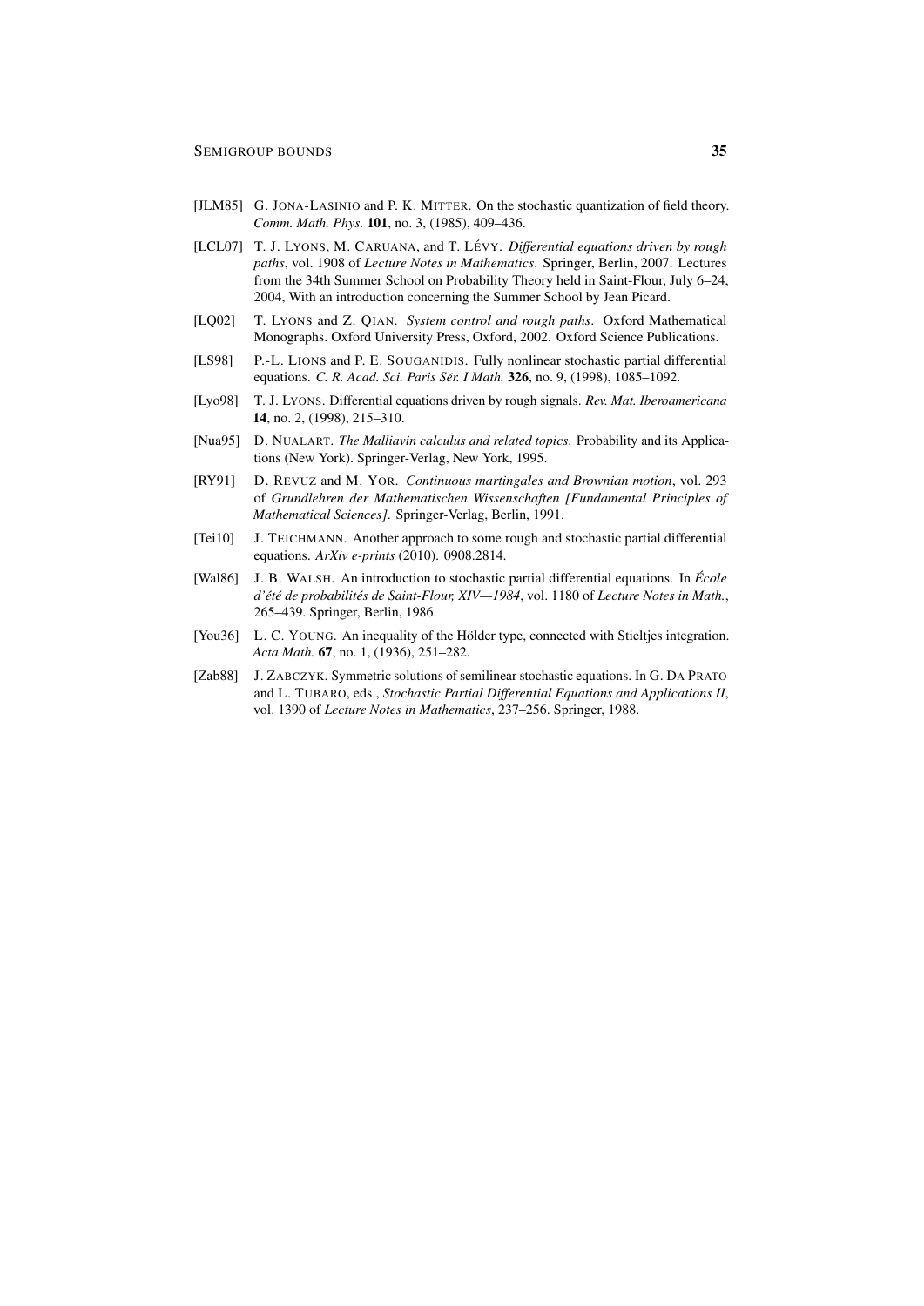[JLM85] G. Jona-Lasinio and P. K. Mitter. On the stochastic quantization of field theory. *Comm. Math. Phys.* **101**, no. 3, (1985), 409–436.

[LCL07] T. J. Lyons, M. Caruana, and T. Lévy. *Differential equations driven by rough paths*, vol. 1908 of *Lecture Notes in Mathematics*. Springer, Berlin, 2007. Lectures from the 34th Summer School on Probability Theory held in Saint-Flour, July 6–24, 2004, With an introduction concerning the Summer School by Jean Picard.

[LQ02] T. Lyons and Z. Qian. *System control and rough paths*. Oxford Mathematical Monographs. Oxford University Press, Oxford, 2002. Oxford Science Publications.

[LS98] P.-L. Lions and P. E. Souganidis. Fully nonlinear stochastic partial differential equations. *C. R. Acad. Sci. Paris Sér. I Math.* **326**, no. 9, (1998), 1085–1092.

[Lyo98] T. J. Lyons. Differential equations driven by rough signals. *Rev. Mat. Iberoamericana* **14**, no. 2, (1998), 215–310.

[Nua95] D. Nualart. *The Malliavin calculus and related topics*. Probability and its Applications (New York). Springer-Verlag, New York, 1995.

[RY91] D. Revuz and M. Yor. *Continuous martingales and Brownian motion*, vol. 293 of *Grundlehren der Mathematischen Wissenschaften [Fundamental Principles of Mathematical Sciences]*. Springer-Verlag, Berlin, 1991.

[Tei10] J. Teichmann. Another approach to some rough and stochastic partial differential equations. *ArXiv e-prints* (2010). 0908.2814.

[Wal86] J. B. Walsh. An introduction to stochastic partial differential equations. In *École d'été de probabilités de Saint-Flour, XIV—1984*, vol. 1180 of *Lecture Notes in Math.*, 265–439. Springer, Berlin, 1986.

[You36] L. C. Young. An inequality of the Hölder type, connected with Stieltjes integration. *Acta Math.* **67**, no. 1, (1936), 251–282.

[Zab88] J. Zabczyk. Symmetric solutions of semilinear stochastic equations. In G. Da Prato and L. Tubaro, eds., *Stochastic Partial Differential Equations and Applications II*, vol. 1390 of *Lecture Notes in Mathematics*, 237–256. Springer, 1988.